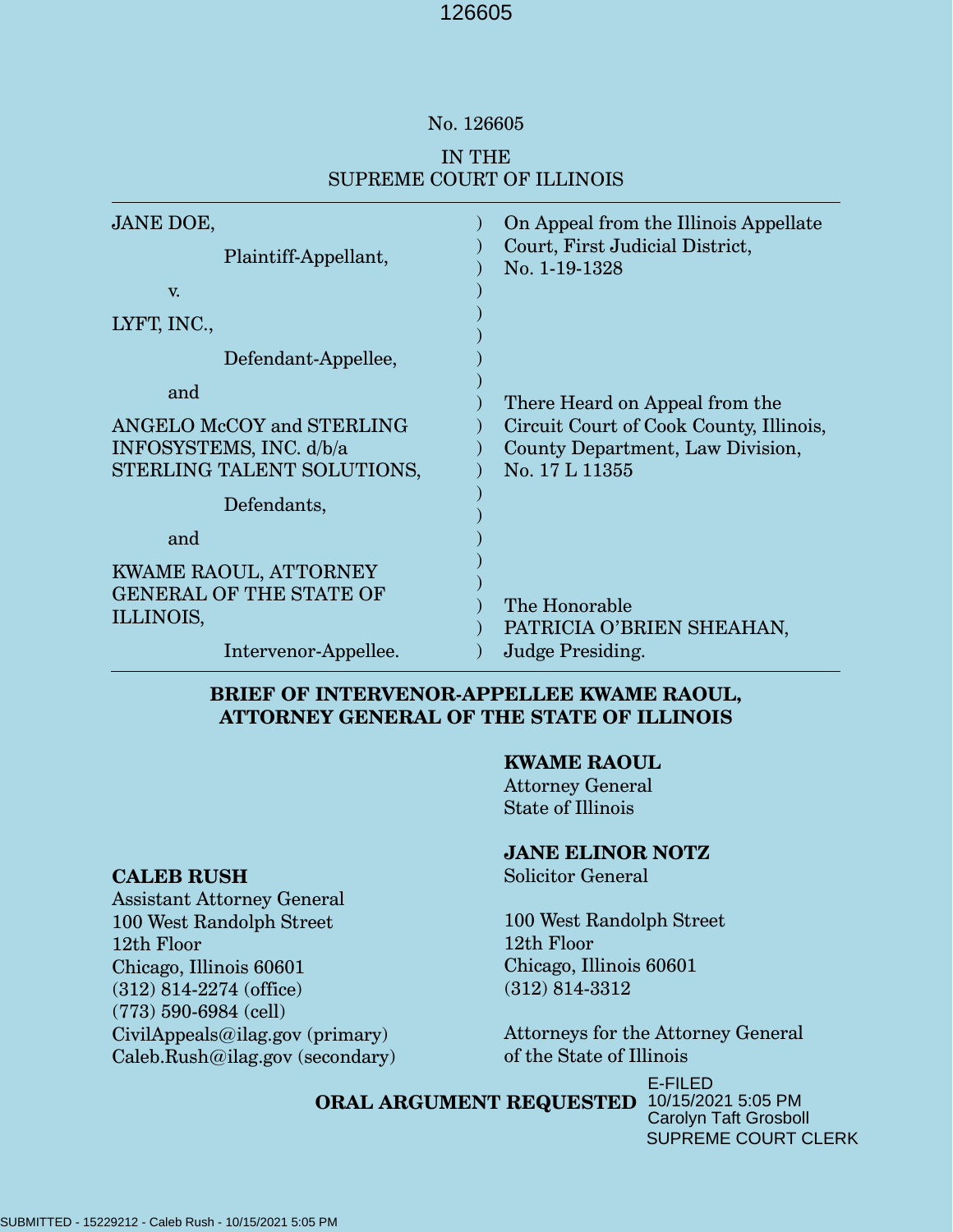No. 126605

IN THE
SUPREME COURT OF ILLINOIS

| | | |
|---|---|---|
| JANE DOE,<br><br>Plaintiff-Appellant,<br><br>v.<br><br>LYFT, INC.,<br><br>Defendant-Appellee,<br><br>and<br><br>ANGELO McCOY and STERLING INFOSYSTEMS, INC. d/b/a STERLING TALENT SOLUTIONS,<br><br>Defendants,<br><br>and<br><br>KWAME RAOUL, ATTORNEY GENERAL OF THE STATE OF ILLINOIS,<br><br>Intervenor-Appellee. | ) | On Appeal from the Illinois Appellate Court, First Judicial District, No. 1-19-1328<br><br>There Heard on Appeal from the Circuit Court of Cook County, Illinois, County Department, Law Division, No. 17 L 11355<br><br>The Honorable PATRICIA O'BRIEN SHEAHAN, Judge Presiding. |

**BRIEF OF INTERVENOR-APPELLEE KWAME RAOUL, ATTORNEY GENERAL OF THE STATE OF ILLINOIS**

**KWAME RAOUL**
Attorney General
State of Illinois

**JANE ELINOR NOTZ**
Solicitor General

100 West Randolph Street
12th Floor
Chicago, Illinois 60601
(312) 814-3312

Attorneys for the Attorney General of the State of Illinois

**CALEB RUSH**
Assistant Attorney General
100 West Randolph Street
12th Floor
Chicago, Illinois 60601
(312) 814-2274 (office)
(773) 590-6984 (cell)
CivilAppeals@ilag.gov (primary)
Caleb.Rush@ilag.gov (secondary)

**ORAL ARGUMENT REQUESTED**

E-FILED
10/15/2021 5:05 PM
Carolyn Taft Grosboll
SUPREME COURT CLERK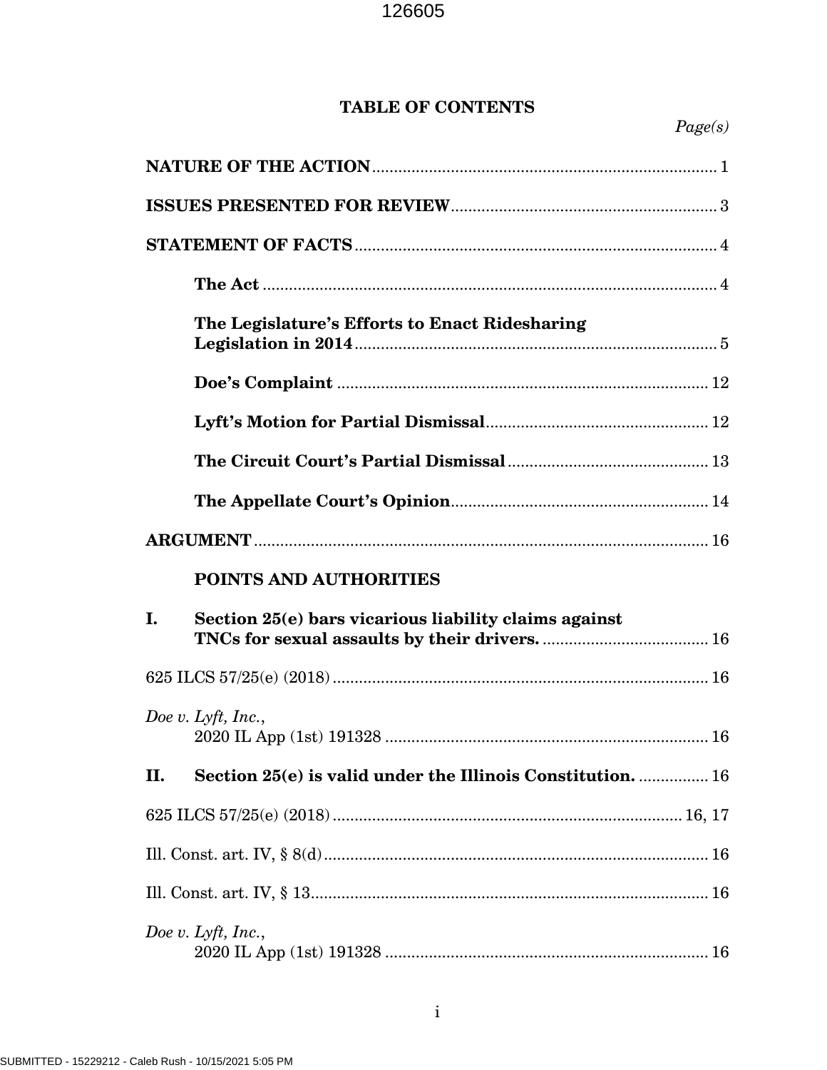# TABLE OF CONTENTS

*Page(s)*

**NATURE OF THE ACTION** .......... 1

**ISSUES PRESENTED FOR REVIEW** .......... 3

**STATEMENT OF FACTS** .......... 4

**The Act** .......... 4

**The Legislature's Efforts to Enact Ridesharing Legislation in 2014** .......... 5

**Doe's Complaint** .......... 12

**Lyft's Motion for Partial Dismissal** .......... 12

**The Circuit Court's Partial Dismissal** .......... 13

**The Appellate Court's Opinion** .......... 14

**ARGUMENT** .......... 16

**POINTS AND AUTHORITIES**

**I. Section 25(e) bars vicarious liability claims against TNCs for sexual assaults by their drivers.** .......... 16

625 ILCS 57/25(e) (2018) .......... 16

*Doe v. Lyft, Inc.*, 2020 IL App (1st) 191328 .......... 16

**II. Section 25(e) is valid under the Illinois Constitution.** .......... 16

625 ILCS 57/25(e) (2018) .......... 16, 17

Ill. Const. art. IV, § 8(d) .......... 16

Ill. Const. art. IV, § 13 .......... 16

*Doe v. Lyft, Inc.*, 2020 IL App (1st) 191328 .......... 16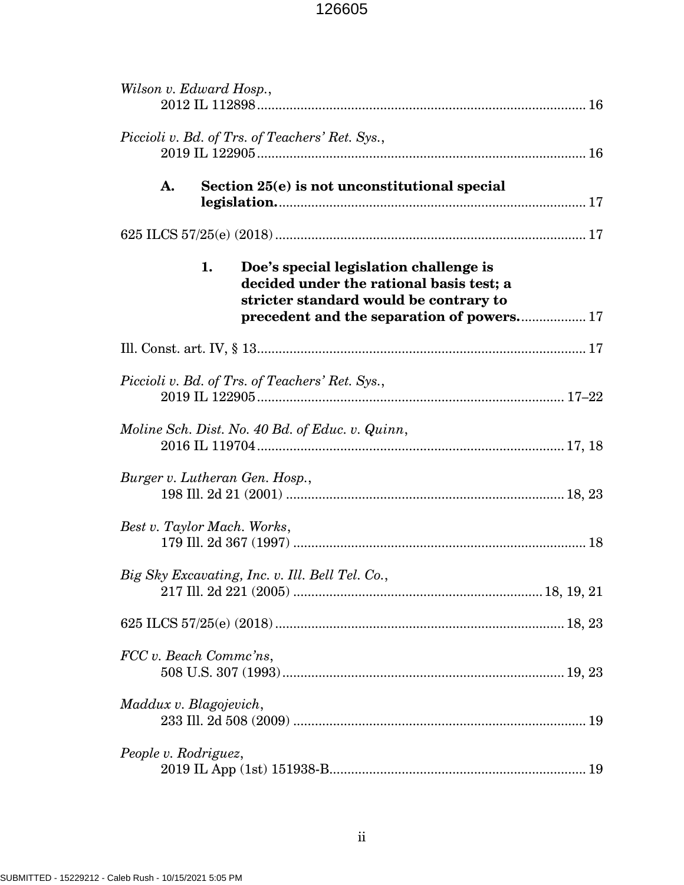*Wilson v. Edward Hosp.*,
2012 IL 112898 ............................................................................................ 16

*Piccioli v. Bd. of Trs. of Teachers' Ret. Sys.*,
2019 IL 122905 ............................................................................................ 16

**A. Section 25(e) is not unconstitutional special legislation.** ...................................................................................... 17

625 ILCS 57/25(e) (2018) ...................................................................................... 17

**1. Doe's special legislation challenge is decided under the rational basis test; a stricter standard would be contrary to precedent and the separation of powers.** .................. 17

Ill. Const. art. IV, § 13 ............................................................................................ 17

*Piccioli v. Bd. of Trs. of Teachers' Ret. Sys.*,
2019 IL 122905 .................................................................................... 17–22

*Moline Sch. Dist. No. 40 Bd. of Educ. v. Quinn*,
2016 IL 119704 .................................................................................... 17, 18

*Burger v. Lutheran Gen. Hosp.*,
198 Ill. 2d 21 (2001) ............................................................................ 18, 23

*Best v. Taylor Mach. Works*,
179 Ill. 2d 367 (1997) ................................................................................ 18

*Big Sky Excavating, Inc. v. Ill. Bell Tel. Co.*,
217 Ill. 2d 221 (2005) .................................................................... 18, 19, 21

625 ILCS 57/25(e) (2018) ................................................................................ 18, 23

*FCC v. Beach Commc'ns*,
508 U.S. 307 (1993) .............................................................................. 19, 23

*Maddux v. Blagojevich*,
233 Ill. 2d 508 (2009) ................................................................................ 19

*People v. Rodriguez*,
2019 IL App (1st) 151938-B ...................................................................... 19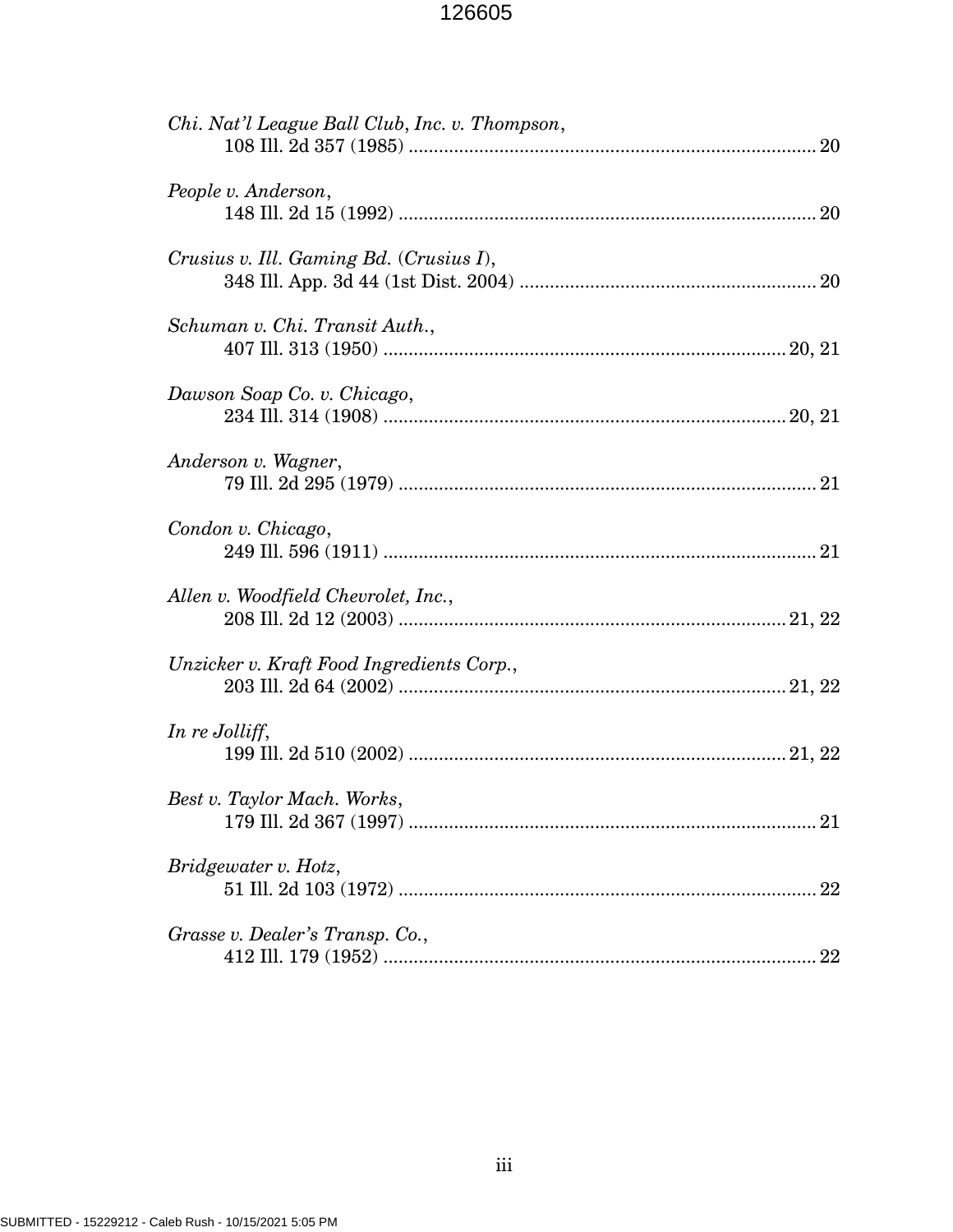*Chi. Nat'l League Ball Club, Inc. v. Thompson*,
108 Ill. 2d 357 (1985) ................................................................................ 20

*People v. Anderson*,
148 Ill. 2d 15 (1992) .................................................................................. 20

*Crusius v. Ill. Gaming Bd.* (*Crusius I*),
348 Ill. App. 3d 44 (1st Dist. 2004) .......................................................... 20

*Schuman v. Chi. Transit Auth.*,
407 Ill. 313 (1950) ............................................................................... 20, 21

*Dawson Soap Co. v. Chicago*,
234 Ill. 314 (1908) ............................................................................... 20, 21

*Anderson v. Wagner*,
79 Ill. 2d 295 (1979) ................................................................................. 21

*Condon v. Chicago*,
249 Ill. 596 (1911) .................................................................................... 21

*Allen v. Woodfield Chevrolet, Inc.*,
208 Ill. 2d 12 (2003) ............................................................................ 21, 22

*Unzicker v. Kraft Food Ingredients Corp.*,
203 Ill. 2d 64 (2002) ............................................................................ 21, 22

*In re Jolliff*,
199 Ill. 2d 510 (2002) .......................................................................... 21, 22

*Best v. Taylor Mach. Works*,
179 Ill. 2d 367 (1997) ................................................................................ 21

*Bridgewater v. Hotz*,
51 Ill. 2d 103 (1972) .................................................................................. 22

*Grasse v. Dealer's Transp. Co.*,
412 Ill. 179 (1952) ..................................................................................... 22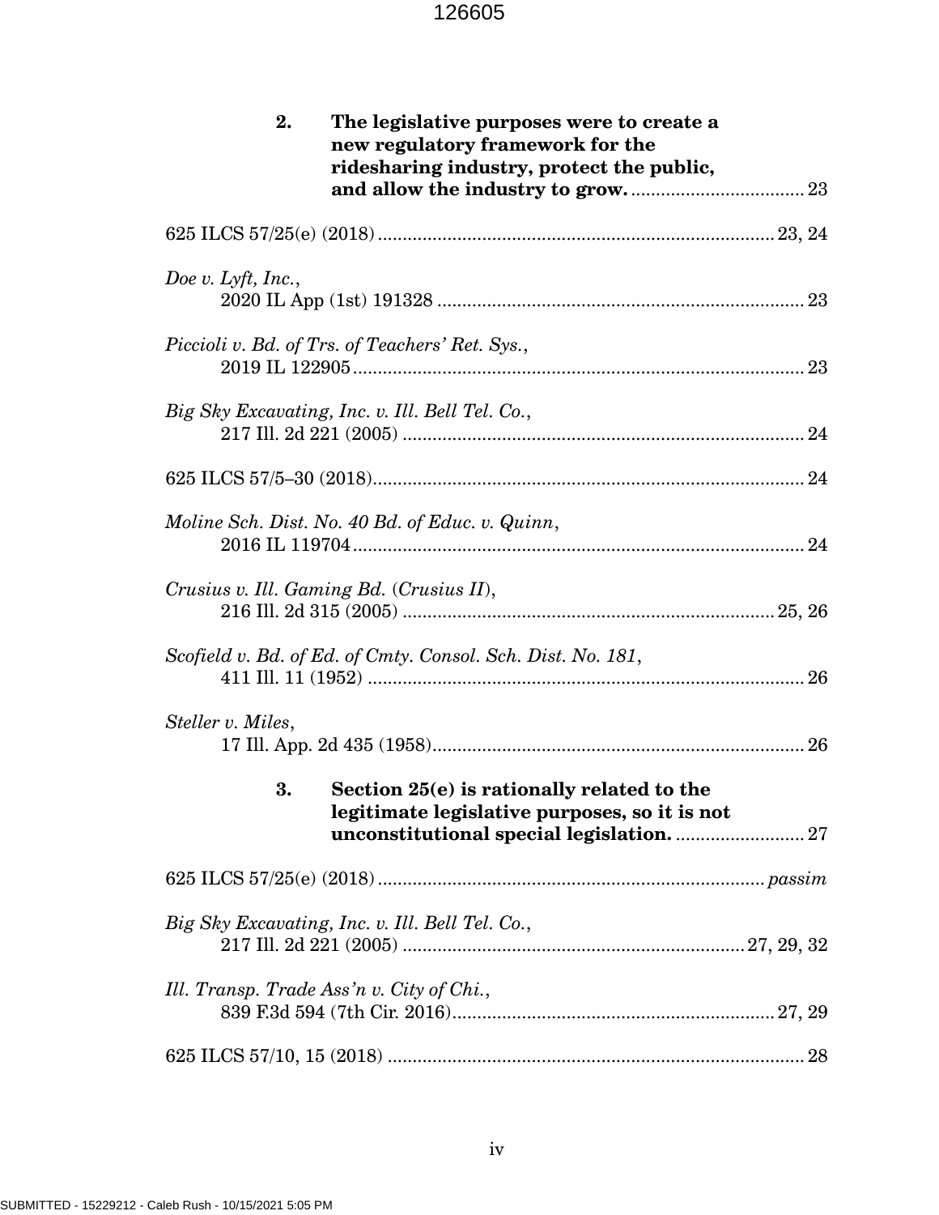**2. The legislative purposes were to create a new regulatory framework for the ridesharing industry, protect the public, and allow the industry to grow.** .................................. 23

625 ILCS 57/25(e) (2018) ................................................................................ 23, 24

*Doe v. Lyft, Inc.*,
2020 IL App (1st) 191328 ........................................................................ 23

*Piccioli v. Bd. of Trs. of Teachers' Ret. Sys.*,
2019 IL 122905 ......................................................................................... 23

*Big Sky Excavating, Inc. v. Ill. Bell Tel. Co.*,
217 Ill. 2d 221 (2005) ............................................................................... 24

625 ILCS 57/5–30 (2018) ................................................................................. 24

*Moline Sch. Dist. No. 40 Bd. of Educ. v. Quinn*,
2016 IL 119704 ......................................................................................... 24

*Crusius v. Ill. Gaming Bd.* (*Crusius II*),
216 Ill. 2d 315 (2005) .......................................................................... 25, 26

*Scofield v. Bd. of Ed. of Cmty. Consol. Sch. Dist. No. 181*,
411 Ill. 11 (1952) ...................................................................................... 26

*Steller v. Miles*,
17 Ill. App. 2d 435 (1958) ......................................................................... 26

**3. Section 25(e) is rationally related to the legitimate legislative purposes, so it is not unconstitutional special legislation.** .......................... 27

625 ILCS 57/25(e) (2018) ............................................................................ *passim*

*Big Sky Excavating, Inc. v. Ill. Bell Tel. Co.*,
217 Ill. 2d 221 (2005) ................................................................... 27, 29, 32

*Ill. Transp. Trade Ass'n v. City of Chi.*,
839 F.3d 594 (7th Cir. 2016) ............................................................... 27, 29

625 ILCS 57/10, 15 (2018) ................................................................................ 28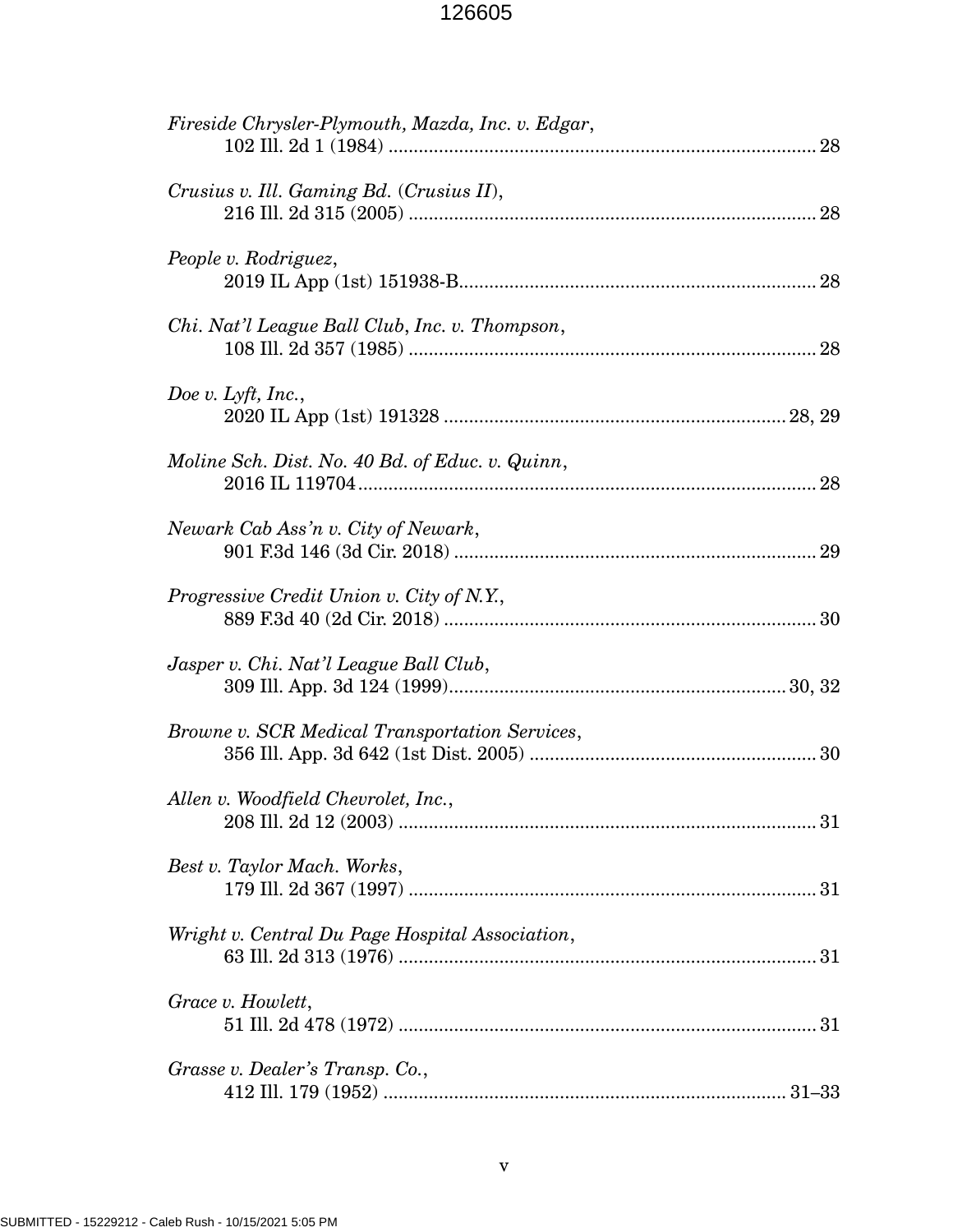*Fireside Chrysler-Plymouth, Mazda, Inc. v. Edgar*,
102 Ill. 2d 1 (1984) .................................................................................... 28

*Crusius v. Ill. Gaming Bd.* (*Crusius II*),
216 Ill. 2d 315 (2005) ................................................................................ 28

*People v. Rodriguez*,
2019 IL App (1st) 151938-B...................................................................... 28

*Chi. Nat'l League Ball Club, Inc. v. Thompson*,
108 Ill. 2d 357 (1985) ................................................................................ 28

*Doe v. Lyft, Inc.*,
2020 IL App (1st) 191328 ................................................................... 28, 29

*Moline Sch. Dist. No. 40 Bd. of Educ. v. Quinn*,
2016 IL 119704........................................................................................... 28

*Newark Cab Ass'n v. City of Newark*,
901 F.3d 146 (3d Cir. 2018) ....................................................................... 29

*Progressive Credit Union v. City of N.Y.*,
889 F.3d 40 (2d Cir. 2018) ......................................................................... 30

*Jasper v. Chi. Nat'l League Ball Club*,
309 Ill. App. 3d 124 (1999)................................................................... 30, 32

*Browne v. SCR Medical Transportation Services*,
356 Ill. App. 3d 642 (1st Dist. 2005) ........................................................ 30

*Allen v. Woodfield Chevrolet, Inc.*,
208 Ill. 2d 12 (2003) .................................................................................. 31

*Best v. Taylor Mach. Works*,
179 Ill. 2d 367 (1997) ................................................................................ 31

*Wright v. Central Du Page Hospital Association*,
63 Ill. 2d 313 (1976) .................................................................................. 31

*Grace v. Howlett*,
51 Ill. 2d 478 (1972) .................................................................................. 31

*Grasse v. Dealer's Transp. Co.*,
412 Ill. 179 (1952) ................................................................................ 31–33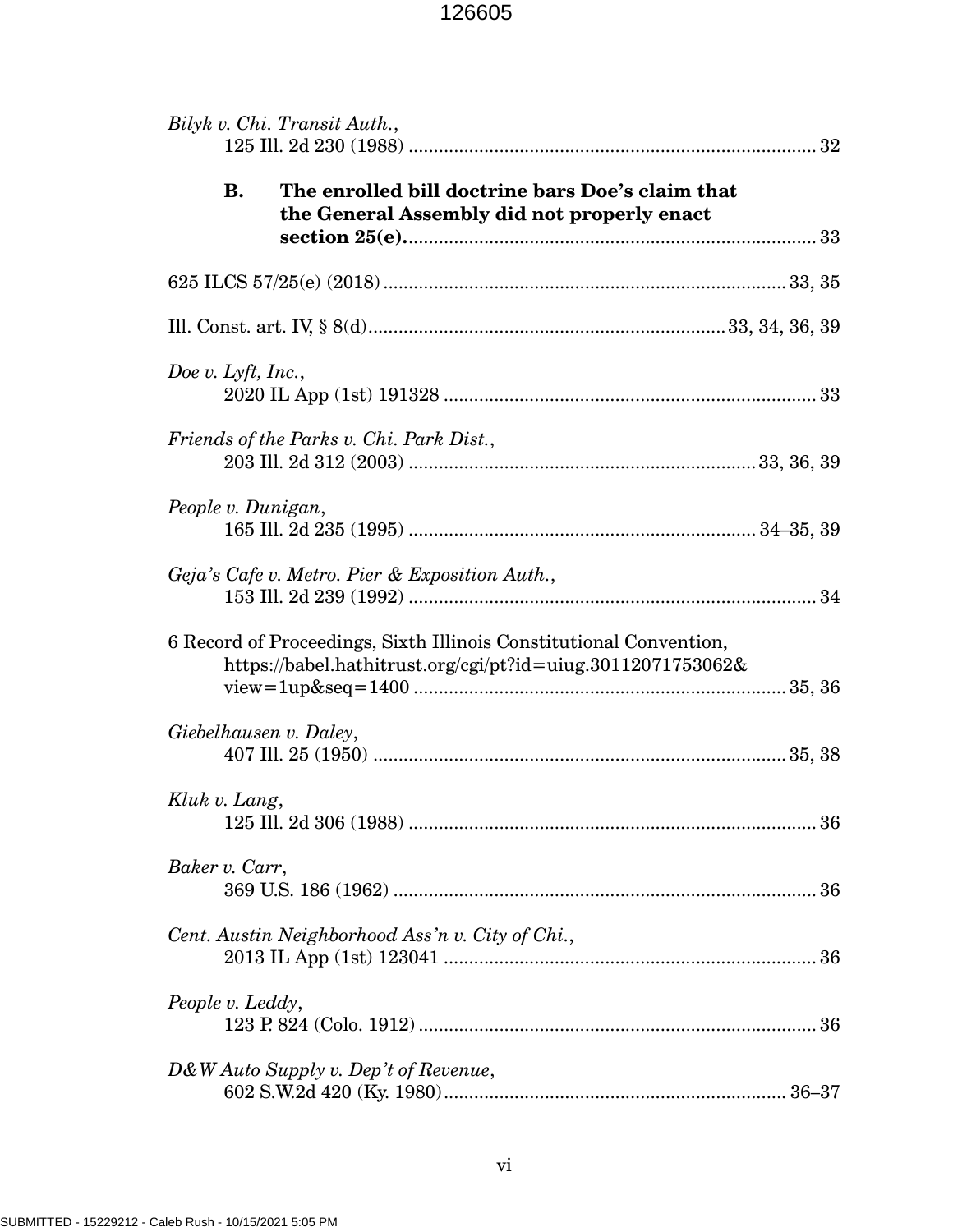*Bilyk v. Chi. Transit Auth.*,
125 Ill. 2d 230 (1988) ........................................................................... 32

**B. The enrolled bill doctrine bars Doe's claim that the General Assembly did not properly enact section 25(e).** ............................................................................ 33

625 ILCS 57/25(e) (2018) ........................................................................... 33, 35

Ill. Const. art. IV, § 8(d) ........................................................................ 33, 34, 36, 39

*Doe v. Lyft, Inc.*,
2020 IL App (1st) 191328 ........................................................................... 33

*Friends of the Parks v. Chi. Park Dist.*,
203 Ill. 2d 312 (2003) ........................................................................... 33, 36, 39

*People v. Dunigan*,
165 Ill. 2d 235 (1995) ........................................................................... 34–35, 39

*Geja's Cafe v. Metro. Pier & Exposition Auth.*,
153 Ill. 2d 239 (1992) ........................................................................... 34

6 Record of Proceedings, Sixth Illinois Constitutional Convention,
https://babel.hathitrust.org/cgi/pt?id=uiug.30112071753062&
view=1up&seq=1400 ........................................................................... 35, 36

*Giebelhausen v. Daley*,
407 Ill. 25 (1950) ........................................................................... 35, 38

*Kluk v. Lang*,
125 Ill. 2d 306 (1988) ........................................................................... 36

*Baker v. Carr*,
369 U.S. 186 (1962) ........................................................................... 36

*Cent. Austin Neighborhood Ass'n v. City of Chi.*,
2013 IL App (1st) 123041 ........................................................................... 36

*People v. Leddy*,
123 P. 824 (Colo. 1912) ........................................................................... 36

*D&W Auto Supply v. Dep't of Revenue*,
602 S.W.2d 420 (Ky. 1980) ........................................................................... 36–37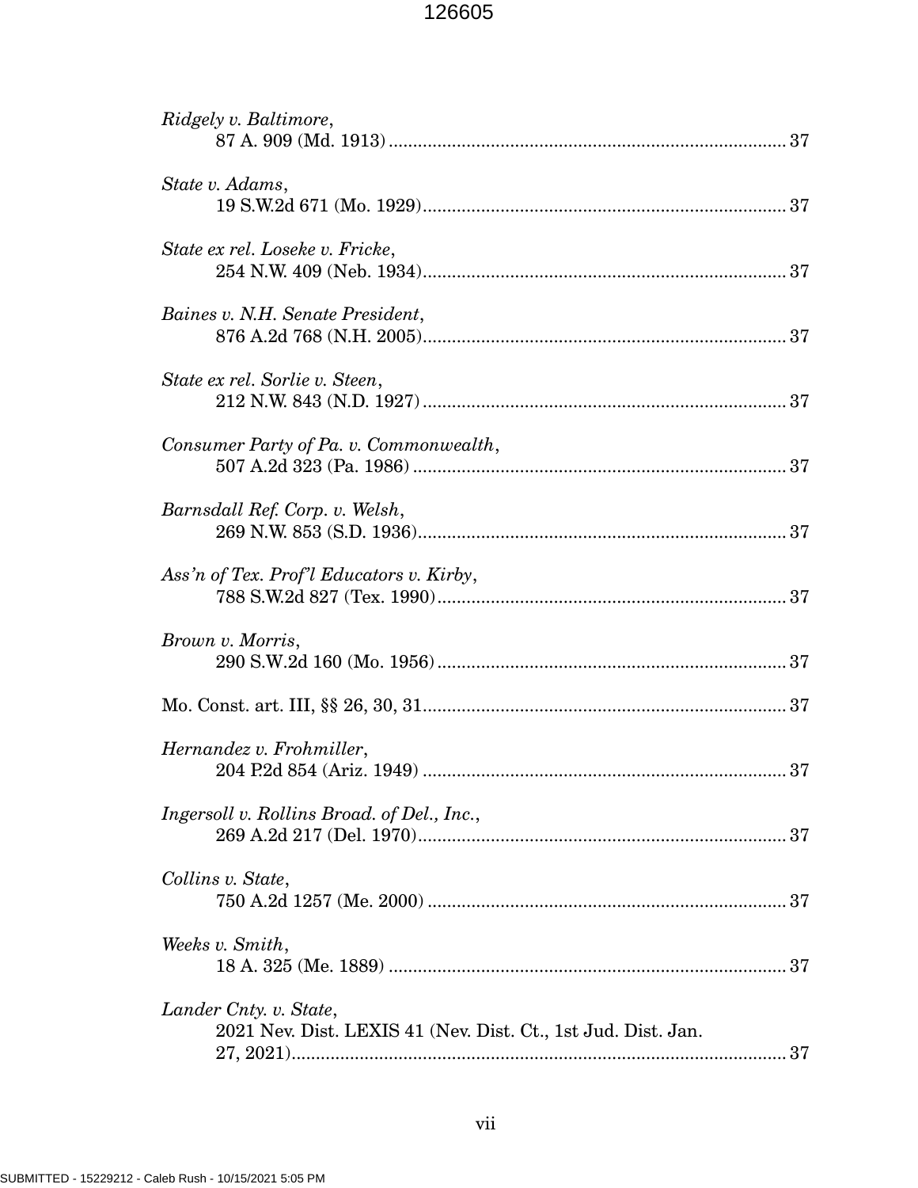*Ridgely v. Baltimore*,
87 A. 909 (Md. 1913) .................................................................................. 37

*State v. Adams*,
19 S.W.2d 671 (Mo. 1929) ........................................................................... 37

*State ex rel. Loseke v. Fricke*,
254 N.W. 409 (Neb. 1934) ........................................................................... 37

*Baines v. N.H. Senate President*,
876 A.2d 768 (N.H. 2005) ........................................................................... 37

*State ex rel. Sorlie v. Steen*,
212 N.W. 843 (N.D. 1927) ........................................................................... 37

*Consumer Party of Pa. v. Commonwealth*,
507 A.2d 323 (Pa. 1986) ............................................................................. 37

*Barnsdall Ref. Corp. v. Welsh*,
269 N.W. 853 (S.D. 1936) ............................................................................ 37

*Ass'n of Tex. Prof'l Educators v. Kirby*,
788 S.W.2d 827 (Tex. 1990) ........................................................................ 37

*Brown v. Morris*,
290 S.W.2d 160 (Mo. 1956) ......................................................................... 37

Mo. Const. art. III, §§ 26, 30, 31 ........................................................................... 37

*Hernandez v. Frohmiller*,
204 P.2d 854 (Ariz. 1949) ........................................................................... 37

*Ingersoll v. Rollins Broad. of Del., Inc.*,
269 A.2d 217 (Del. 1970) ............................................................................ 37

*Collins v. State*,
750 A.2d 1257 (Me. 2000) .......................................................................... 37

*Weeks v. Smith*,
18 A. 325 (Me. 1889) .................................................................................. 37

*Lander Cnty. v. State*,
2021 Nev. Dist. LEXIS 41 (Nev. Dist. Ct., 1st Jud. Dist. Jan. 27, 2021) ...................................................................................... 37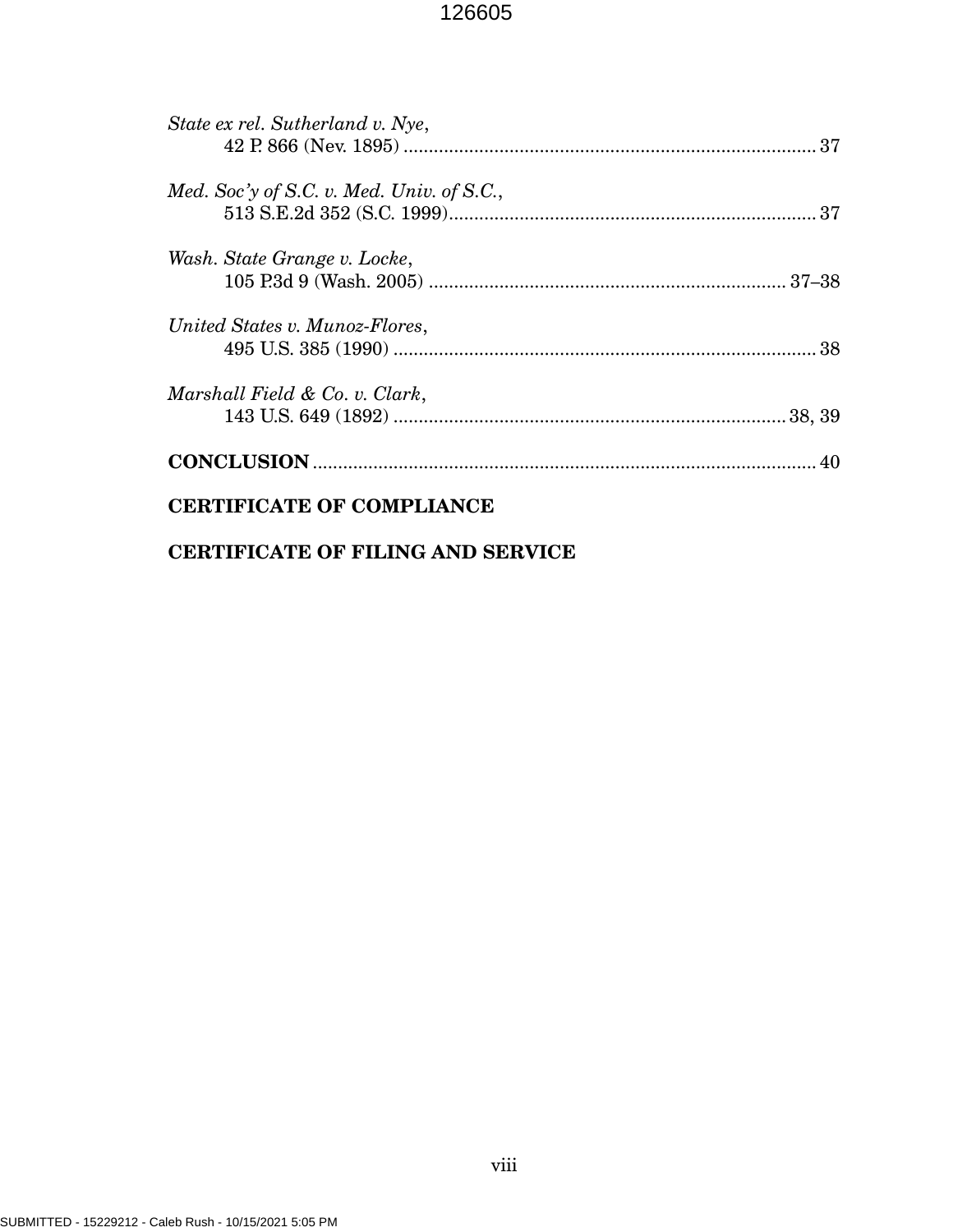*State ex rel. Sutherland v. Nye*,
42 P. 866 (Nev. 1895) .................................................................................. 37

*Med. Soc'y of S.C. v. Med. Univ. of S.C.*,
513 S.E.2d 352 (S.C. 1999)......................................................................... 37

*Wash. State Grange v. Locke*,
105 P.3d 9 (Wash. 2005) ....................................................................... 37–38

*United States v. Munoz-Flores*,
495 U.S. 385 (1990) ................................................................................... 38

*Marshall Field & Co. v. Clark*,
143 U.S. 649 (1892) .............................................................................. 38, 39

**CONCLUSION** ................................................................................................... 40

**CERTIFICATE OF COMPLIANCE**

**CERTIFICATE OF FILING AND SERVICE**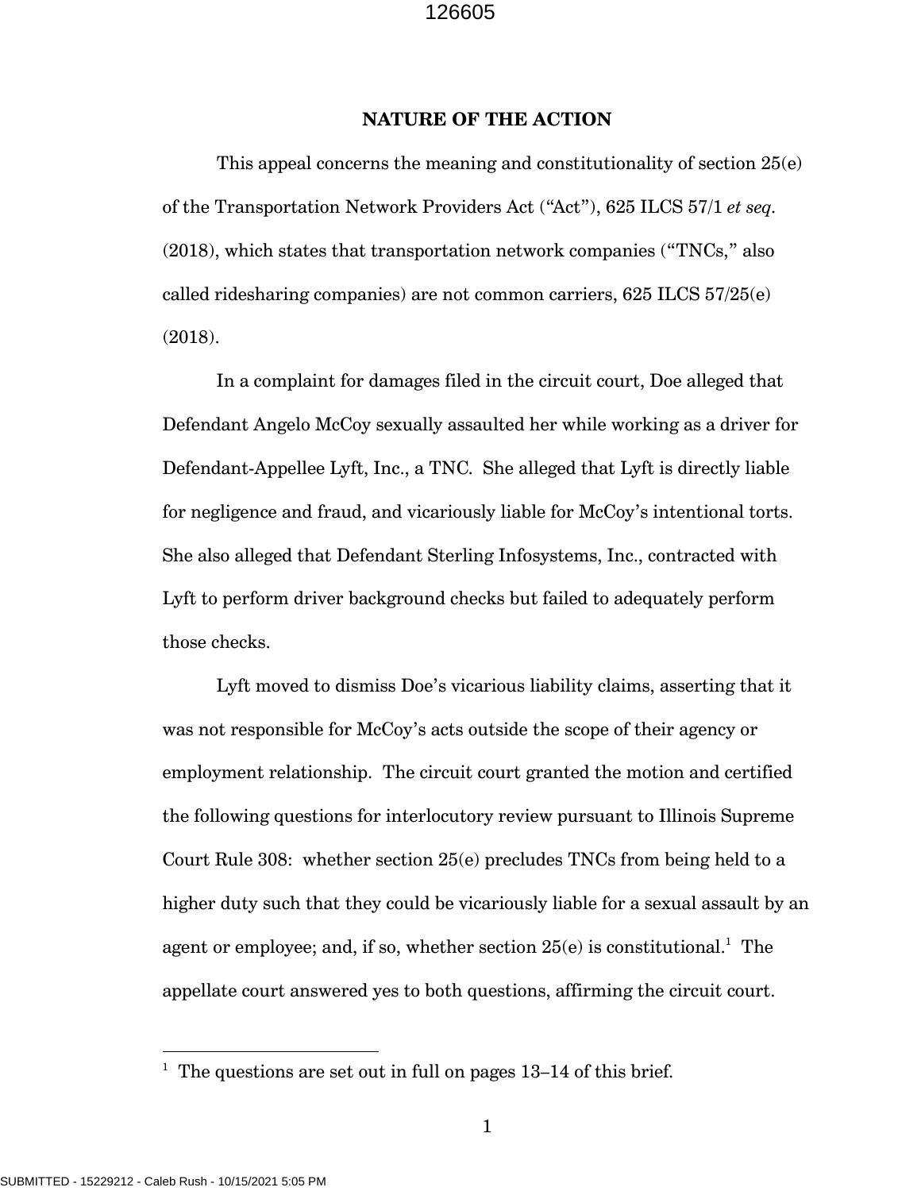## NATURE OF THE ACTION

This appeal concerns the meaning and constitutionality of section 25(e) of the Transportation Network Providers Act ("Act"), 625 ILCS 57/1 *et seq.* (2018), which states that transportation network companies ("TNCs," also called ridesharing companies) are not common carriers, 625 ILCS 57/25(e) (2018).

In a complaint for damages filed in the circuit court, Doe alleged that Defendant Angelo McCoy sexually assaulted her while working as a driver for Defendant-Appellee Lyft, Inc., a TNC. She alleged that Lyft is directly liable for negligence and fraud, and vicariously liable for McCoy's intentional torts. She also alleged that Defendant Sterling Infosystems, Inc., contracted with Lyft to perform driver background checks but failed to adequately perform those checks.

Lyft moved to dismiss Doe's vicarious liability claims, asserting that it was not responsible for McCoy's acts outside the scope of their agency or employment relationship. The circuit court granted the motion and certified the following questions for interlocutory review pursuant to Illinois Supreme Court Rule 308: whether section 25(e) precludes TNCs from being held to a higher duty such that they could be vicariously liable for a sexual assault by an agent or employee; and, if so, whether section 25(e) is constitutional.[1] The appellate court answered yes to both questions, affirming the circuit court.

[1] The questions are set out in full on pages 13–14 of this brief.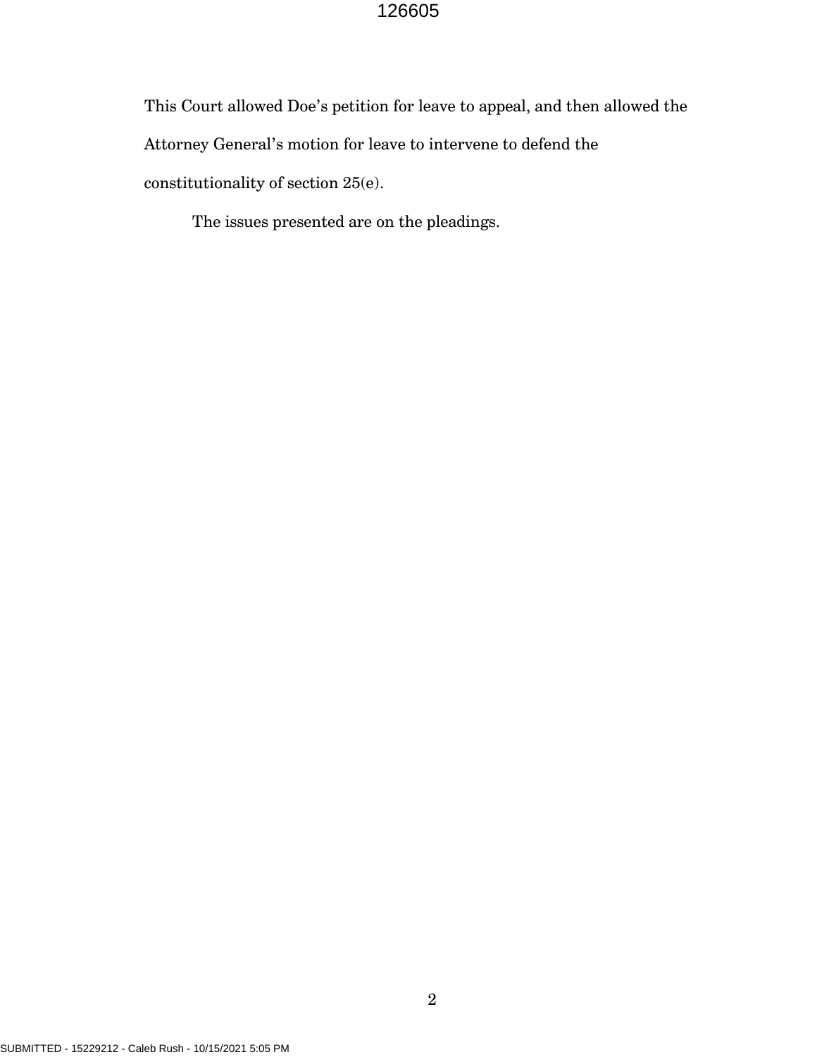This Court allowed Doe's petition for leave to appeal, and then allowed the Attorney General's motion for leave to intervene to defend the constitutionality of section 25(e).

The issues presented are on the pleadings.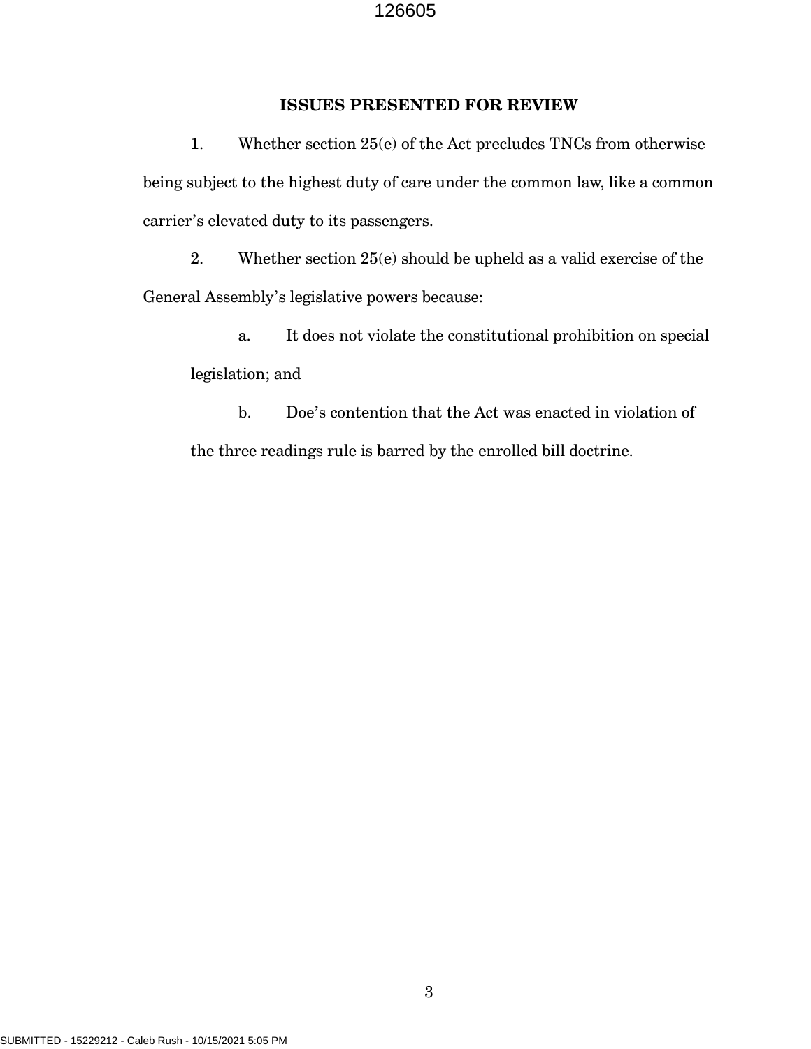## ISSUES PRESENTED FOR REVIEW

1. Whether section 25(e) of the Act precludes TNCs from otherwise being subject to the highest duty of care under the common law, like a common carrier's elevated duty to its passengers.

2. Whether section 25(e) should be upheld as a valid exercise of the General Assembly's legislative powers because:

   a. It does not violate the constitutional prohibition on special legislation; and

   b. Doe's contention that the Act was enacted in violation of the three readings rule is barred by the enrolled bill doctrine.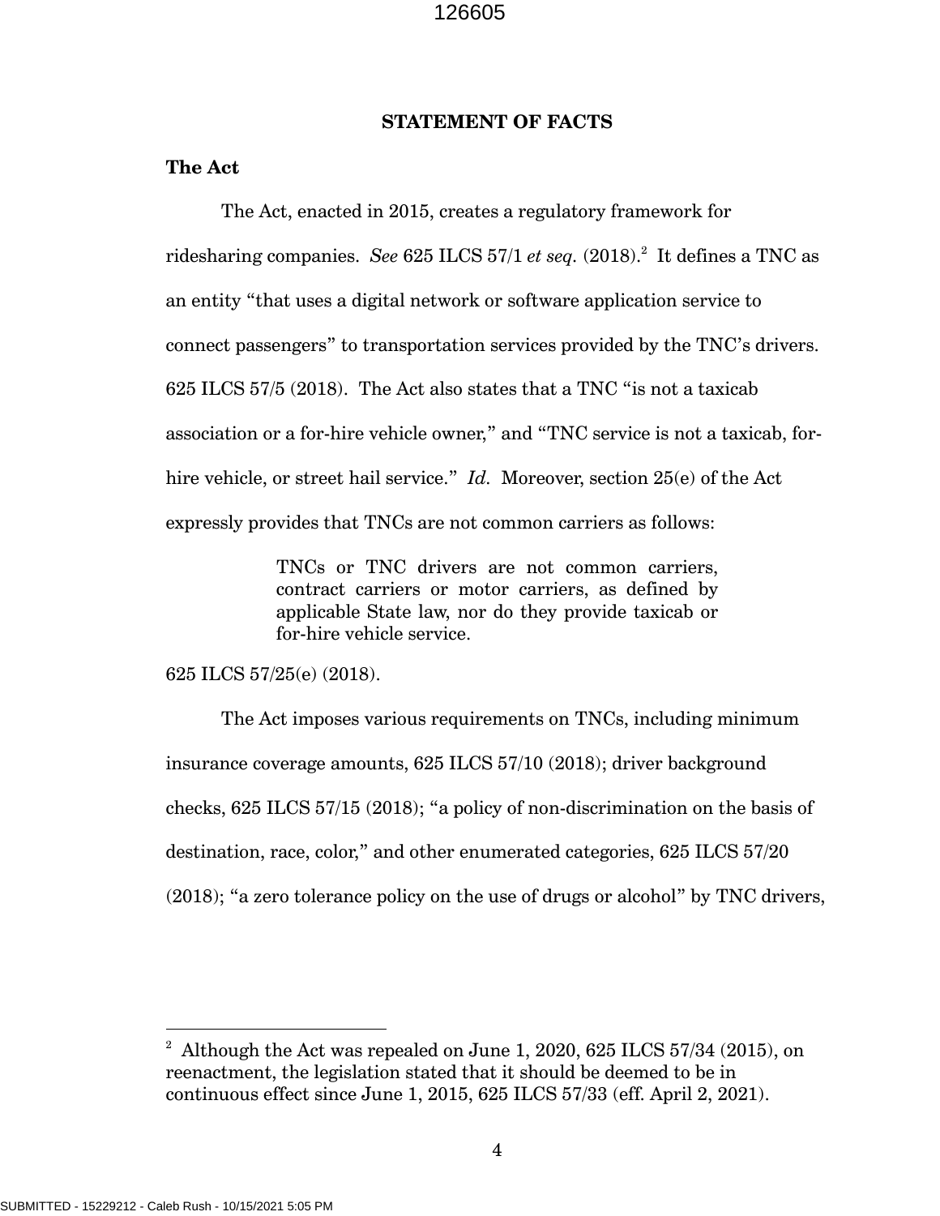## STATEMENT OF FACTS

### The Act

The Act, enacted in 2015, creates a regulatory framework for ridesharing companies. *See* 625 ILCS 57/1 *et seq.* (2018).[2] It defines a TNC as an entity "that uses a digital network or software application service to connect passengers" to transportation services provided by the TNC's drivers. 625 ILCS 57/5 (2018). The Act also states that a TNC "is not a taxicab association or a for-hire vehicle owner," and "TNC service is not a taxicab, for-hire vehicle, or street hail service." *Id.* Moreover, section 25(e) of the Act expressly provides that TNCs are not common carriers as follows:

> TNCs or TNC drivers are not common carriers, contract carriers or motor carriers, as defined by applicable State law, nor do they provide taxicab or for-hire vehicle service.

625 ILCS 57/25(e) (2018).

The Act imposes various requirements on TNCs, including minimum insurance coverage amounts, 625 ILCS 57/10 (2018); driver background checks, 625 ILCS 57/15 (2018); "a policy of non-discrimination on the basis of destination, race, color," and other enumerated categories, 625 ILCS 57/20 (2018); "a zero tolerance policy on the use of drugs or alcohol" by TNC drivers,

---

[2] Although the Act was repealed on June 1, 2020, 625 ILCS 57/34 (2015), on reenactment, the legislation stated that it should be deemed to be in continuous effect since June 1, 2015, 625 ILCS 57/33 (eff. April 2, 2021).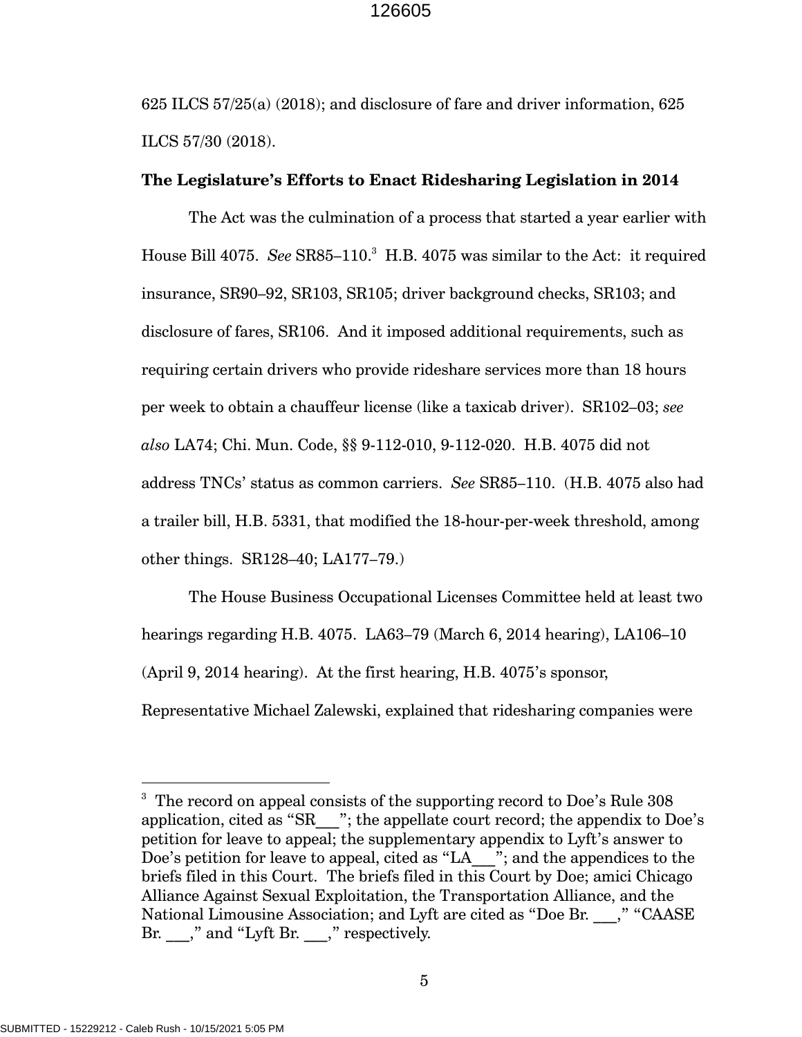625 ILCS 57/25(a) (2018); and disclosure of fare and driver information, 625 ILCS 57/30 (2018).

**The Legislature's Efforts to Enact Ridesharing Legislation in 2014**

The Act was the culmination of a process that started a year earlier with House Bill 4075. *See* SR85–110.[3] H.B. 4075 was similar to the Act: it required insurance, SR90–92, SR103, SR105; driver background checks, SR103; and disclosure of fares, SR106. And it imposed additional requirements, such as requiring certain drivers who provide rideshare services more than 18 hours per week to obtain a chauffeur license (like a taxicab driver). SR102–03; *see also* LA74; Chi. Mun. Code, §§ 9-112-010, 9-112-020. H.B. 4075 did not address TNCs' status as common carriers. *See* SR85–110. (H.B. 4075 also had a trailer bill, H.B. 5331, that modified the 18-hour-per-week threshold, among other things. SR128–40; LA177–79.)

The House Business Occupational Licenses Committee held at least two hearings regarding H.B. 4075. LA63–79 (March 6, 2014 hearing), LA106–10 (April 9, 2014 hearing). At the first hearing, H.B. 4075's sponsor, Representative Michael Zalewski, explained that ridesharing companies were

---

[3] The record on appeal consists of the supporting record to Doe's Rule 308 application, cited as "SR___"; the appellate court record; the appendix to Doe's petition for leave to appeal; the supplementary appendix to Lyft's answer to Doe's petition for leave to appeal, cited as "LA___"; and the appendices to the briefs filed in this Court. The briefs filed in this Court by Doe; amici Chicago Alliance Against Sexual Exploitation, the Transportation Alliance, and the National Limousine Association; and Lyft are cited as "Doe Br. ___," "CAASE Br. ___," and "Lyft Br. ___," respectively.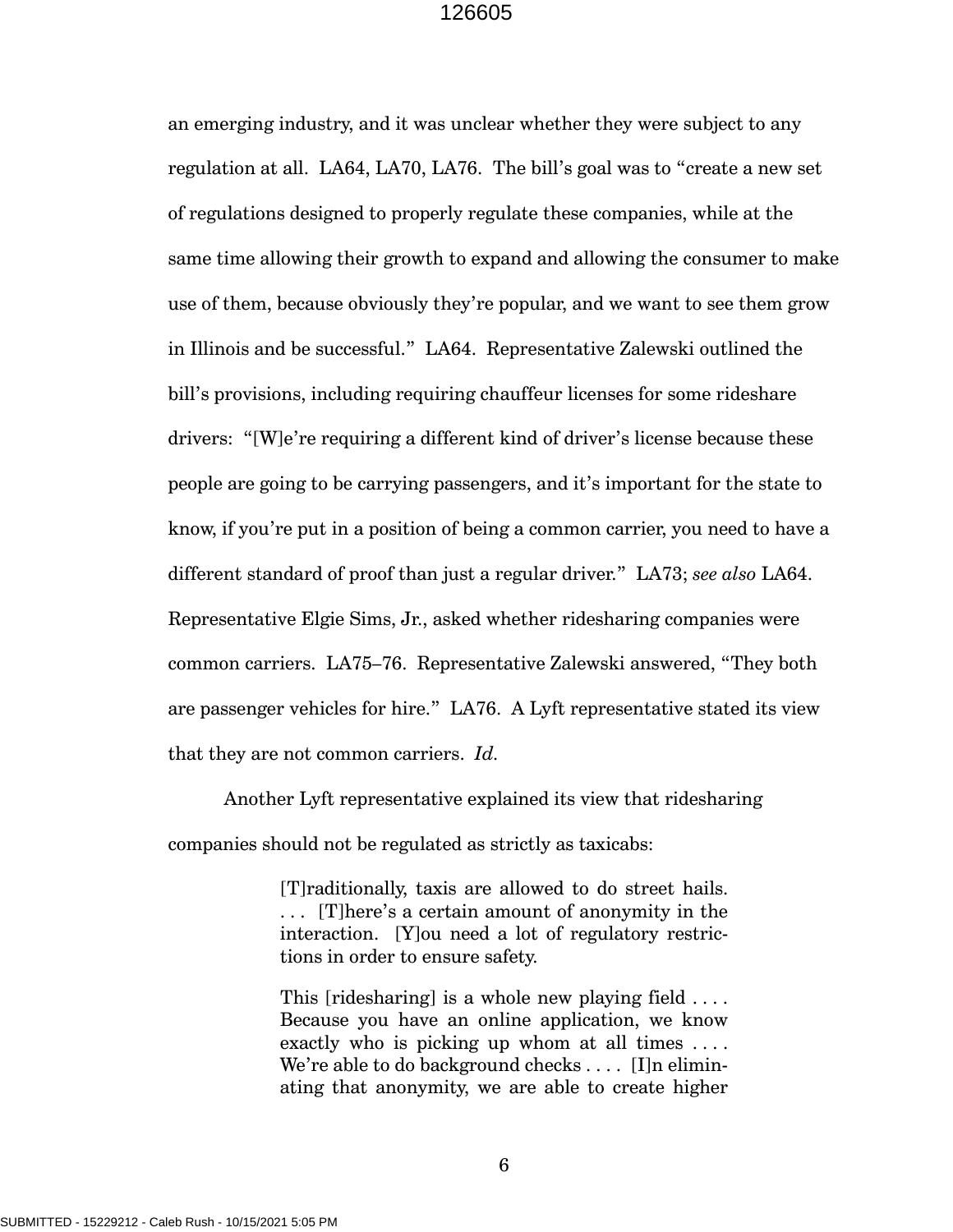an emerging industry, and it was unclear whether they were subject to any regulation at all. LA64, LA70, LA76. The bill's goal was to "create a new set of regulations designed to properly regulate these companies, while at the same time allowing their growth to expand and allowing the consumer to make use of them, because obviously they're popular, and we want to see them grow in Illinois and be successful." LA64. Representative Zalewski outlined the bill's provisions, including requiring chauffeur licenses for some rideshare drivers: "[W]e're requiring a different kind of driver's license because these people are going to be carrying passengers, and it's important for the state to know, if you're put in a position of being a common carrier, you need to have a different standard of proof than just a regular driver." LA73; *see also* LA64. Representative Elgie Sims, Jr., asked whether ridesharing companies were common carriers. LA75–76. Representative Zalewski answered, "They both are passenger vehicles for hire." LA76. A Lyft representative stated its view that they are not common carriers. *Id.*

Another Lyft representative explained its view that ridesharing companies should not be regulated as strictly as taxicabs:

> [T]raditionally, taxis are allowed to do street hails. . . . [T]here's a certain amount of anonymity in the interaction. [Y]ou need a lot of regulatory restrictions in order to ensure safety.
>
> This [ridesharing] is a whole new playing field . . . . Because you have an online application, we know exactly who is picking up whom at all times . . . . We're able to do background checks . . . . [I]n eliminating that anonymity, we are able to create higher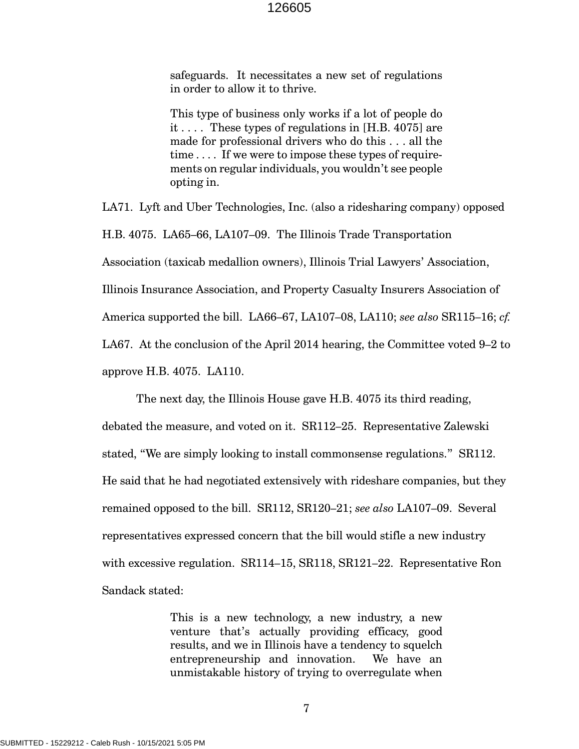> safeguards. It necessitates a new set of regulations in order to allow it to thrive.
>
> This type of business only works if a lot of people do it . . . . These types of regulations in [H.B. 4075] are made for professional drivers who do this . . . all the time . . . . If we were to impose these types of requirements on regular individuals, you wouldn't see people opting in.

LA71. Lyft and Uber Technologies, Inc. (also a ridesharing company) opposed H.B. 4075. LA65–66, LA107–09. The Illinois Trade Transportation Association (taxicab medallion owners), Illinois Trial Lawyers' Association, Illinois Insurance Association, and Property Casualty Insurers Association of America supported the bill. LA66–67, LA107–08, LA110; *see also* SR115–16; *cf.* LA67. At the conclusion of the April 2014 hearing, the Committee voted 9–2 to approve H.B. 4075. LA110.

The next day, the Illinois House gave H.B. 4075 its third reading, debated the measure, and voted on it. SR112–25. Representative Zalewski stated, "We are simply looking to install commonsense regulations." SR112. He said that he had negotiated extensively with rideshare companies, but they remained opposed to the bill. SR112, SR120–21; *see also* LA107–09. Several representatives expressed concern that the bill would stifle a new industry with excessive regulation. SR114–15, SR118, SR121–22. Representative Ron Sandack stated:

> This is a new technology, a new industry, a new venture that's actually providing efficacy, good results, and we in Illinois have a tendency to squelch entrepreneurship and innovation. We have an unmistakable history of trying to overregulate when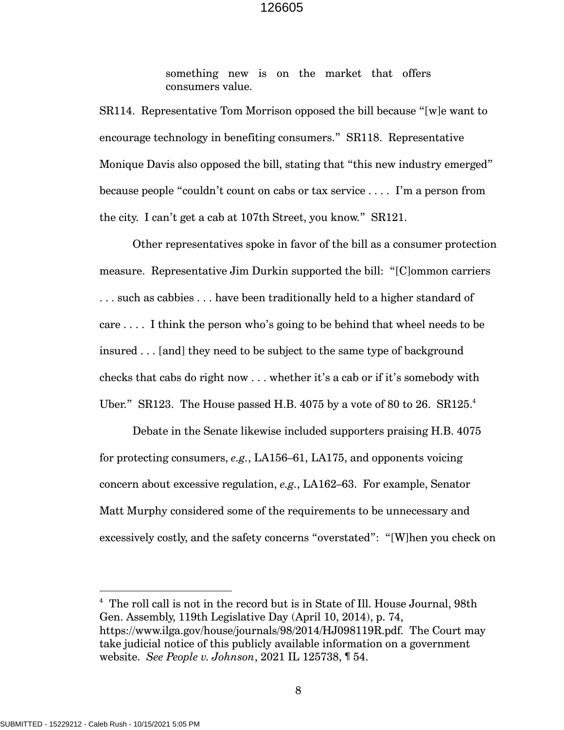> something new is on the market that offers consumers value.

SR114. Representative Tom Morrison opposed the bill because "[w]e want to encourage technology in benefiting consumers." SR118. Representative Monique Davis also opposed the bill, stating that "this new industry emerged" because people "couldn't count on cabs or tax service . . . . I'm a person from the city. I can't get a cab at 107th Street, you know." SR121.

Other representatives spoke in favor of the bill as a consumer protection measure. Representative Jim Durkin supported the bill: "[C]ommon carriers . . . such as cabbies . . . have been traditionally held to a higher standard of care . . . . I think the person who's going to be behind that wheel needs to be insured . . . [and] they need to be subject to the same type of background checks that cabs do right now . . . whether it's a cab or if it's somebody with Uber." SR123. The House passed H.B. 4075 by a vote of 80 to 26. SR125.[4]

Debate in the Senate likewise included supporters praising H.B. 4075 for protecting consumers, *e.g.*, LA156–61, LA175, and opponents voicing concern about excessive regulation, *e.g.*, LA162–63. For example, Senator Matt Murphy considered some of the requirements to be unnecessary and excessively costly, and the safety concerns "overstated": "[W]hen you check on

---

[4] The roll call is not in the record but is in State of Ill. House Journal, 98th Gen. Assembly, 119th Legislative Day (April 10, 2014), p. 74, https://www.ilga.gov/house/journals/98/2014/HJ098119R.pdf. The Court may take judicial notice of this publicly available information on a government website. *See People v. Johnson*, 2021 IL 125738, ¶ 54.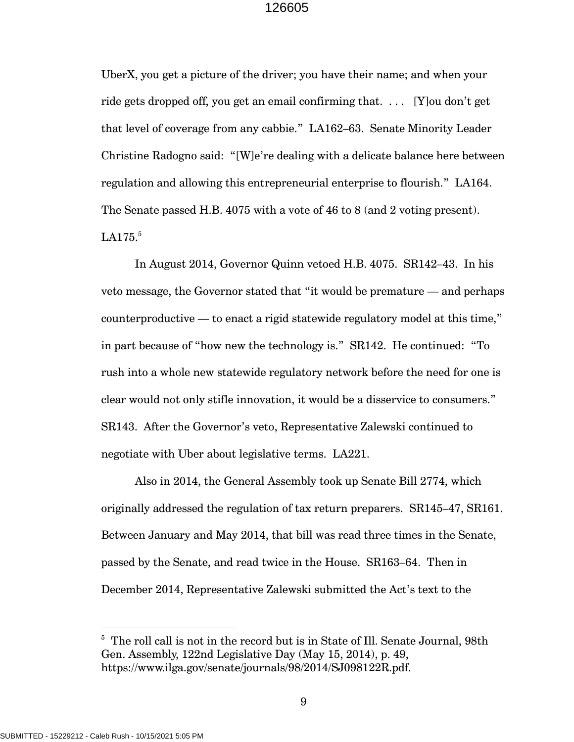UberX, you get a picture of the driver; you have their name; and when your ride gets dropped off, you get an email confirming that. . . . [Y]ou don't get that level of coverage from any cabbie." LA162–63. Senate Minority Leader Christine Radogno said: "[W]e're dealing with a delicate balance here between regulation and allowing this entrepreneurial enterprise to flourish." LA164. The Senate passed H.B. 4075 with a vote of 46 to 8 (and 2 voting present). LA175.[5]

In August 2014, Governor Quinn vetoed H.B. 4075. SR142–43. In his veto message, the Governor stated that "it would be premature — and perhaps counterproductive — to enact a rigid statewide regulatory model at this time," in part because of "how new the technology is." SR142. He continued: "To rush into a whole new statewide regulatory network before the need for one is clear would not only stifle innovation, it would be a disservice to consumers." SR143. After the Governor's veto, Representative Zalewski continued to negotiate with Uber about legislative terms. LA221.

Also in 2014, the General Assembly took up Senate Bill 2774, which originally addressed the regulation of tax return preparers. SR145–47, SR161. Between January and May 2014, that bill was read three times in the Senate, passed by the Senate, and read twice in the House. SR163–64. Then in December 2014, Representative Zalewski submitted the Act's text to the

---

[5] The roll call is not in the record but is in State of Ill. Senate Journal, 98th Gen. Assembly, 122nd Legislative Day (May 15, 2014), p. 49, https://www.ilga.gov/senate/journals/98/2014/SJ098122R.pdf.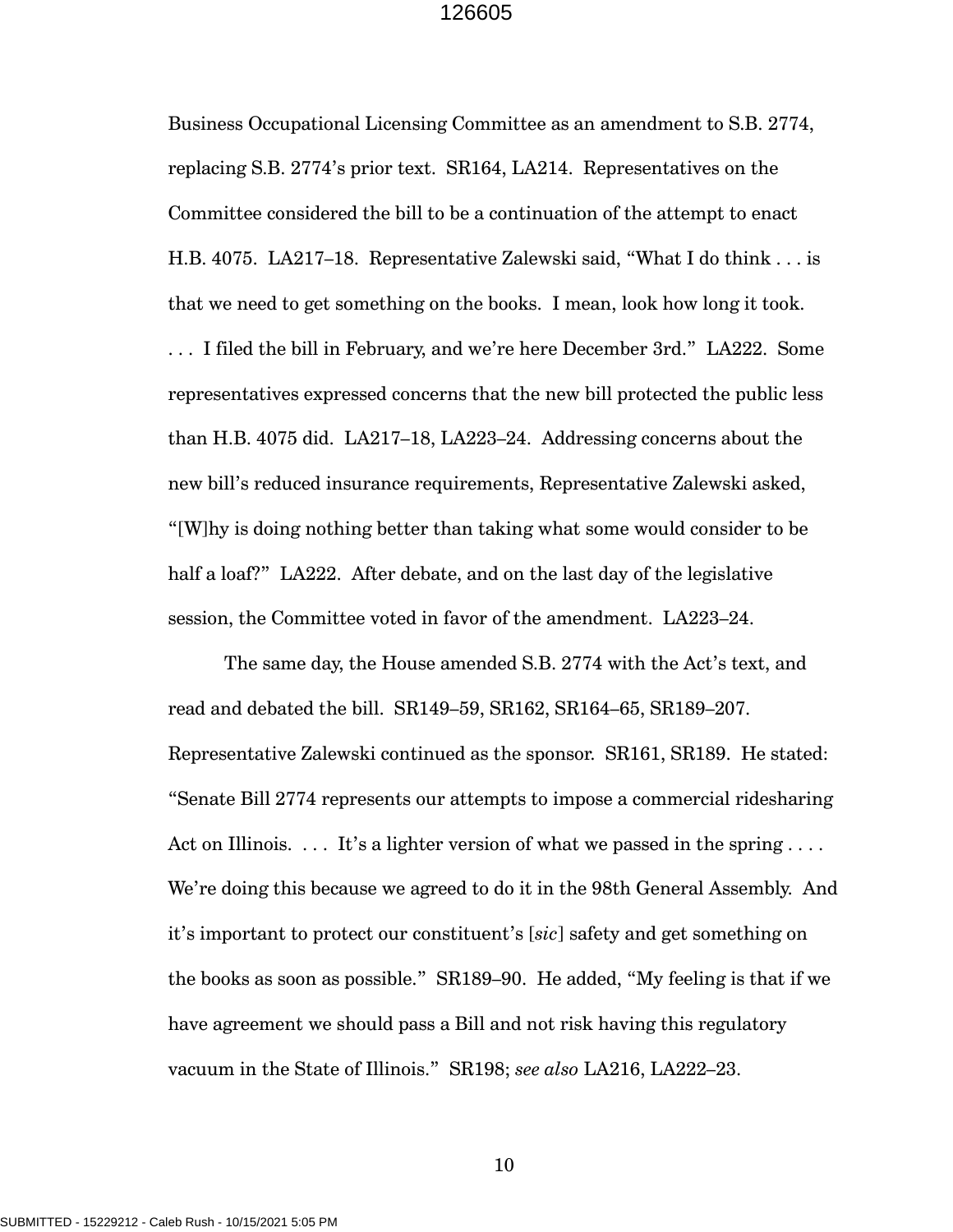Business Occupational Licensing Committee as an amendment to S.B. 2774, replacing S.B. 2774's prior text. SR164, LA214. Representatives on the Committee considered the bill to be a continuation of the attempt to enact H.B. 4075. LA217–18. Representative Zalewski said, "What I do think . . . is that we need to get something on the books. I mean, look how long it took. . . . I filed the bill in February, and we're here December 3rd." LA222. Some representatives expressed concerns that the new bill protected the public less than H.B. 4075 did. LA217–18, LA223–24. Addressing concerns about the new bill's reduced insurance requirements, Representative Zalewski asked, "[W]hy is doing nothing better than taking what some would consider to be half a loaf?" LA222. After debate, and on the last day of the legislative session, the Committee voted in favor of the amendment. LA223–24.

The same day, the House amended S.B. 2774 with the Act's text, and read and debated the bill. SR149–59, SR162, SR164–65, SR189–207. Representative Zalewski continued as the sponsor. SR161, SR189. He stated: "Senate Bill 2774 represents our attempts to impose a commercial ridesharing Act on Illinois. . . . It's a lighter version of what we passed in the spring . . . . We're doing this because we agreed to do it in the 98th General Assembly. And it's important to protect our constituent's [*sic*] safety and get something on the books as soon as possible." SR189–90. He added, "My feeling is that if we have agreement we should pass a Bill and not risk having this regulatory vacuum in the State of Illinois." SR198; *see also* LA216, LA222–23.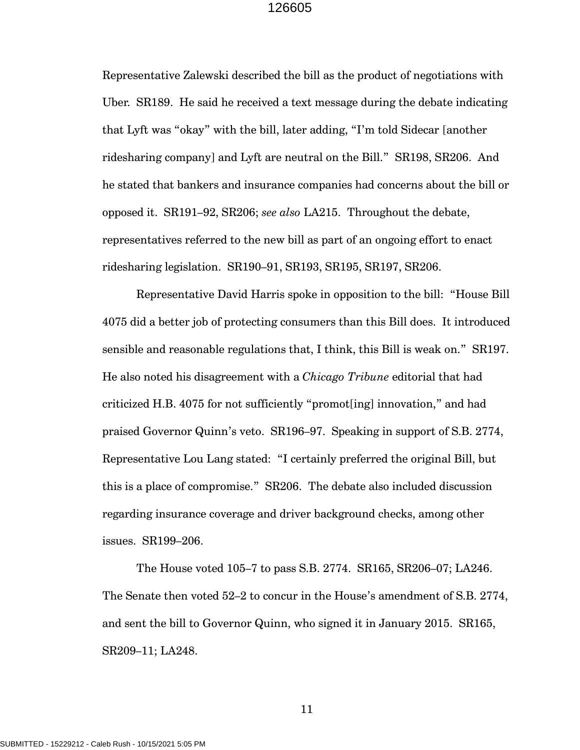Representative Zalewski described the bill as the product of negotiations with Uber. SR189. He said he received a text message during the debate indicating that Lyft was "okay" with the bill, later adding, "I'm told Sidecar [another ridesharing company] and Lyft are neutral on the Bill." SR198, SR206. And he stated that bankers and insurance companies had concerns about the bill or opposed it. SR191–92, SR206; *see also* LA215. Throughout the debate, representatives referred to the new bill as part of an ongoing effort to enact ridesharing legislation. SR190–91, SR193, SR195, SR197, SR206.

Representative David Harris spoke in opposition to the bill: "House Bill 4075 did a better job of protecting consumers than this Bill does. It introduced sensible and reasonable regulations that, I think, this Bill is weak on." SR197. He also noted his disagreement with a *Chicago Tribune* editorial that had criticized H.B. 4075 for not sufficiently "promot[ing] innovation," and had praised Governor Quinn's veto. SR196–97. Speaking in support of S.B. 2774, Representative Lou Lang stated: "I certainly preferred the original Bill, but this is a place of compromise." SR206. The debate also included discussion regarding insurance coverage and driver background checks, among other issues. SR199–206.

The House voted 105–7 to pass S.B. 2774. SR165, SR206–07; LA246. The Senate then voted 52–2 to concur in the House's amendment of S.B. 2774, and sent the bill to Governor Quinn, who signed it in January 2015. SR165, SR209–11; LA248.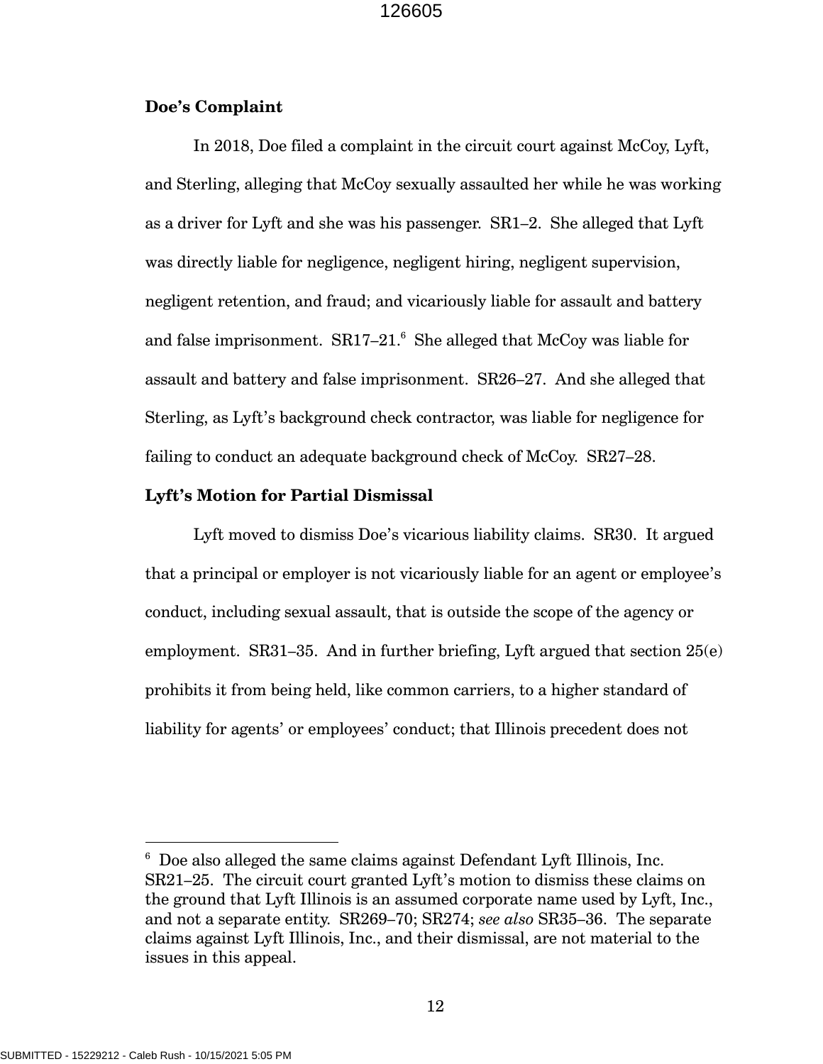**Doe's Complaint**

In 2018, Doe filed a complaint in the circuit court against McCoy, Lyft, and Sterling, alleging that McCoy sexually assaulted her while he was working as a driver for Lyft and she was his passenger. SR1–2. She alleged that Lyft was directly liable for negligence, negligent hiring, negligent supervision, negligent retention, and fraud; and vicariously liable for assault and battery and false imprisonment. SR17–21.[6] She alleged that McCoy was liable for assault and battery and false imprisonment. SR26–27. And she alleged that Sterling, as Lyft's background check contractor, was liable for negligence for failing to conduct an adequate background check of McCoy. SR27–28.

**Lyft's Motion for Partial Dismissal**

Lyft moved to dismiss Doe's vicarious liability claims. SR30. It argued that a principal or employer is not vicariously liable for an agent or employee's conduct, including sexual assault, that is outside the scope of the agency or employment. SR31–35. And in further briefing, Lyft argued that section 25(e) prohibits it from being held, like common carriers, to a higher standard of liability for agents' or employees' conduct; that Illinois precedent does not

---

[6] Doe also alleged the same claims against Defendant Lyft Illinois, Inc. SR21–25. The circuit court granted Lyft's motion to dismiss these claims on the ground that Lyft Illinois is an assumed corporate name used by Lyft, Inc., and not a separate entity. SR269–70; SR274; *see also* SR35–36. The separate claims against Lyft Illinois, Inc., and their dismissal, are not material to the issues in this appeal.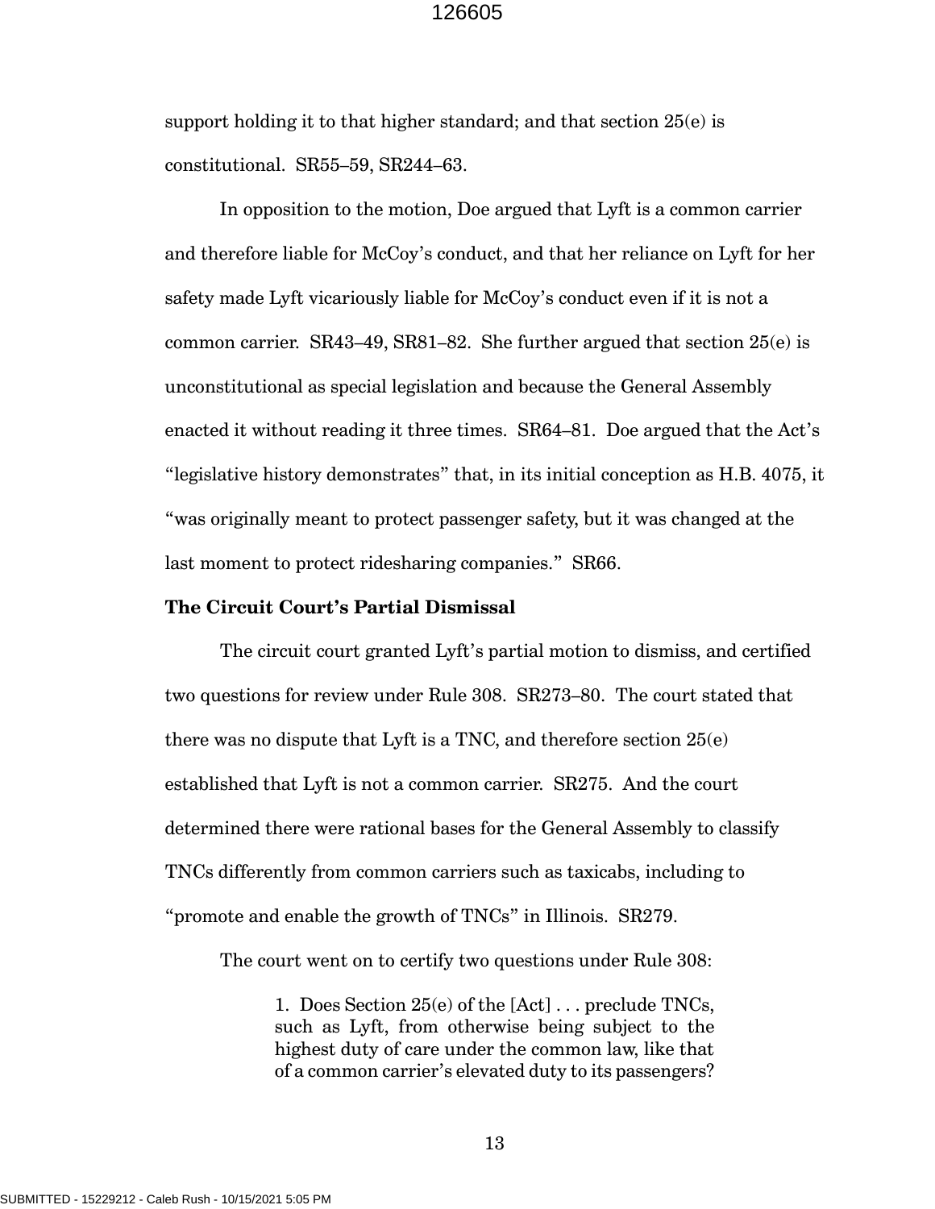support holding it to that higher standard; and that section 25(e) is constitutional. SR55–59, SR244–63.

In opposition to the motion, Doe argued that Lyft is a common carrier and therefore liable for McCoy's conduct, and that her reliance on Lyft for her safety made Lyft vicariously liable for McCoy's conduct even if it is not a common carrier. SR43–49, SR81–82. She further argued that section 25(e) is unconstitutional as special legislation and because the General Assembly enacted it without reading it three times. SR64–81. Doe argued that the Act's "legislative history demonstrates" that, in its initial conception as H.B. 4075, it "was originally meant to protect passenger safety, but it was changed at the last moment to protect ridesharing companies." SR66.

**The Circuit Court's Partial Dismissal**

The circuit court granted Lyft's partial motion to dismiss, and certified two questions for review under Rule 308. SR273–80. The court stated that there was no dispute that Lyft is a TNC, and therefore section 25(e) established that Lyft is not a common carrier. SR275. And the court determined there were rational bases for the General Assembly to classify TNCs differently from common carriers such as taxicabs, including to "promote and enable the growth of TNCs" in Illinois. SR279.

The court went on to certify two questions under Rule 308:

> 1. Does Section 25(e) of the [Act] . . . preclude TNCs, such as Lyft, from otherwise being subject to the highest duty of care under the common law, like that of a common carrier's elevated duty to its passengers?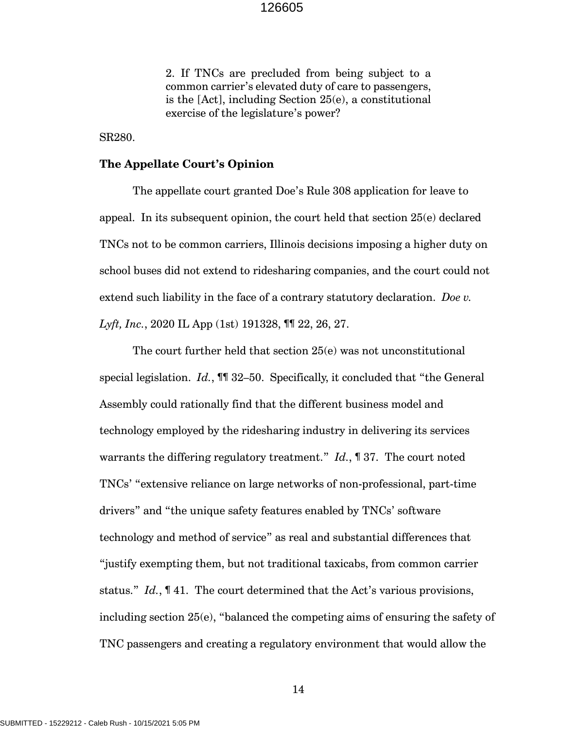> 2. If TNCs are precluded from being subject to a common carrier's elevated duty of care to passengers, is the [Act], including Section 25(e), a constitutional exercise of the legislature's power?

SR280.

**The Appellate Court's Opinion**

The appellate court granted Doe's Rule 308 application for leave to appeal. In its subsequent opinion, the court held that section 25(e) declared TNCs not to be common carriers, Illinois decisions imposing a higher duty on school buses did not extend to ridesharing companies, and the court could not extend such liability in the face of a contrary statutory declaration. *Doe v. Lyft, Inc.*, 2020 IL App (1st) 191328, ¶¶ 22, 26, 27.

The court further held that section 25(e) was not unconstitutional special legislation. *Id.*, ¶¶ 32–50. Specifically, it concluded that "the General Assembly could rationally find that the different business model and technology employed by the ridesharing industry in delivering its services warrants the differing regulatory treatment." *Id.*, ¶ 37. The court noted TNCs' "extensive reliance on large networks of non-professional, part-time drivers" and "the unique safety features enabled by TNCs' software technology and method of service" as real and substantial differences that "justify exempting them, but not traditional taxicabs, from common carrier status." *Id.*, ¶ 41. The court determined that the Act's various provisions, including section 25(e), "balanced the competing aims of ensuring the safety of TNC passengers and creating a regulatory environment that would allow the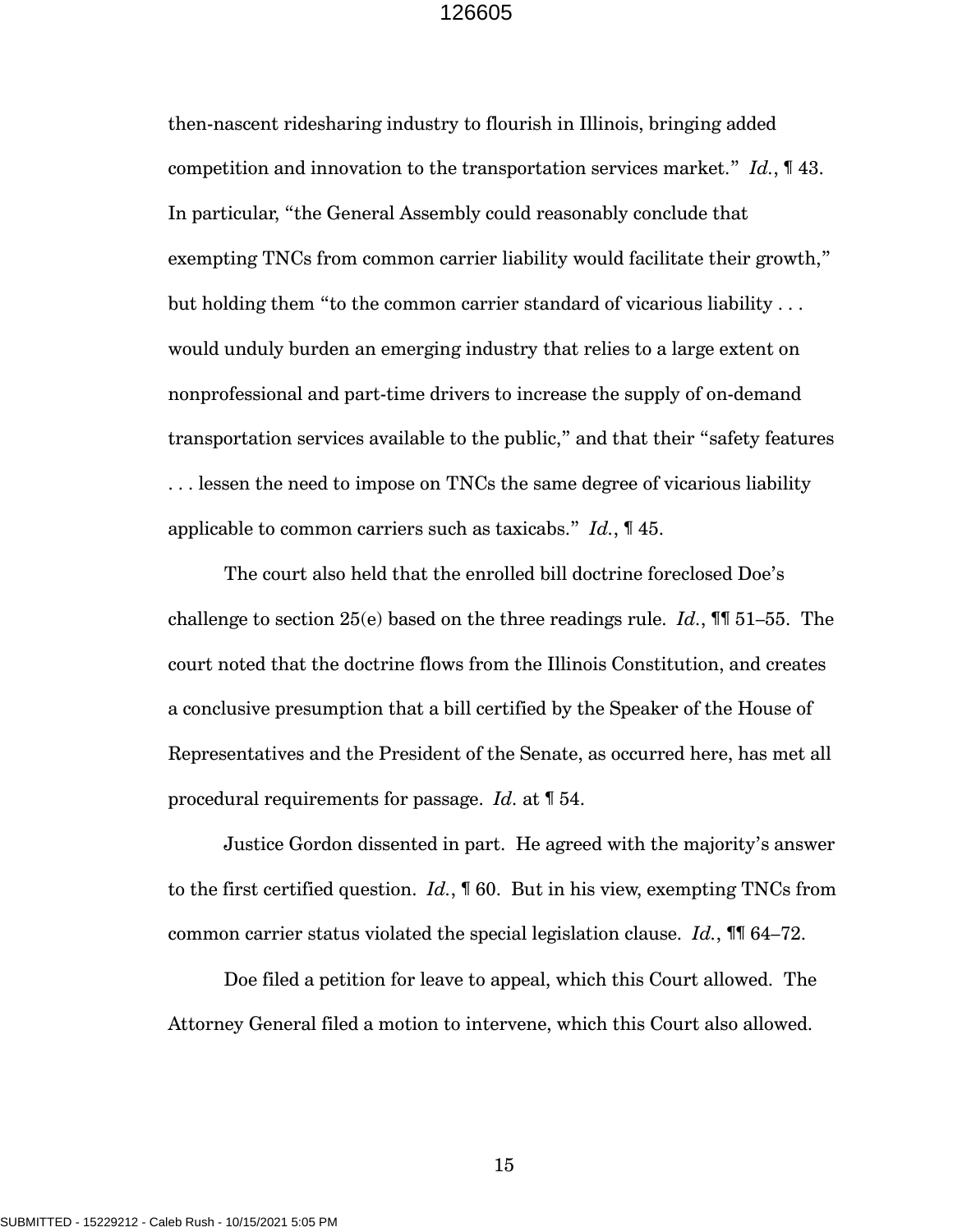then-nascent ridesharing industry to flourish in Illinois, bringing added competition and innovation to the transportation services market." *Id.*, ¶ 43. In particular, "the General Assembly could reasonably conclude that exempting TNCs from common carrier liability would facilitate their growth," but holding them "to the common carrier standard of vicarious liability . . . would unduly burden an emerging industry that relies to a large extent on nonprofessional and part-time drivers to increase the supply of on-demand transportation services available to the public," and that their "safety features . . . lessen the need to impose on TNCs the same degree of vicarious liability applicable to common carriers such as taxicabs." *Id.*, ¶ 45.

The court also held that the enrolled bill doctrine foreclosed Doe's challenge to section 25(e) based on the three readings rule. *Id.*, ¶¶ 51–55. The court noted that the doctrine flows from the Illinois Constitution, and creates a conclusive presumption that a bill certified by the Speaker of the House of Representatives and the President of the Senate, as occurred here, has met all procedural requirements for passage. *Id.* at ¶ 54.

Justice Gordon dissented in part. He agreed with the majority's answer to the first certified question. *Id.*, ¶ 60. But in his view, exempting TNCs from common carrier status violated the special legislation clause. *Id.*, ¶¶ 64–72.

Doe filed a petition for leave to appeal, which this Court allowed. The Attorney General filed a motion to intervene, which this Court also allowed.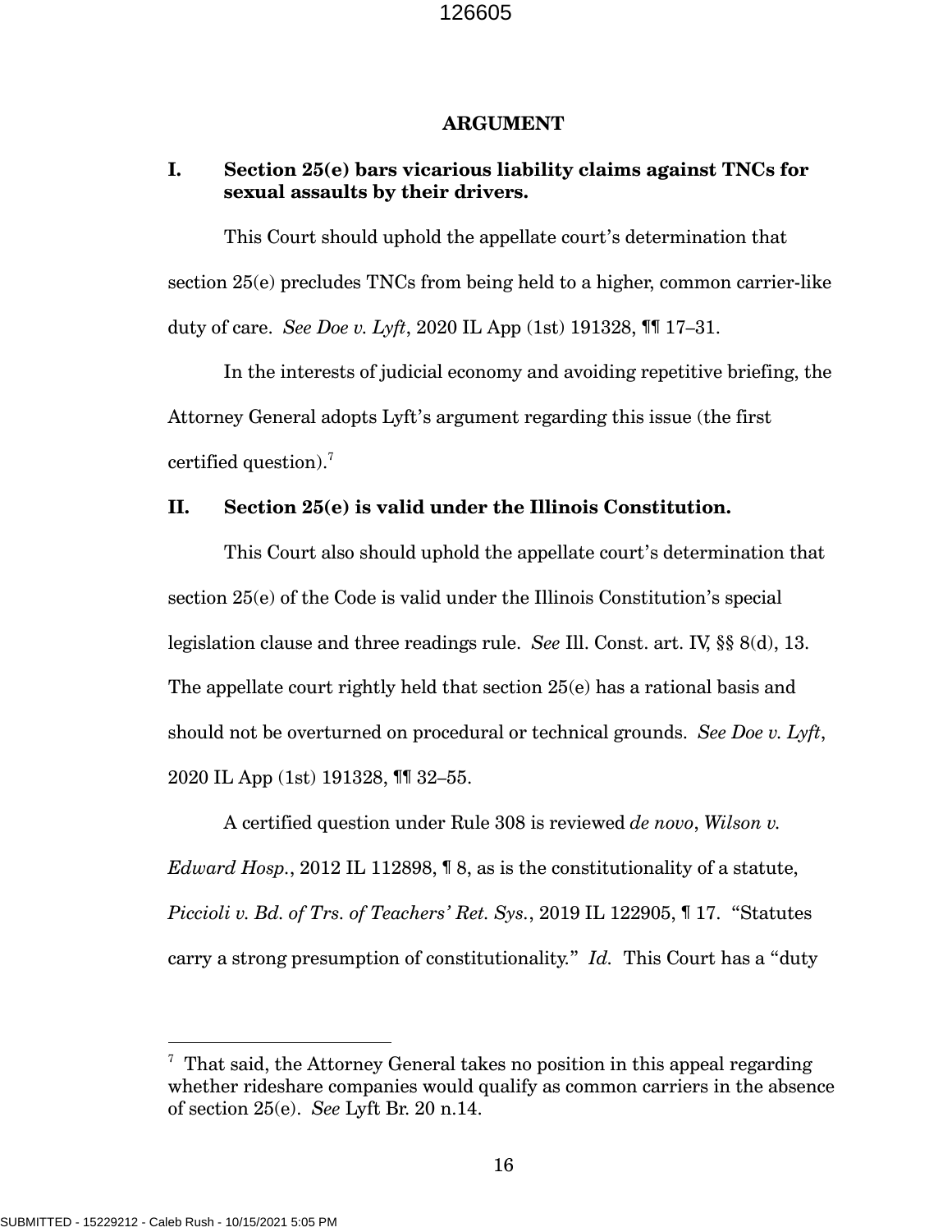## ARGUMENT

### I. Section 25(e) bars vicarious liability claims against TNCs for sexual assaults by their drivers.

This Court should uphold the appellate court's determination that section 25(e) precludes TNCs from being held to a higher, common carrier-like duty of care. *See Doe v. Lyft*, 2020 IL App (1st) 191328, ¶¶ 17–31.

In the interests of judicial economy and avoiding repetitive briefing, the Attorney General adopts Lyft's argument regarding this issue (the first certified question).[7]

### II. Section 25(e) is valid under the Illinois Constitution.

This Court also should uphold the appellate court's determination that section 25(e) of the Code is valid under the Illinois Constitution's special legislation clause and three readings rule. *See* Ill. Const. art. IV, §§ 8(d), 13. The appellate court rightly held that section 25(e) has a rational basis and should not be overturned on procedural or technical grounds. *See Doe v. Lyft*, 2020 IL App (1st) 191328, ¶¶ 32–55.

A certified question under Rule 308 is reviewed *de novo*, *Wilson v. Edward Hosp.*, 2012 IL 112898, ¶ 8, as is the constitutionality of a statute, *Piccioli v. Bd. of Trs. of Teachers' Ret. Sys.*, 2019 IL 122905, ¶ 17. "Statutes carry a strong presumption of constitutionality." *Id.* This Court has a "duty

---

[7] That said, the Attorney General takes no position in this appeal regarding whether rideshare companies would qualify as common carriers in the absence of section 25(e). *See* Lyft Br. 20 n.14.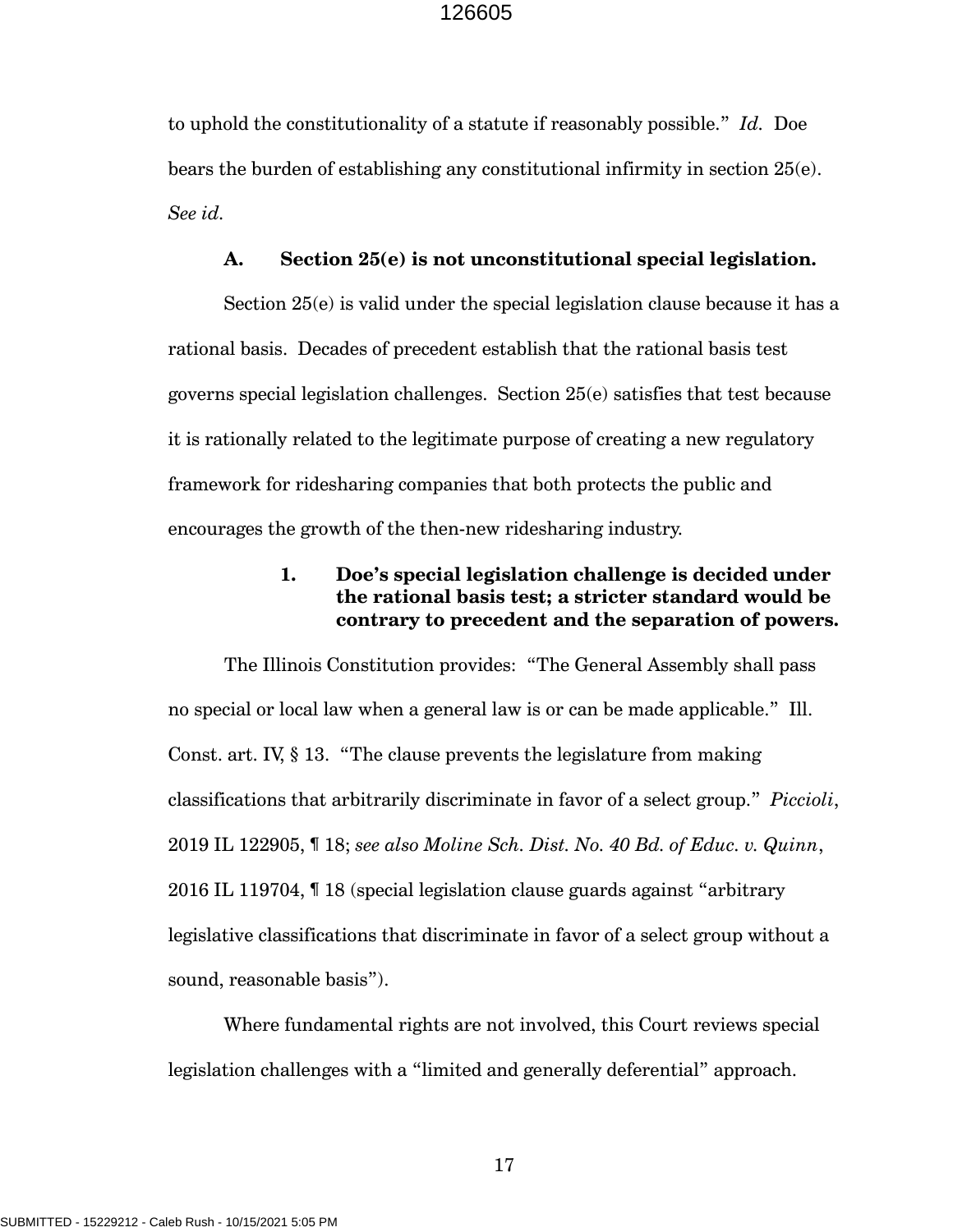to uphold the constitutionality of a statute if reasonably possible." *Id.* Doe bears the burden of establishing any constitutional infirmity in section 25(e). *See id.*

### A. Section 25(e) is not unconstitutional special legislation.

Section 25(e) is valid under the special legislation clause because it has a rational basis. Decades of precedent establish that the rational basis test governs special legislation challenges. Section 25(e) satisfies that test because it is rationally related to the legitimate purpose of creating a new regulatory framework for ridesharing companies that both protects the public and encourages the growth of the then-new ridesharing industry.

#### 1. Doe's special legislation challenge is decided under the rational basis test; a stricter standard would be contrary to precedent and the separation of powers.

The Illinois Constitution provides: "The General Assembly shall pass no special or local law when a general law is or can be made applicable." Ill. Const. art. IV, § 13. "The clause prevents the legislature from making classifications that arbitrarily discriminate in favor of a select group." *Piccioli*, 2019 IL 122905, ¶ 18; *see also Moline Sch. Dist. No. 40 Bd. of Educ. v. Quinn*, 2016 IL 119704, ¶ 18 (special legislation clause guards against "arbitrary legislative classifications that discriminate in favor of a select group without a sound, reasonable basis").

Where fundamental rights are not involved, this Court reviews special legislation challenges with a "limited and generally deferential" approach.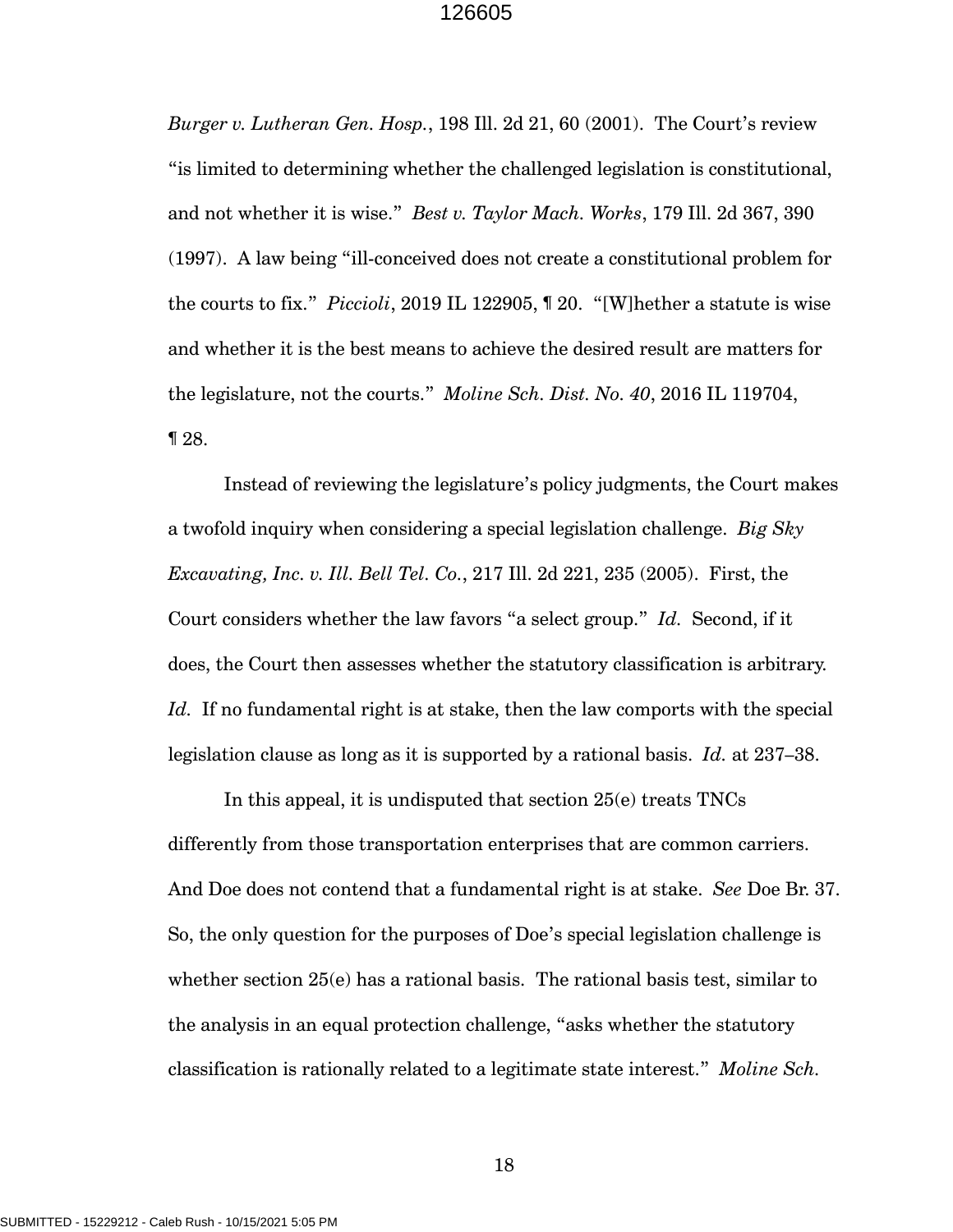*Burger v. Lutheran Gen. Hosp.*, 198 Ill. 2d 21, 60 (2001). The Court's review "is limited to determining whether the challenged legislation is constitutional, and not whether it is wise." *Best v. Taylor Mach. Works*, 179 Ill. 2d 367, 390 (1997). A law being "ill-conceived does not create a constitutional problem for the courts to fix." *Piccioli*, 2019 IL 122905, ¶ 20. "[W]hether a statute is wise and whether it is the best means to achieve the desired result are matters for the legislature, not the courts." *Moline Sch. Dist. No. 40*, 2016 IL 119704, ¶ 28.

Instead of reviewing the legislature's policy judgments, the Court makes a twofold inquiry when considering a special legislation challenge. *Big Sky Excavating, Inc. v. Ill. Bell Tel. Co.*, 217 Ill. 2d 221, 235 (2005). First, the Court considers whether the law favors "a select group." *Id.* Second, if it does, the Court then assesses whether the statutory classification is arbitrary. *Id.* If no fundamental right is at stake, then the law comports with the special legislation clause as long as it is supported by a rational basis. *Id.* at 237–38.

In this appeal, it is undisputed that section 25(e) treats TNCs differently from those transportation enterprises that are common carriers. And Doe does not contend that a fundamental right is at stake. *See* Doe Br. 37. So, the only question for the purposes of Doe's special legislation challenge is whether section 25(e) has a rational basis. The rational basis test, similar to the analysis in an equal protection challenge, "asks whether the statutory classification is rationally related to a legitimate state interest." *Moline Sch.*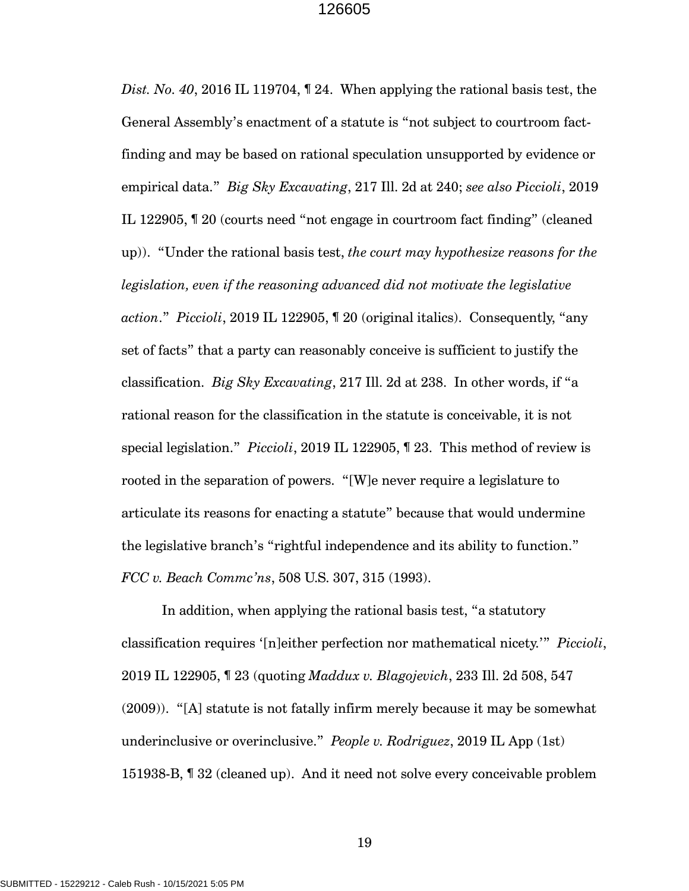*Dist. No. 40*, 2016 IL 119704, ¶ 24. When applying the rational basis test, the General Assembly's enactment of a statute is "not subject to courtroom fact-finding and may be based on rational speculation unsupported by evidence or empirical data." *Big Sky Excavating*, 217 Ill. 2d at 240; *see also Piccioli*, 2019 IL 122905, ¶ 20 (courts need "not engage in courtroom fact finding" (cleaned up)). "Under the rational basis test, *the court may hypothesize reasons for the legislation, even if the reasoning advanced did not motivate the legislative action*." *Piccioli*, 2019 IL 122905, ¶ 20 (original italics). Consequently, "any set of facts" that a party can reasonably conceive is sufficient to justify the classification. *Big Sky Excavating*, 217 Ill. 2d at 238. In other words, if "a rational reason for the classification in the statute is conceivable, it is not special legislation." *Piccioli*, 2019 IL 122905, ¶ 23. This method of review is rooted in the separation of powers. "[W]e never require a legislature to articulate its reasons for enacting a statute" because that would undermine the legislative branch's "rightful independence and its ability to function." *FCC v. Beach Commc'ns*, 508 U.S. 307, 315 (1993).

In addition, when applying the rational basis test, "a statutory classification requires '[n]either perfection nor mathematical nicety.'" *Piccioli*, 2019 IL 122905, ¶ 23 (quoting *Maddux v. Blagojevich*, 233 Ill. 2d 508, 547 (2009)). "[A] statute is not fatally infirm merely because it may be somewhat underinclusive or overinclusive." *People v. Rodriguez*, 2019 IL App (1st) 151938-B, ¶ 32 (cleaned up). And it need not solve every conceivable problem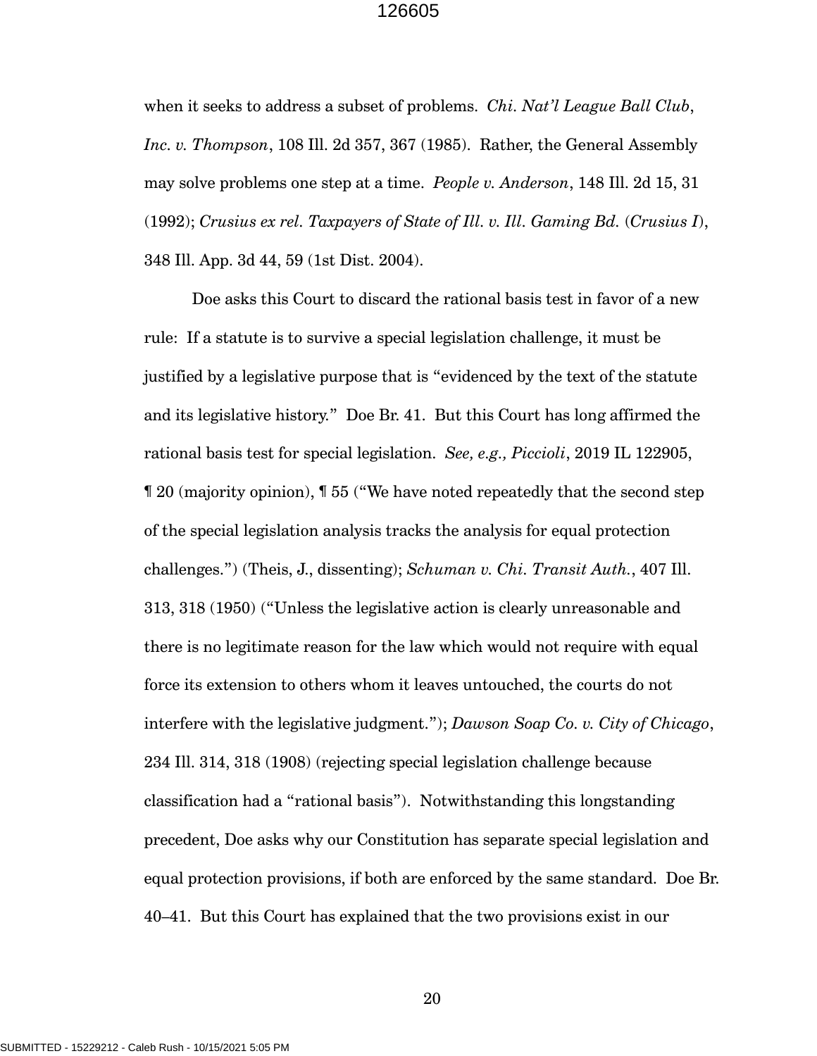when it seeks to address a subset of problems. *Chi. Nat'l League Ball Club, Inc. v. Thompson*, 108 Ill. 2d 357, 367 (1985). Rather, the General Assembly may solve problems one step at a time. *People v. Anderson*, 148 Ill. 2d 15, 31 (1992); *Crusius ex rel. Taxpayers of State of Ill. v. Ill. Gaming Bd.* (*Crusius I*), 348 Ill. App. 3d 44, 59 (1st Dist. 2004).

Doe asks this Court to discard the rational basis test in favor of a new rule: If a statute is to survive a special legislation challenge, it must be justified by a legislative purpose that is "evidenced by the text of the statute and its legislative history." Doe Br. 41. But this Court has long affirmed the rational basis test for special legislation. *See, e.g., Piccioli*, 2019 IL 122905, ¶ 20 (majority opinion), ¶ 55 ("We have noted repeatedly that the second step of the special legislation analysis tracks the analysis for equal protection challenges.") (Theis, J., dissenting); *Schuman v. Chi. Transit Auth.*, 407 Ill. 313, 318 (1950) ("Unless the legislative action is clearly unreasonable and there is no legitimate reason for the law which would not require with equal force its extension to others whom it leaves untouched, the courts do not interfere with the legislative judgment."); *Dawson Soap Co. v. City of Chicago*, 234 Ill. 314, 318 (1908) (rejecting special legislation challenge because classification had a "rational basis"). Notwithstanding this longstanding precedent, Doe asks why our Constitution has separate special legislation and equal protection provisions, if both are enforced by the same standard. Doe Br. 40–41. But this Court has explained that the two provisions exist in our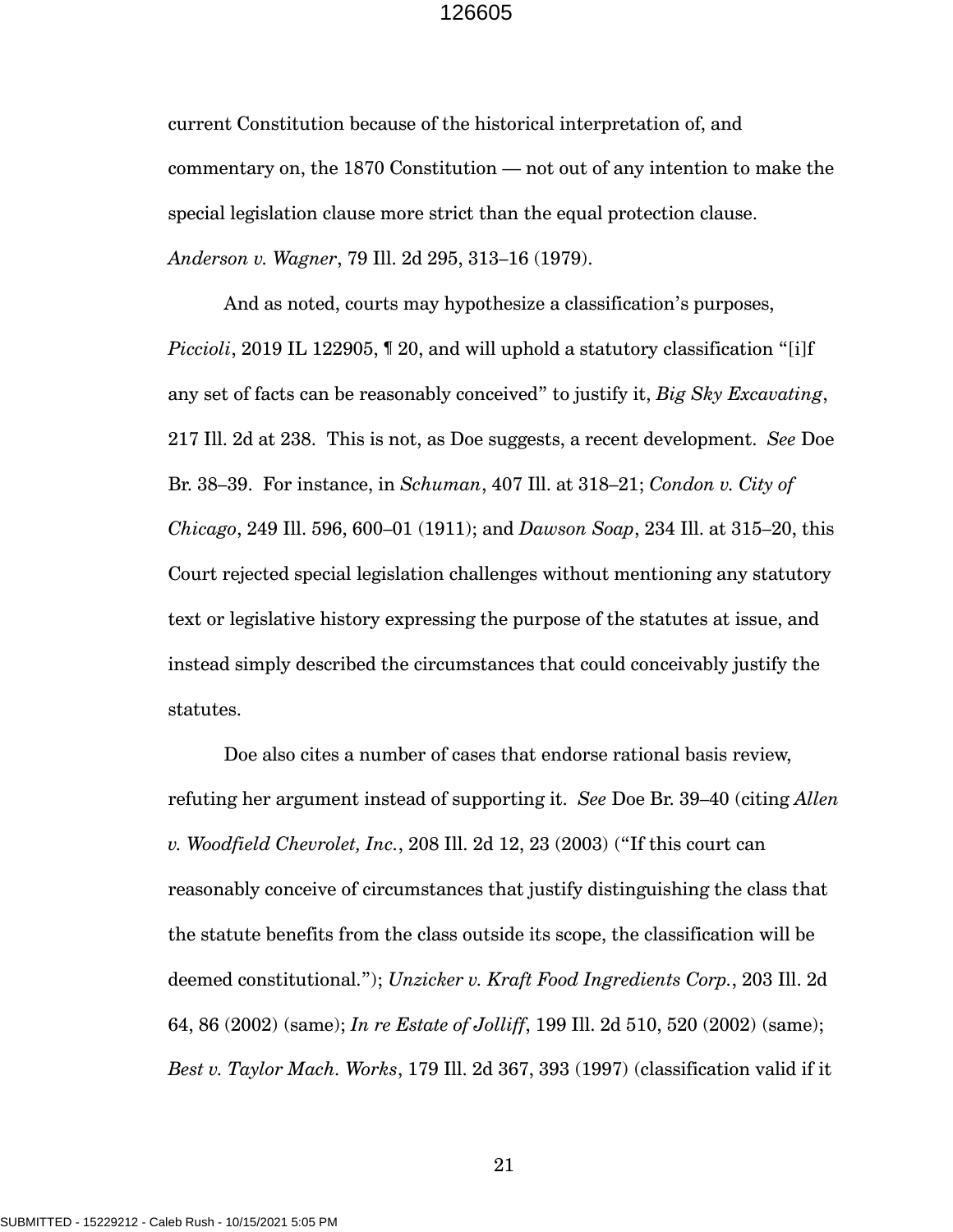current Constitution because of the historical interpretation of, and commentary on, the 1870 Constitution — not out of any intention to make the special legislation clause more strict than the equal protection clause. *Anderson v. Wagner*, 79 Ill. 2d 295, 313–16 (1979).

And as noted, courts may hypothesize a classification's purposes, *Piccioli*, 2019 IL 122905, ¶ 20, and will uphold a statutory classification "[i]f any set of facts can be reasonably conceived" to justify it, *Big Sky Excavating*, 217 Ill. 2d at 238. This is not, as Doe suggests, a recent development. *See* Doe Br. 38–39. For instance, in *Schuman*, 407 Ill. at 318–21; *Condon v. City of Chicago*, 249 Ill. 596, 600–01 (1911); and *Dawson Soap*, 234 Ill. at 315–20, this Court rejected special legislation challenges without mentioning any statutory text or legislative history expressing the purpose of the statutes at issue, and instead simply described the circumstances that could conceivably justify the statutes.

Doe also cites a number of cases that endorse rational basis review, refuting her argument instead of supporting it. *See* Doe Br. 39–40 (citing *Allen v. Woodfield Chevrolet, Inc.*, 208 Ill. 2d 12, 23 (2003) ("If this court can reasonably conceive of circumstances that justify distinguishing the class that the statute benefits from the class outside its scope, the classification will be deemed constitutional."); *Unzicker v. Kraft Food Ingredients Corp.*, 203 Ill. 2d 64, 86 (2002) (same); *In re Estate of Jolliff*, 199 Ill. 2d 510, 520 (2002) (same); *Best v. Taylor Mach. Works*, 179 Ill. 2d 367, 393 (1997) (classification valid if it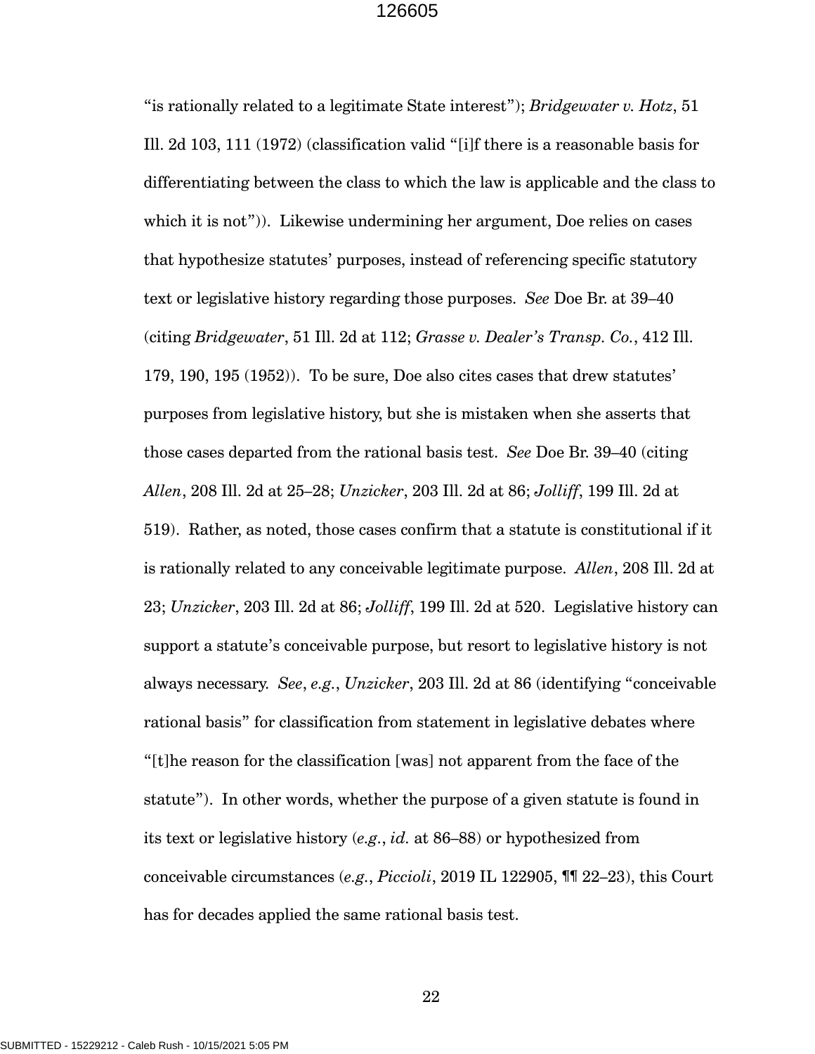"is rationally related to a legitimate State interest"); *Bridgewater v. Hotz*, 51 Ill. 2d 103, 111 (1972) (classification valid "[i]f there is a reasonable basis for differentiating between the class to which the law is applicable and the class to which it is not")). Likewise undermining her argument, Doe relies on cases that hypothesize statutes' purposes, instead of referencing specific statutory text or legislative history regarding those purposes. *See* Doe Br. at 39–40 (citing *Bridgewater*, 51 Ill. 2d at 112; *Grasse v. Dealer's Transp. Co.*, 412 Ill. 179, 190, 195 (1952)). To be sure, Doe also cites cases that drew statutes' purposes from legislative history, but she is mistaken when she asserts that those cases departed from the rational basis test. *See* Doe Br. 39–40 (citing *Allen*, 208 Ill. 2d at 25–28; *Unzicker*, 203 Ill. 2d at 86; *Jolliff*, 199 Ill. 2d at 519). Rather, as noted, those cases confirm that a statute is constitutional if it is rationally related to any conceivable legitimate purpose. *Allen*, 208 Ill. 2d at 23; *Unzicker*, 203 Ill. 2d at 86; *Jolliff*, 199 Ill. 2d at 520. Legislative history can support a statute's conceivable purpose, but resort to legislative history is not always necessary. *See*, *e.g.*, *Unzicker*, 203 Ill. 2d at 86 (identifying "conceivable rational basis" for classification from statement in legislative debates where "[t]he reason for the classification [was] not apparent from the face of the statute"). In other words, whether the purpose of a given statute is found in its text or legislative history (*e.g.*, *id.* at 86–88) or hypothesized from conceivable circumstances (*e.g.*, *Piccioli*, 2019 IL 122905, ¶¶ 22–23), this Court has for decades applied the same rational basis test.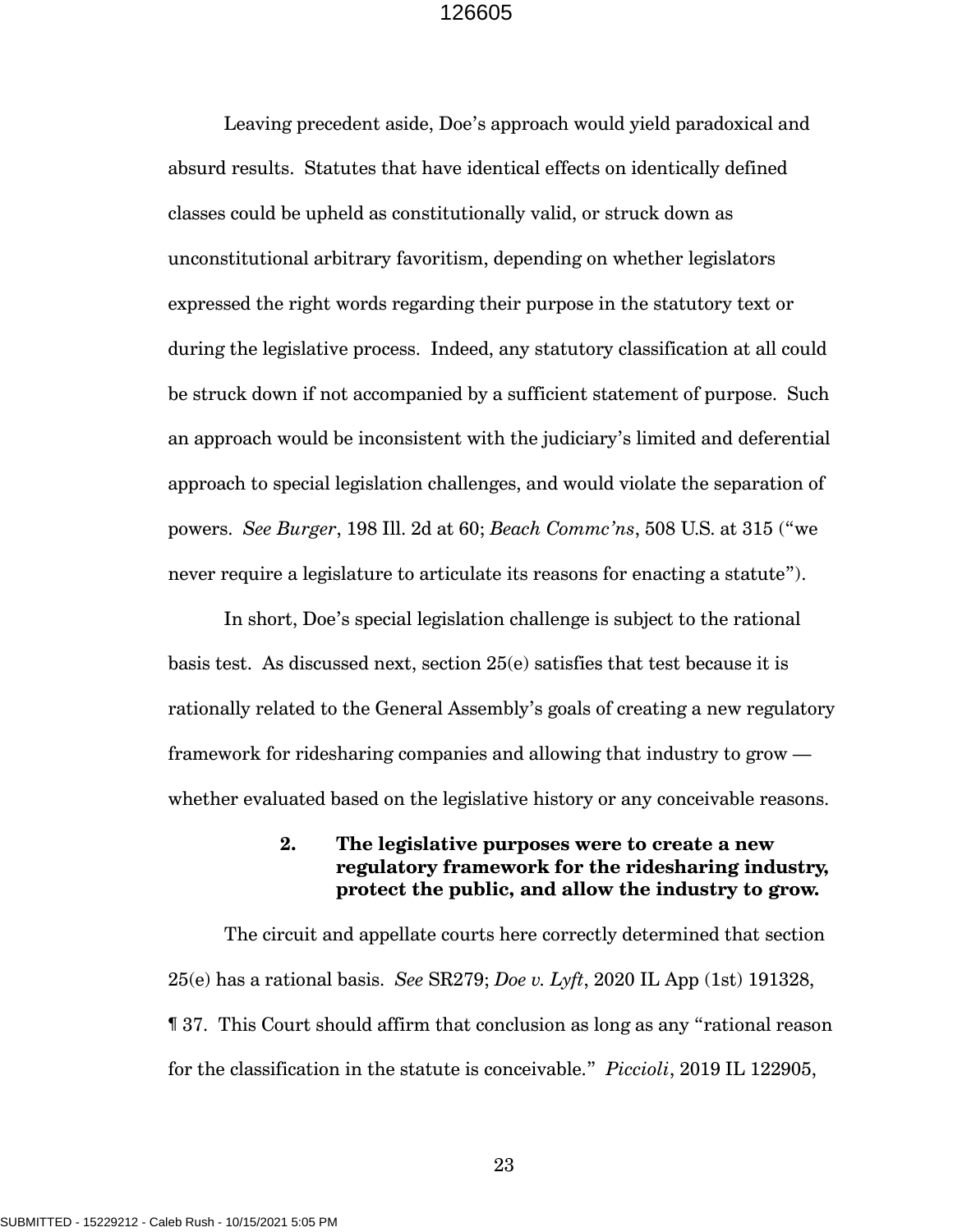Leaving precedent aside, Doe's approach would yield paradoxical and absurd results. Statutes that have identical effects on identically defined classes could be upheld as constitutionally valid, or struck down as unconstitutional arbitrary favoritism, depending on whether legislators expressed the right words regarding their purpose in the statutory text or during the legislative process. Indeed, any statutory classification at all could be struck down if not accompanied by a sufficient statement of purpose. Such an approach would be inconsistent with the judiciary's limited and deferential approach to special legislation challenges, and would violate the separation of powers. *See Burger*, 198 Ill. 2d at 60; *Beach Commc'ns*, 508 U.S. at 315 ("we never require a legislature to articulate its reasons for enacting a statute").

In short, Doe's special legislation challenge is subject to the rational basis test. As discussed next, section 25(e) satisfies that test because it is rationally related to the General Assembly's goals of creating a new regulatory framework for ridesharing companies and allowing that industry to grow — whether evaluated based on the legislative history or any conceivable reasons.

#### 2. The legislative purposes were to create a new regulatory framework for the ridesharing industry, protect the public, and allow the industry to grow.

The circuit and appellate courts here correctly determined that section 25(e) has a rational basis. *See* SR279; *Doe v. Lyft*, 2020 IL App (1st) 191328, ¶ 37. This Court should affirm that conclusion as long as any "rational reason for the classification in the statute is conceivable." *Piccioli*, 2019 IL 122905,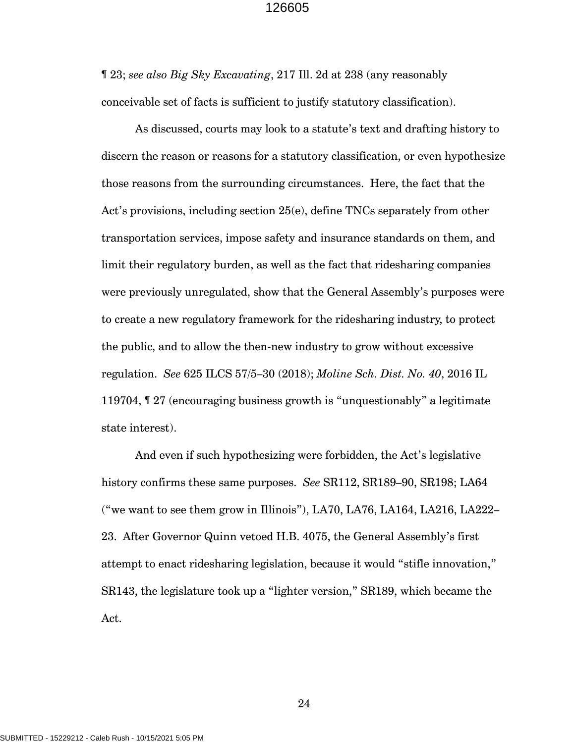¶ 23; *see also Big Sky Excavating*, 217 Ill. 2d at 238 (any reasonably conceivable set of facts is sufficient to justify statutory classification).

As discussed, courts may look to a statute's text and drafting history to discern the reason or reasons for a statutory classification, or even hypothesize those reasons from the surrounding circumstances. Here, the fact that the Act's provisions, including section 25(e), define TNCs separately from other transportation services, impose safety and insurance standards on them, and limit their regulatory burden, as well as the fact that ridesharing companies were previously unregulated, show that the General Assembly's purposes were to create a new regulatory framework for the ridesharing industry, to protect the public, and to allow the then-new industry to grow without excessive regulation. *See* 625 ILCS 57/5–30 (2018); *Moline Sch. Dist. No. 40*, 2016 IL 119704, ¶ 27 (encouraging business growth is "unquestionably" a legitimate state interest).

And even if such hypothesizing were forbidden, the Act's legislative history confirms these same purposes. *See* SR112, SR189–90, SR198; LA64 ("we want to see them grow in Illinois"), LA70, LA76, LA164, LA216, LA222–23. After Governor Quinn vetoed H.B. 4075, the General Assembly's first attempt to enact ridesharing legislation, because it would "stifle innovation," SR143, the legislature took up a "lighter version," SR189, which became the Act.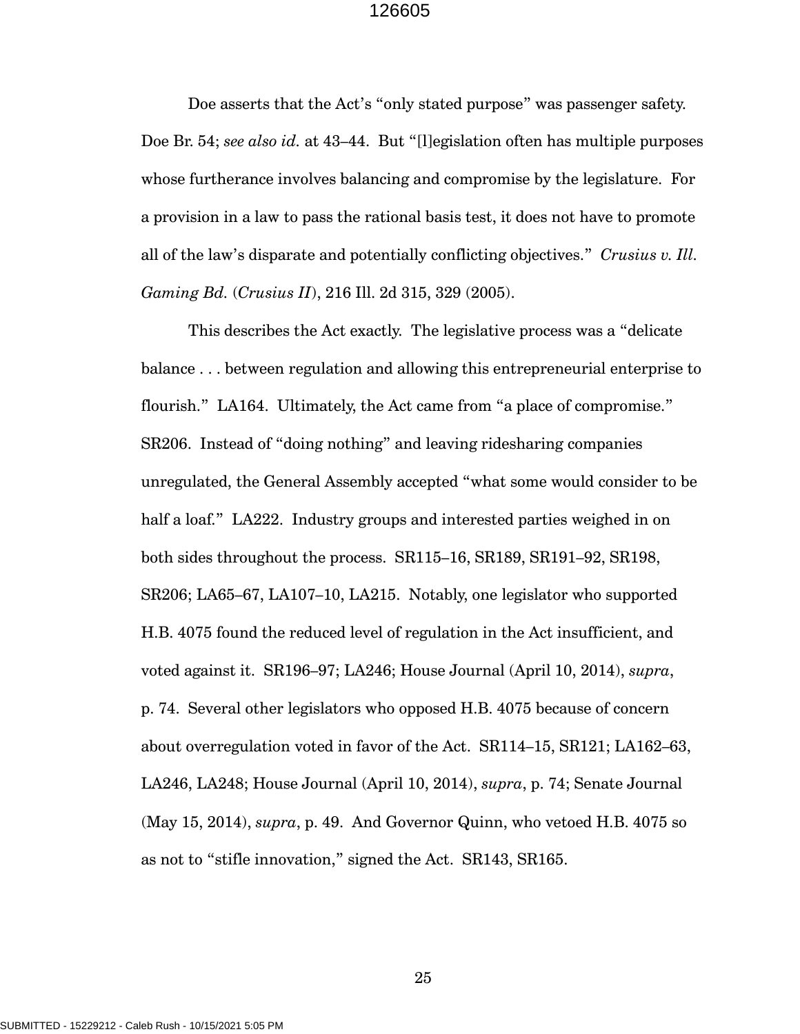Doe asserts that the Act's "only stated purpose" was passenger safety. Doe Br. 54; *see also id.* at 43–44. But "[l]egislation often has multiple purposes whose furtherance involves balancing and compromise by the legislature. For a provision in a law to pass the rational basis test, it does not have to promote all of the law's disparate and potentially conflicting objectives." *Crusius v. Ill. Gaming Bd.* (*Crusius II*), 216 Ill. 2d 315, 329 (2005).

This describes the Act exactly. The legislative process was a "delicate balance . . . between regulation and allowing this entrepreneurial enterprise to flourish." LA164. Ultimately, the Act came from "a place of compromise." SR206. Instead of "doing nothing" and leaving ridesharing companies unregulated, the General Assembly accepted "what some would consider to be half a loaf." LA222. Industry groups and interested parties weighed in on both sides throughout the process. SR115–16, SR189, SR191–92, SR198, SR206; LA65–67, LA107–10, LA215. Notably, one legislator who supported H.B. 4075 found the reduced level of regulation in the Act insufficient, and voted against it. SR196–97; LA246; House Journal (April 10, 2014), *supra*, p. 74. Several other legislators who opposed H.B. 4075 because of concern about overregulation voted in favor of the Act. SR114–15, SR121; LA162–63, LA246, LA248; House Journal (April 10, 2014), *supra*, p. 74; Senate Journal (May 15, 2014), *supra*, p. 49. And Governor Quinn, who vetoed H.B. 4075 so as not to "stifle innovation," signed the Act. SR143, SR165.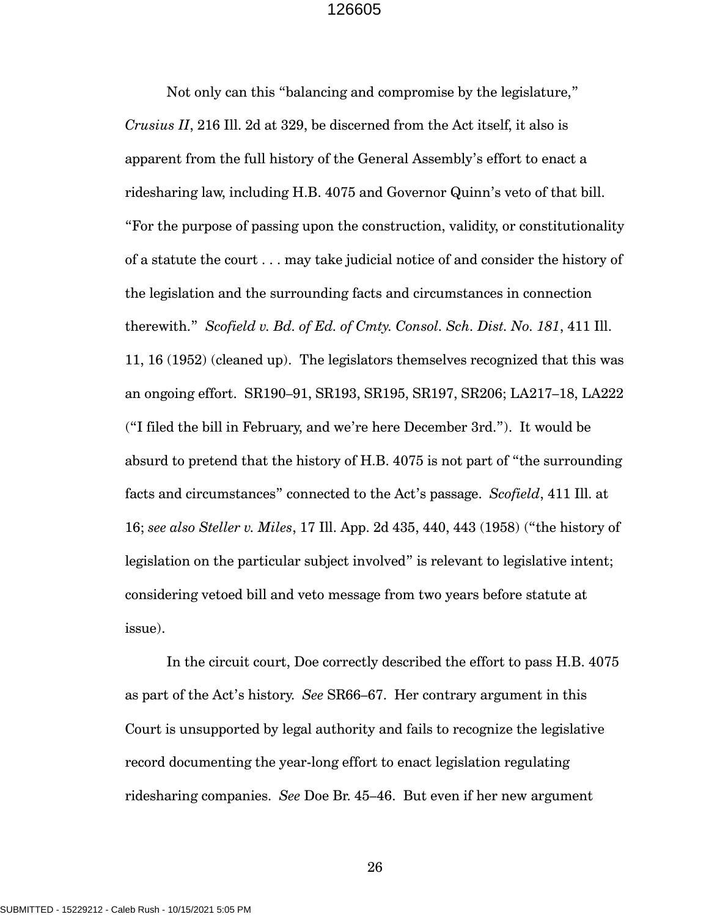Not only can this "balancing and compromise by the legislature," *Crusius II*, 216 Ill. 2d at 329, be discerned from the Act itself, it also is apparent from the full history of the General Assembly's effort to enact a ridesharing law, including H.B. 4075 and Governor Quinn's veto of that bill. "For the purpose of passing upon the construction, validity, or constitutionality of a statute the court . . . may take judicial notice of and consider the history of the legislation and the surrounding facts and circumstances in connection therewith." *Scofield v. Bd. of Ed. of Cmty. Consol. Sch. Dist. No. 181*, 411 Ill. 11, 16 (1952) (cleaned up). The legislators themselves recognized that this was an ongoing effort. SR190–91, SR193, SR195, SR197, SR206; LA217–18, LA222 ("I filed the bill in February, and we're here December 3rd."). It would be absurd to pretend that the history of H.B. 4075 is not part of "the surrounding facts and circumstances" connected to the Act's passage. *Scofield*, 411 Ill. at 16; *see also Steller v. Miles*, 17 Ill. App. 2d 435, 440, 443 (1958) ("the history of legislation on the particular subject involved" is relevant to legislative intent; considering vetoed bill and veto message from two years before statute at issue).

In the circuit court, Doe correctly described the effort to pass H.B. 4075 as part of the Act's history. *See* SR66–67. Her contrary argument in this Court is unsupported by legal authority and fails to recognize the legislative record documenting the year-long effort to enact legislation regulating ridesharing companies. *See* Doe Br. 45–46. But even if her new argument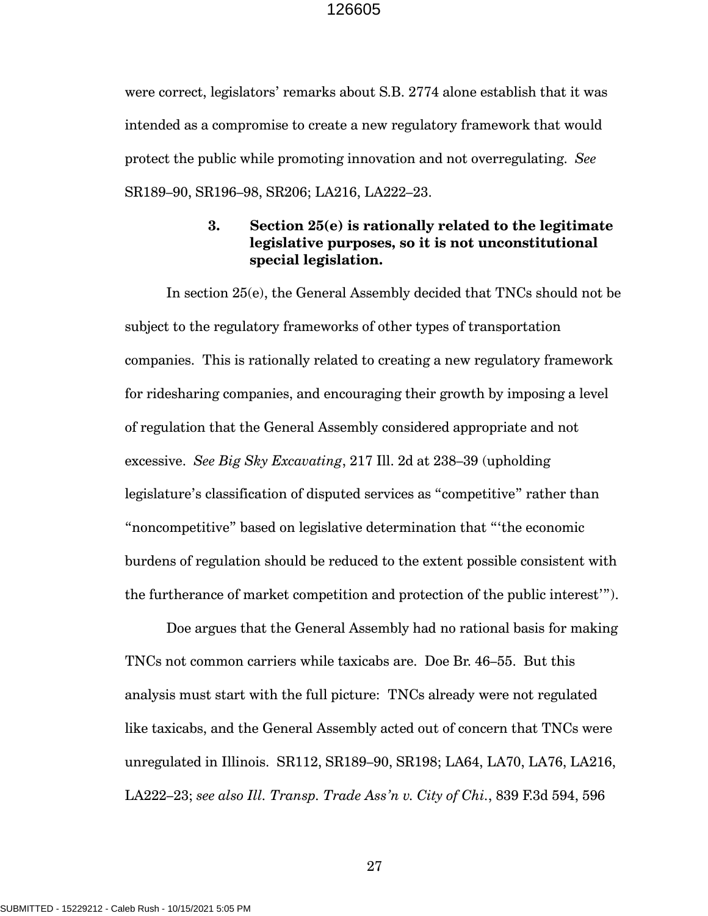were correct, legislators' remarks about S.B. 2774 alone establish that it was intended as a compromise to create a new regulatory framework that would protect the public while promoting innovation and not overregulating. *See* SR189–90, SR196–98, SR206; LA216, LA222–23.

### 3. Section 25(e) is rationally related to the legitimate legislative purposes, so it is not unconstitutional special legislation.

In section 25(e), the General Assembly decided that TNCs should not be subject to the regulatory frameworks of other types of transportation companies. This is rationally related to creating a new regulatory framework for ridesharing companies, and encouraging their growth by imposing a level of regulation that the General Assembly considered appropriate and not excessive. *See Big Sky Excavating*, 217 Ill. 2d at 238–39 (upholding legislature's classification of disputed services as "competitive" rather than "noncompetitive" based on legislative determination that "'the economic burdens of regulation should be reduced to the extent possible consistent with the furtherance of market competition and protection of the public interest'").

Doe argues that the General Assembly had no rational basis for making TNCs not common carriers while taxicabs are. Doe Br. 46–55. But this analysis must start with the full picture: TNCs already were not regulated like taxicabs, and the General Assembly acted out of concern that TNCs were unregulated in Illinois. SR112, SR189–90, SR198; LA64, LA70, LA76, LA216, LA222–23; *see also Ill. Transp. Trade Ass'n v. City of Chi.*, 839 F.3d 594, 596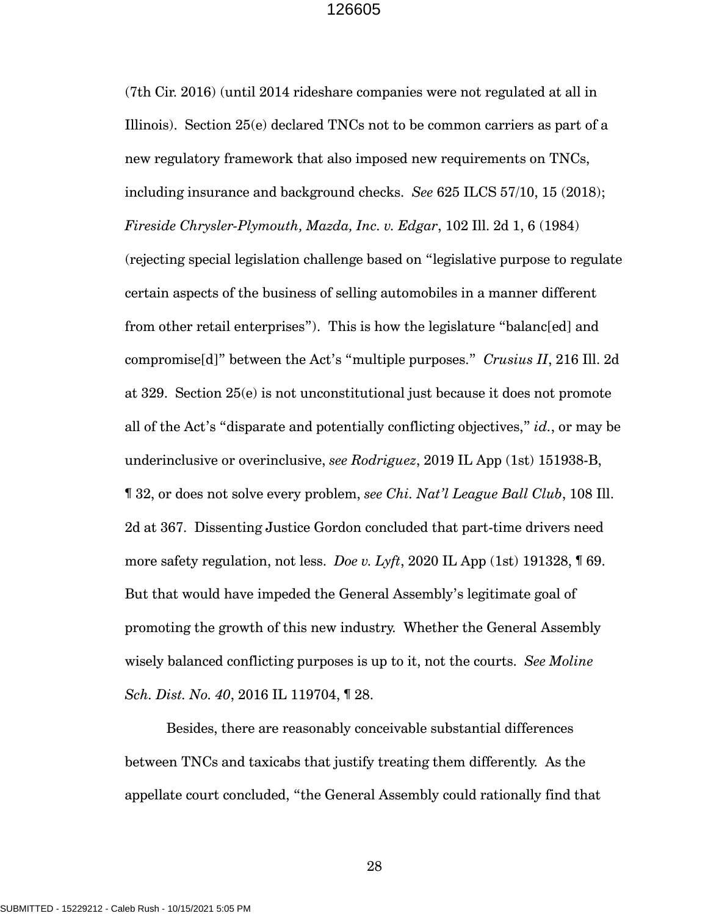(7th Cir. 2016) (until 2014 rideshare companies were not regulated at all in Illinois). Section 25(e) declared TNCs not to be common carriers as part of a new regulatory framework that also imposed new requirements on TNCs, including insurance and background checks. *See* 625 ILCS 57/10, 15 (2018); *Fireside Chrysler-Plymouth, Mazda, Inc. v. Edgar*, 102 Ill. 2d 1, 6 (1984) (rejecting special legislation challenge based on "legislative purpose to regulate certain aspects of the business of selling automobiles in a manner different from other retail enterprises"). This is how the legislature "balanc[ed] and compromise[d]" between the Act's "multiple purposes." *Crusius II*, 216 Ill. 2d at 329. Section 25(e) is not unconstitutional just because it does not promote all of the Act's "disparate and potentially conflicting objectives," *id.*, or may be underinclusive or overinclusive, *see Rodriguez*, 2019 IL App (1st) 151938-B, ¶ 32, or does not solve every problem, *see Chi. Nat'l League Ball Club*, 108 Ill. 2d at 367. Dissenting Justice Gordon concluded that part-time drivers need more safety regulation, not less. *Doe v. Lyft*, 2020 IL App (1st) 191328, ¶ 69. But that would have impeded the General Assembly's legitimate goal of promoting the growth of this new industry. Whether the General Assembly wisely balanced conflicting purposes is up to it, not the courts. *See Moline Sch. Dist. No. 40*, 2016 IL 119704, ¶ 28.

Besides, there are reasonably conceivable substantial differences between TNCs and taxicabs that justify treating them differently. As the appellate court concluded, "the General Assembly could rationally find that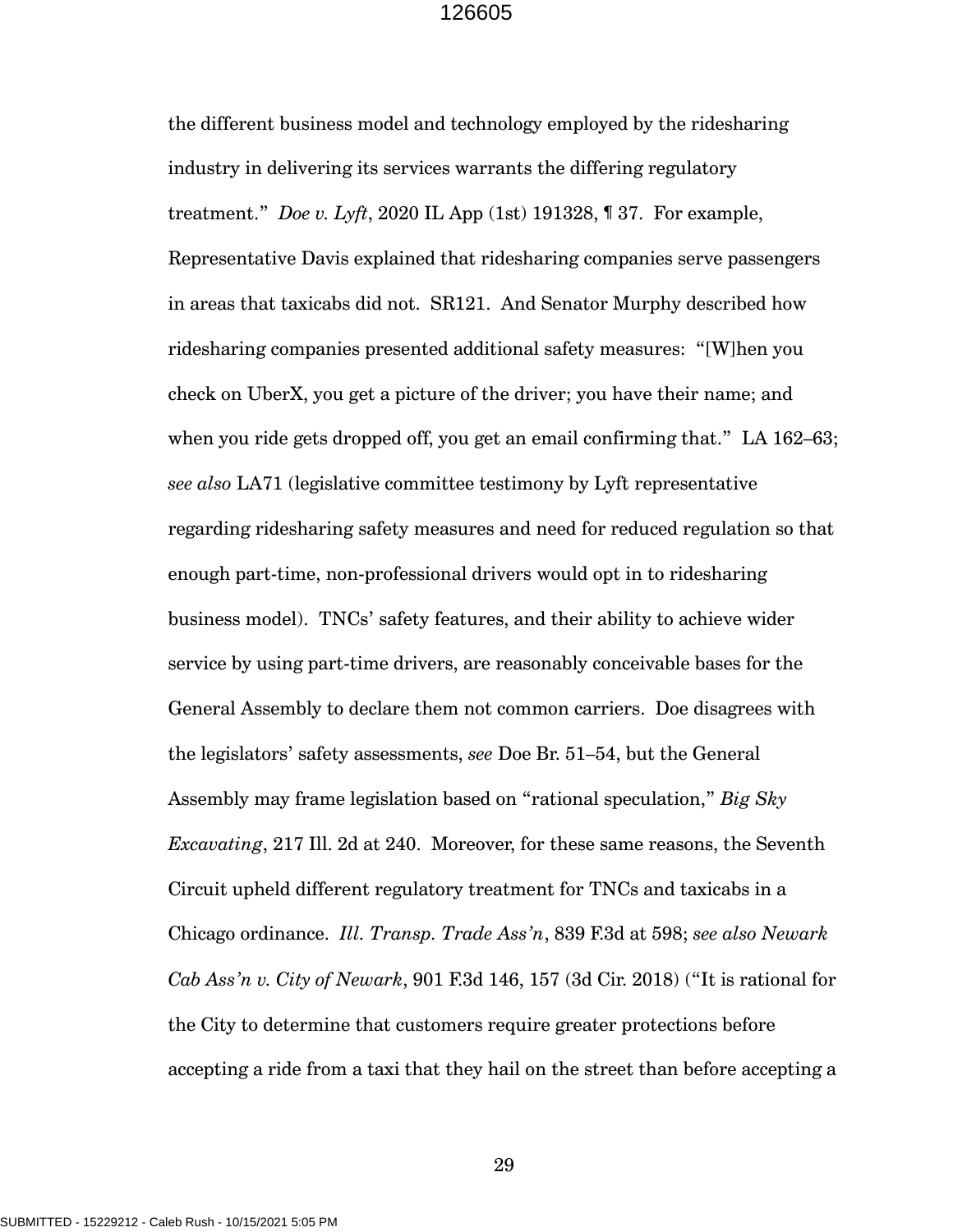the different business model and technology employed by the ridesharing industry in delivering its services warrants the differing regulatory treatment." *Doe v. Lyft*, 2020 IL App (1st) 191328, ¶ 37. For example, Representative Davis explained that ridesharing companies serve passengers in areas that taxicabs did not. SR121. And Senator Murphy described how ridesharing companies presented additional safety measures: "[W]hen you check on UberX, you get a picture of the driver; you have their name; and when you ride gets dropped off, you get an email confirming that." LA 162–63; *see also* LA71 (legislative committee testimony by Lyft representative regarding ridesharing safety measures and need for reduced regulation so that enough part-time, non-professional drivers would opt in to ridesharing business model). TNCs' safety features, and their ability to achieve wider service by using part-time drivers, are reasonably conceivable bases for the General Assembly to declare them not common carriers. Doe disagrees with the legislators' safety assessments, *see* Doe Br. 51–54, but the General Assembly may frame legislation based on "rational speculation," *Big Sky Excavating*, 217 Ill. 2d at 240. Moreover, for these same reasons, the Seventh Circuit upheld different regulatory treatment for TNCs and taxicabs in a Chicago ordinance. *Ill. Transp. Trade Ass'n*, 839 F.3d at 598; *see also Newark Cab Ass'n v. City of Newark*, 901 F.3d 146, 157 (3d Cir. 2018) ("It is rational for the City to determine that customers require greater protections before accepting a ride from a taxi that they hail on the street than before accepting a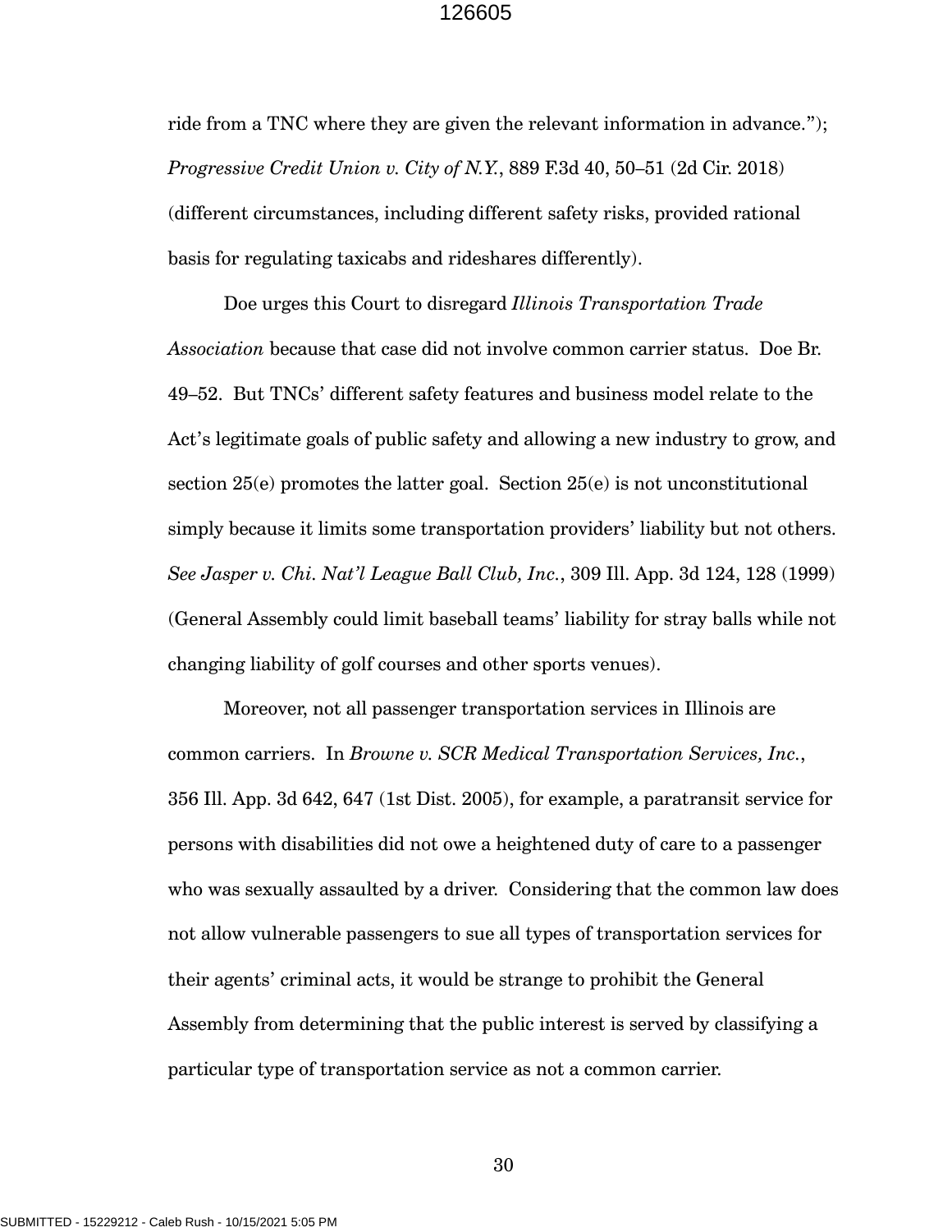ride from a TNC where they are given the relevant information in advance.”); *Progressive Credit Union v. City of N.Y.*, 889 F.3d 40, 50–51 (2d Cir. 2018) (different circumstances, including different safety risks, provided rational basis for regulating taxicabs and rideshares differently).

Doe urges this Court to disregard *Illinois Transportation Trade Association* because that case did not involve common carrier status. Doe Br. 49–52. But TNCs’ different safety features and business model relate to the Act’s legitimate goals of public safety and allowing a new industry to grow, and section 25(e) promotes the latter goal. Section 25(e) is not unconstitutional simply because it limits some transportation providers’ liability but not others. *See Jasper v. Chi. Nat’l League Ball Club, Inc.*, 309 Ill. App. 3d 124, 128 (1999) (General Assembly could limit baseball teams’ liability for stray balls while not changing liability of golf courses and other sports venues).

Moreover, not all passenger transportation services in Illinois are common carriers. In *Browne v. SCR Medical Transportation Services, Inc.*, 356 Ill. App. 3d 642, 647 (1st Dist. 2005), for example, a paratransit service for persons with disabilities did not owe a heightened duty of care to a passenger who was sexually assaulted by a driver. Considering that the common law does not allow vulnerable passengers to sue all types of transportation services for their agents’ criminal acts, it would be strange to prohibit the General Assembly from determining that the public interest is served by classifying a particular type of transportation service as not a common carrier.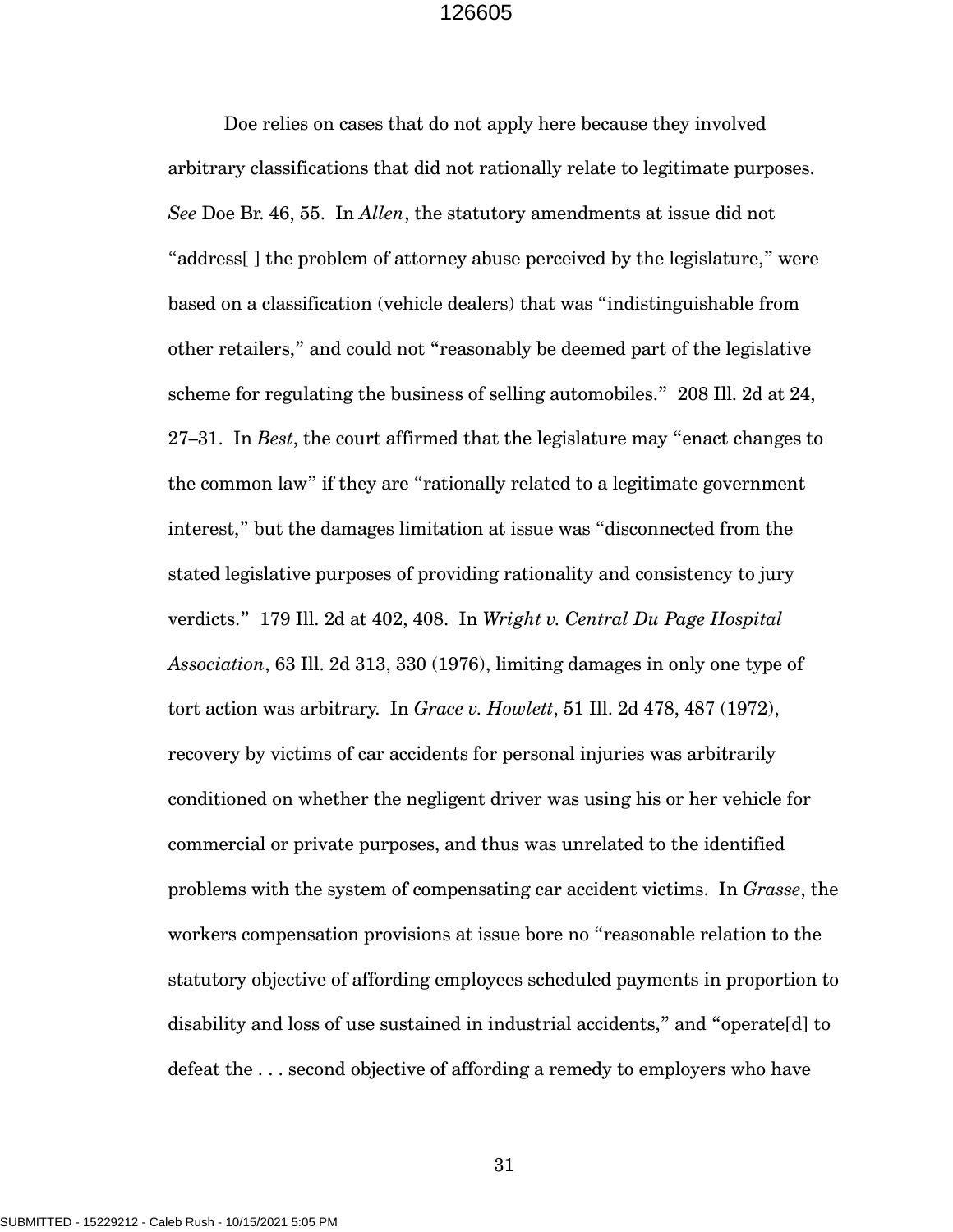Doe relies on cases that do not apply here because they involved arbitrary classifications that did not rationally relate to legitimate purposes. *See* Doe Br. 46, 55. In *Allen*, the statutory amendments at issue did not "address[ ] the problem of attorney abuse perceived by the legislature," were based on a classification (vehicle dealers) that was "indistinguishable from other retailers," and could not "reasonably be deemed part of the legislative scheme for regulating the business of selling automobiles." 208 Ill. 2d at 24, 27–31. In *Best*, the court affirmed that the legislature may "enact changes to the common law" if they are "rationally related to a legitimate government interest," but the damages limitation at issue was "disconnected from the stated legislative purposes of providing rationality and consistency to jury verdicts." 179 Ill. 2d at 402, 408. In *Wright v. Central Du Page Hospital Association*, 63 Ill. 2d 313, 330 (1976), limiting damages in only one type of tort action was arbitrary. In *Grace v. Howlett*, 51 Ill. 2d 478, 487 (1972), recovery by victims of car accidents for personal injuries was arbitrarily conditioned on whether the negligent driver was using his or her vehicle for commercial or private purposes, and thus was unrelated to the identified problems with the system of compensating car accident victims. In *Grasse*, the workers compensation provisions at issue bore no "reasonable relation to the statutory objective of affording employees scheduled payments in proportion to disability and loss of use sustained in industrial accidents," and "operate[d] to defeat the . . . second objective of affording a remedy to employers who have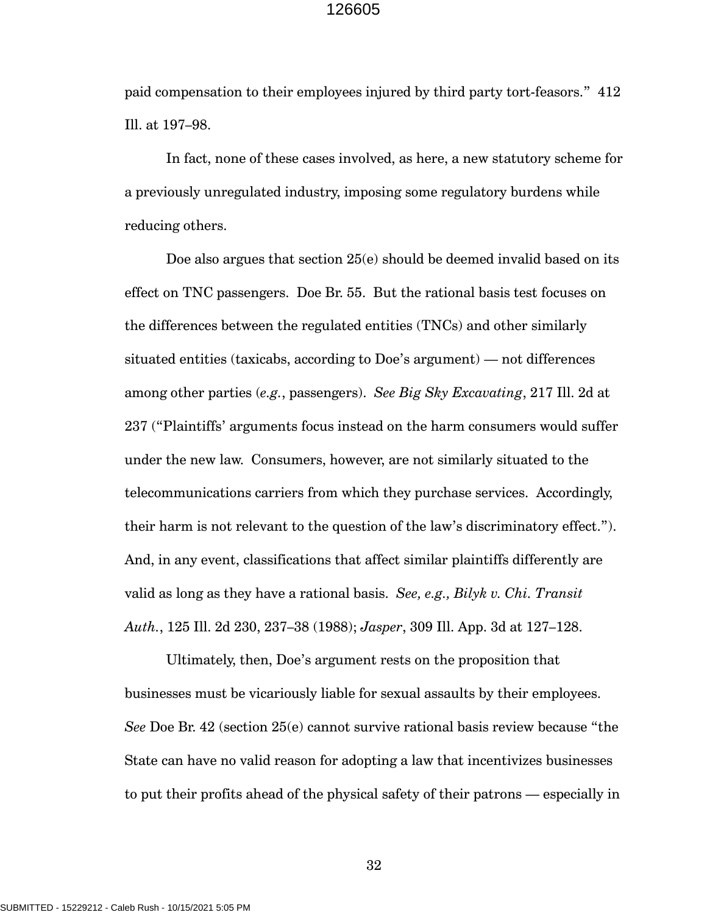paid compensation to their employees injured by third party tort-feasors." 412 Ill. at 197–98.

In fact, none of these cases involved, as here, a new statutory scheme for a previously unregulated industry, imposing some regulatory burdens while reducing others.

Doe also argues that section 25(e) should be deemed invalid based on its effect on TNC passengers. Doe Br. 55. But the rational basis test focuses on the differences between the regulated entities (TNCs) and other similarly situated entities (taxicabs, according to Doe's argument) — not differences among other parties (*e.g.*, passengers). *See Big Sky Excavating*, 217 Ill. 2d at 237 ("Plaintiffs' arguments focus instead on the harm consumers would suffer under the new law. Consumers, however, are not similarly situated to the telecommunications carriers from which they purchase services. Accordingly, their harm is not relevant to the question of the law's discriminatory effect."). And, in any event, classifications that affect similar plaintiffs differently are valid as long as they have a rational basis. *See, e.g., Bilyk v. Chi. Transit Auth.*, 125 Ill. 2d 230, 237–38 (1988); *Jasper*, 309 Ill. App. 3d at 127–128.

Ultimately, then, Doe's argument rests on the proposition that businesses must be vicariously liable for sexual assaults by their employees. *See* Doe Br. 42 (section 25(e) cannot survive rational basis review because "the State can have no valid reason for adopting a law that incentivizes businesses to put their profits ahead of the physical safety of their patrons — especially in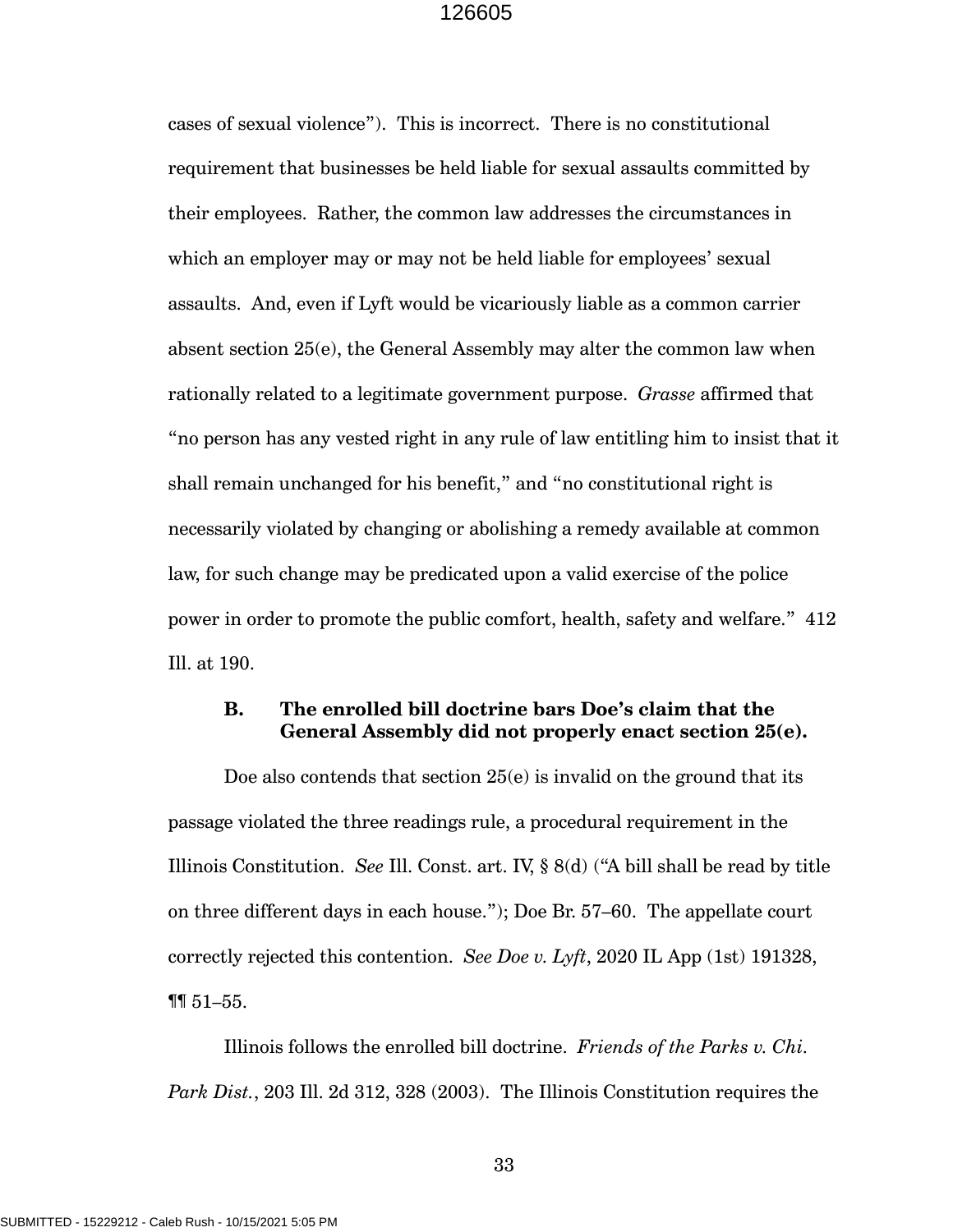cases of sexual violence"). This is incorrect. There is no constitutional requirement that businesses be held liable for sexual assaults committed by their employees. Rather, the common law addresses the circumstances in which an employer may or may not be held liable for employees' sexual assaults. And, even if Lyft would be vicariously liable as a common carrier absent section 25(e), the General Assembly may alter the common law when rationally related to a legitimate government purpose. *Grasse* affirmed that "no person has any vested right in any rule of law entitling him to insist that it shall remain unchanged for his benefit," and "no constitutional right is necessarily violated by changing or abolishing a remedy available at common law, for such change may be predicated upon a valid exercise of the police power in order to promote the public comfort, health, safety and welfare." 412 Ill. at 190.

### B. The enrolled bill doctrine bars Doe's claim that the General Assembly did not properly enact section 25(e).

Doe also contends that section 25(e) is invalid on the ground that its passage violated the three readings rule, a procedural requirement in the Illinois Constitution. *See* Ill. Const. art. IV, § 8(d) ("A bill shall be read by title on three different days in each house."); Doe Br. 57–60. The appellate court correctly rejected this contention. *See Doe v. Lyft*, 2020 IL App (1st) 191328, ¶¶ 51–55.

Illinois follows the enrolled bill doctrine. *Friends of the Parks v. Chi. Park Dist.*, 203 Ill. 2d 312, 328 (2003). The Illinois Constitution requires the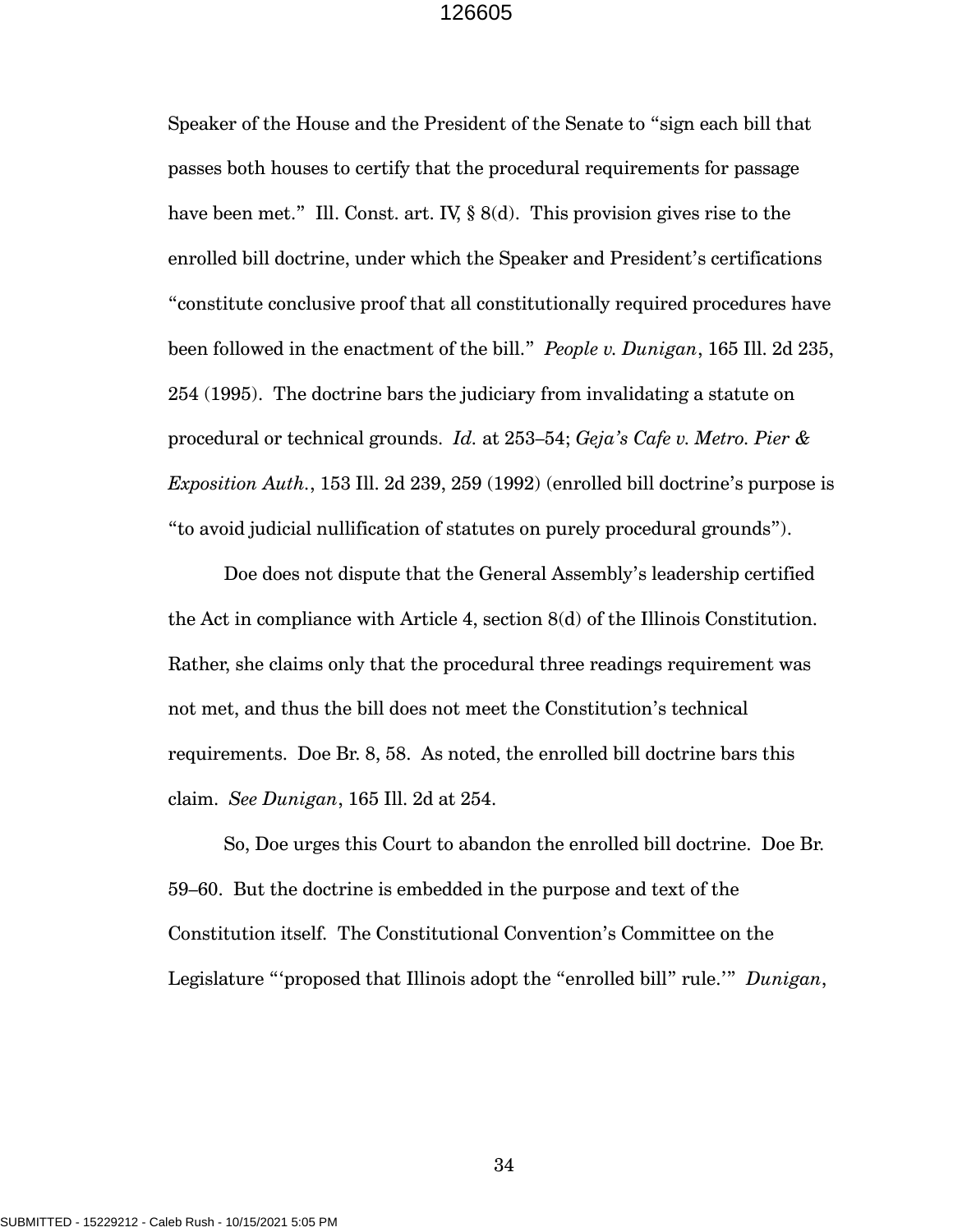Speaker of the House and the President of the Senate to "sign each bill that passes both houses to certify that the procedural requirements for passage have been met." Ill. Const. art. IV, § 8(d). This provision gives rise to the enrolled bill doctrine, under which the Speaker and President's certifications "constitute conclusive proof that all constitutionally required procedures have been followed in the enactment of the bill." *People v. Dunigan*, 165 Ill. 2d 235, 254 (1995). The doctrine bars the judiciary from invalidating a statute on procedural or technical grounds. *Id.* at 253–54; *Geja's Cafe v. Metro. Pier & Exposition Auth.*, 153 Ill. 2d 239, 259 (1992) (enrolled bill doctrine's purpose is "to avoid judicial nullification of statutes on purely procedural grounds").

Doe does not dispute that the General Assembly's leadership certified the Act in compliance with Article 4, section 8(d) of the Illinois Constitution. Rather, she claims only that the procedural three readings requirement was not met, and thus the bill does not meet the Constitution's technical requirements. Doe Br. 8, 58. As noted, the enrolled bill doctrine bars this claim. *See Dunigan*, 165 Ill. 2d at 254.

So, Doe urges this Court to abandon the enrolled bill doctrine. Doe Br. 59–60. But the doctrine is embedded in the purpose and text of the Constitution itself. The Constitutional Convention's Committee on the Legislature "'proposed that Illinois adopt the "enrolled bill" rule.'" *Dunigan*,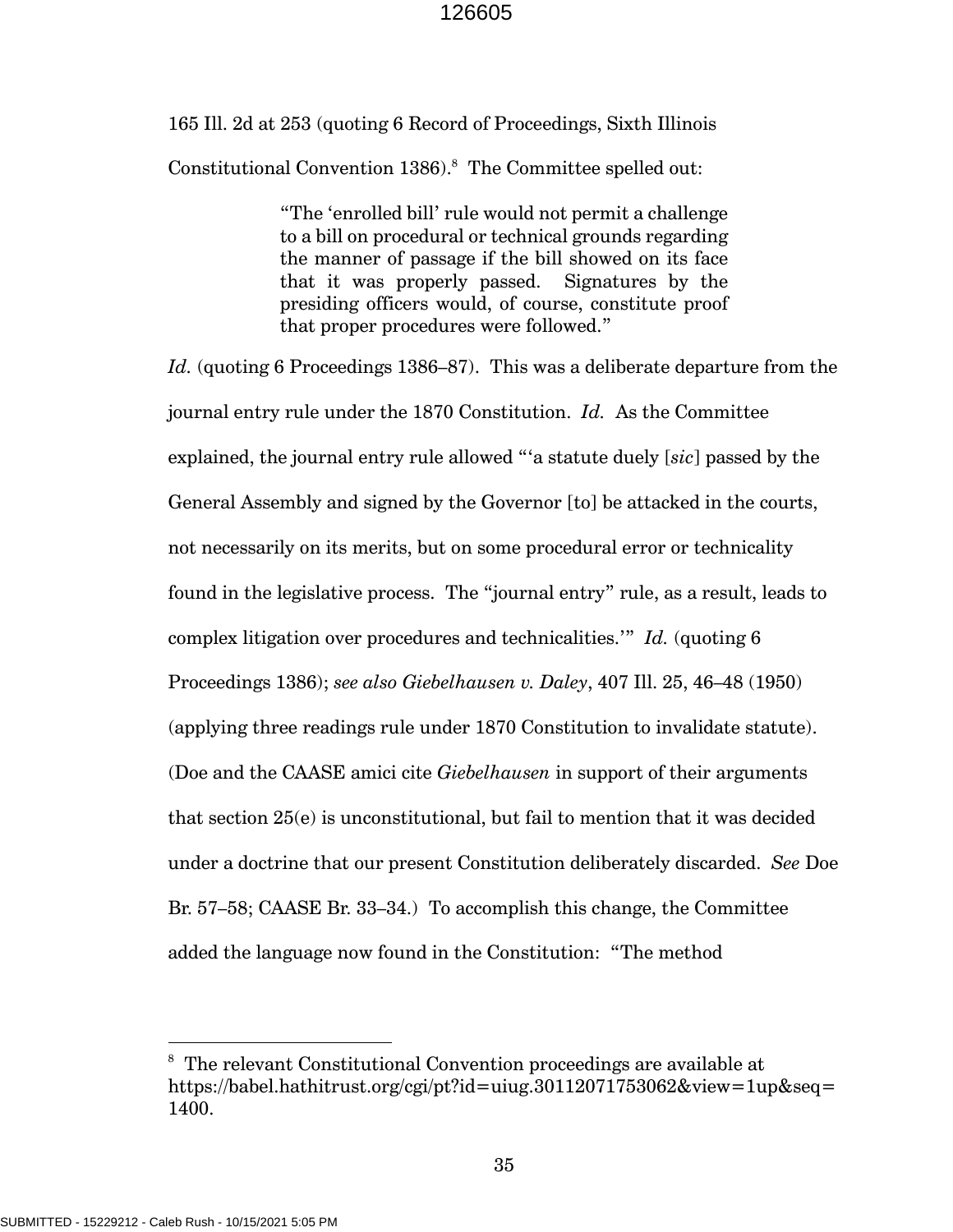165 Ill. 2d at 253 (quoting 6 Record of Proceedings, Sixth Illinois Constitutional Convention 1386).[8] The Committee spelled out:

> "The 'enrolled bill' rule would not permit a challenge to a bill on procedural or technical grounds regarding the manner of passage if the bill showed on its face that it was properly passed. Signatures by the presiding officers would, of course, constitute proof that proper procedures were followed."

*Id.* (quoting 6 Proceedings 1386–87). This was a deliberate departure from the journal entry rule under the 1870 Constitution. *Id.* As the Committee explained, the journal entry rule allowed "'a statute duely [*sic*] passed by the General Assembly and signed by the Governor [to] be attacked in the courts, not necessarily on its merits, but on some procedural error or technicality found in the legislative process. The "journal entry" rule, as a result, leads to complex litigation over procedures and technicalities.'" *Id.* (quoting 6 Proceedings 1386); *see also Giebelhausen v. Daley*, 407 Ill. 25, 46–48 (1950) (applying three readings rule under 1870 Constitution to invalidate statute). (Doe and the CAASE amici cite *Giebelhausen* in support of their arguments that section 25(e) is unconstitutional, but fail to mention that it was decided under a doctrine that our present Constitution deliberately discarded. *See* Doe Br. 57–58; CAASE Br. 33–34.) To accomplish this change, the Committee added the language now found in the Constitution: "The method

---

[8] The relevant Constitutional Convention proceedings are available at https://babel.hathitrust.org/cgi/pt?id=uiug.30112071753062&view=1up&seq=1400.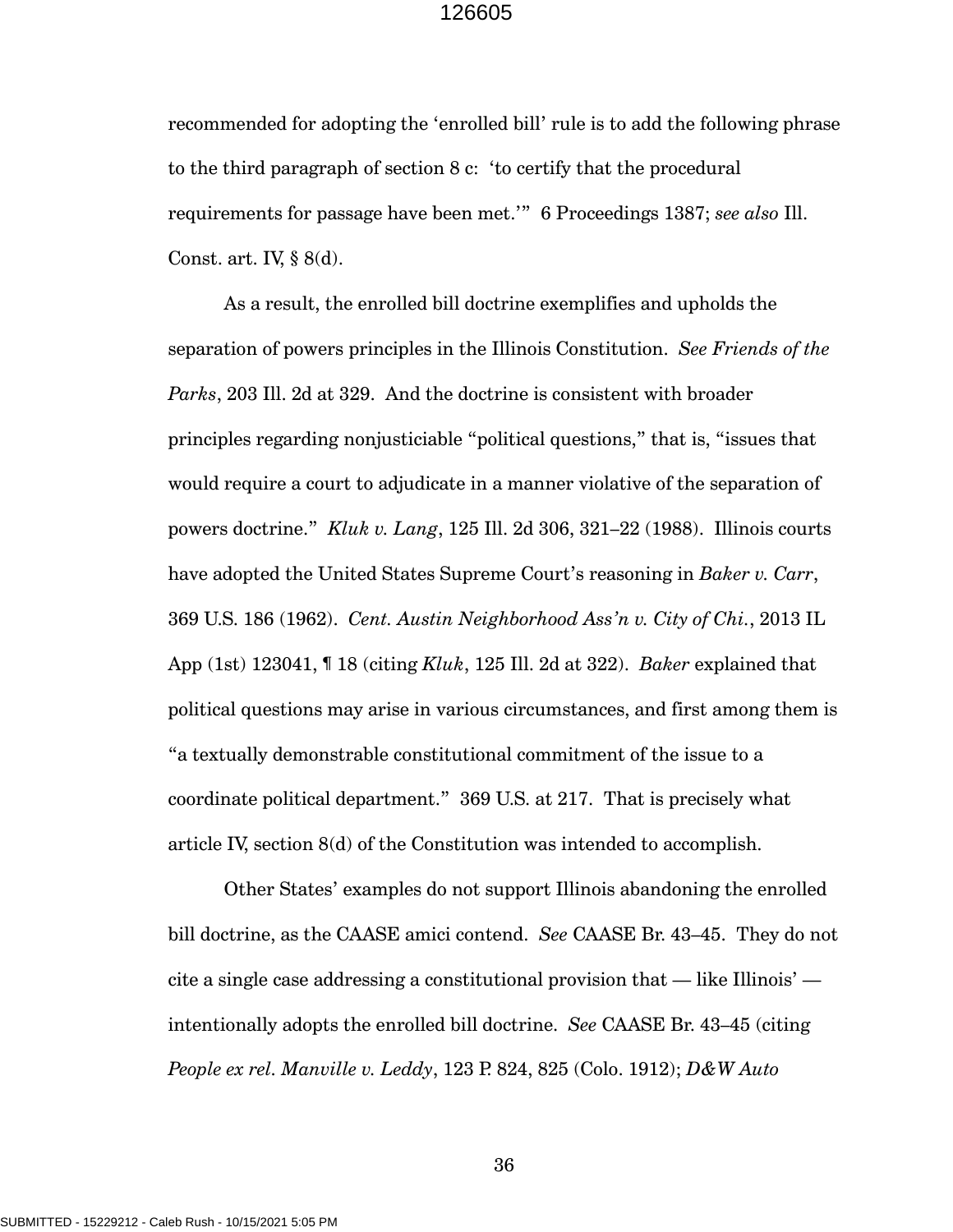recommended for adopting the 'enrolled bill' rule is to add the following phrase to the third paragraph of section 8 c: 'to certify that the procedural requirements for passage have been met.'" 6 Proceedings 1387; *see also* Ill. Const. art. IV, § 8(d).

As a result, the enrolled bill doctrine exemplifies and upholds the separation of powers principles in the Illinois Constitution. *See Friends of the Parks*, 203 Ill. 2d at 329. And the doctrine is consistent with broader principles regarding nonjusticiable "political questions," that is, "issues that would require a court to adjudicate in a manner violative of the separation of powers doctrine." *Kluk v. Lang*, 125 Ill. 2d 306, 321–22 (1988). Illinois courts have adopted the United States Supreme Court's reasoning in *Baker v. Carr*, 369 U.S. 186 (1962). *Cent. Austin Neighborhood Ass'n v. City of Chi.*, 2013 IL App (1st) 123041, ¶ 18 (citing *Kluk*, 125 Ill. 2d at 322). *Baker* explained that political questions may arise in various circumstances, and first among them is "a textually demonstrable constitutional commitment of the issue to a coordinate political department." 369 U.S. at 217. That is precisely what article IV, section 8(d) of the Constitution was intended to accomplish.

Other States' examples do not support Illinois abandoning the enrolled bill doctrine, as the CAASE amici contend. *See* CAASE Br. 43–45. They do not cite a single case addressing a constitutional provision that — like Illinois' — intentionally adopts the enrolled bill doctrine. *See* CAASE Br. 43–45 (citing *People ex rel. Manville v. Leddy*, 123 P. 824, 825 (Colo. 1912); *D&W Auto*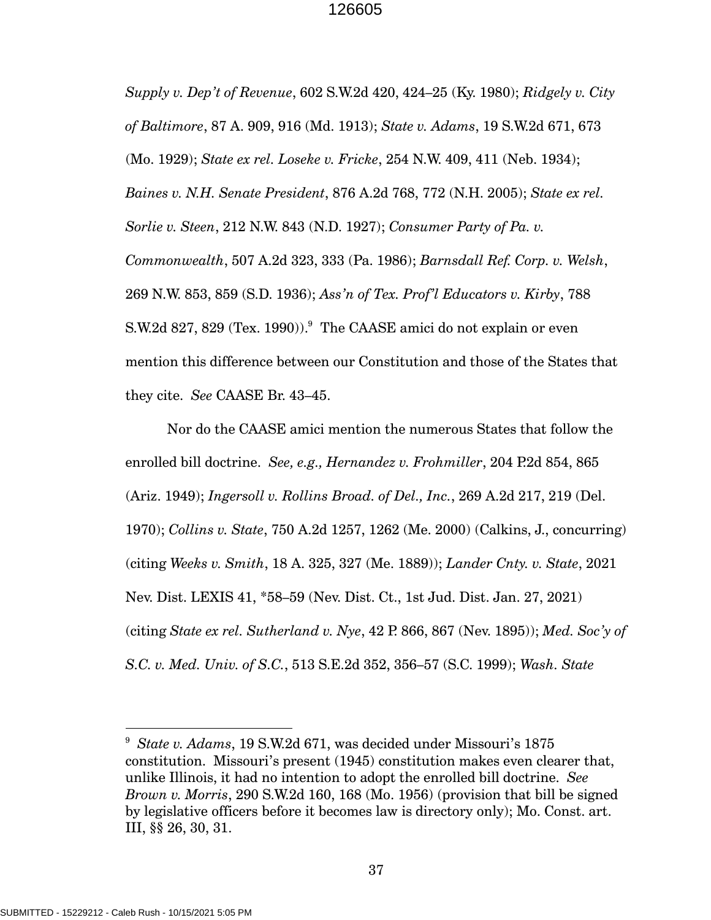*Supply v. Dep't of Revenue*, 602 S.W.2d 420, 424–25 (Ky. 1980); *Ridgely v. City of Baltimore*, 87 A. 909, 916 (Md. 1913); *State v. Adams*, 19 S.W.2d 671, 673 (Mo. 1929); *State ex rel. Loseke v. Fricke*, 254 N.W. 409, 411 (Neb. 1934); *Baines v. N.H. Senate President*, 876 A.2d 768, 772 (N.H. 2005); *State ex rel. Sorlie v. Steen*, 212 N.W. 843 (N.D. 1927); *Consumer Party of Pa. v. Commonwealth*, 507 A.2d 323, 333 (Pa. 1986); *Barnsdall Ref. Corp. v. Welsh*, 269 N.W. 853, 859 (S.D. 1936); *Ass'n of Tex. Prof'l Educators v. Kirby*, 788 S.W.2d 827, 829 (Tex. 1990)).[9] The CAASE amici do not explain or even mention this difference between our Constitution and those of the States that they cite. *See* CAASE Br. 43–45.

Nor do the CAASE amici mention the numerous States that follow the enrolled bill doctrine. *See, e.g., Hernandez v. Frohmiller*, 204 P.2d 854, 865 (Ariz. 1949); *Ingersoll v. Rollins Broad. of Del., Inc.*, 269 A.2d 217, 219 (Del. 1970); *Collins v. State*, 750 A.2d 1257, 1262 (Me. 2000) (Calkins, J., concurring) (citing *Weeks v. Smith*, 18 A. 325, 327 (Me. 1889)); *Lander Cnty. v. State*, 2021 Nev. Dist. LEXIS 41, *58–59 (Nev. Dist. Ct., 1st Jud. Dist. Jan. 27, 2021) (citing *State ex rel. Sutherland v. Nye*, 42 P. 866, 867 (Nev. 1895)); *Med. Soc'y of S.C. v. Med. Univ. of S.C.*, 513 S.E.2d 352, 356–57 (S.C. 1999); *Wash. State*

---

[9] *State v. Adams*, 19 S.W.2d 671, was decided under Missouri's 1875 constitution. Missouri's present (1945) constitution makes even clearer that, unlike Illinois, it had no intention to adopt the enrolled bill doctrine. *See Brown v. Morris*, 290 S.W.2d 160, 168 (Mo. 1956) (provision that bill be signed by legislative officers before it becomes law is directory only); Mo. Const. art. III, §§ 26, 30, 31.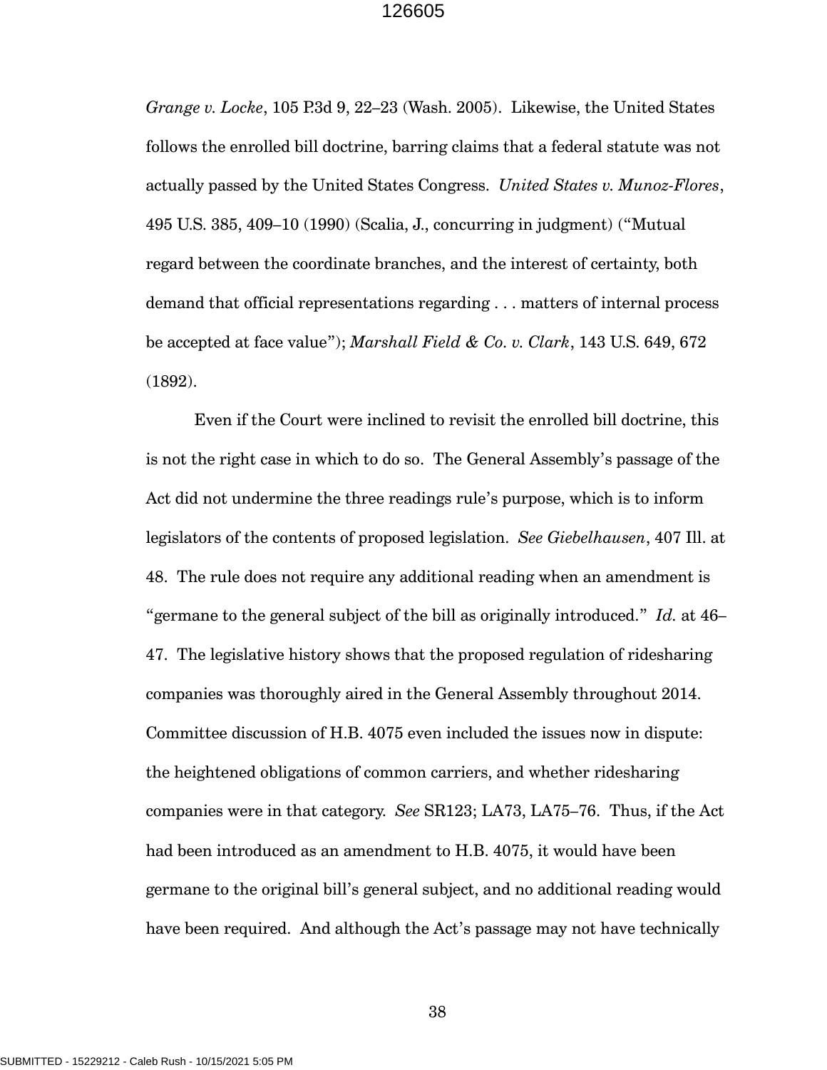*Grange v. Locke*, 105 P.3d 9, 22–23 (Wash. 2005). Likewise, the United States follows the enrolled bill doctrine, barring claims that a federal statute was not actually passed by the United States Congress. *United States v. Munoz-Flores*, 495 U.S. 385, 409–10 (1990) (Scalia, J., concurring in judgment) ("Mutual regard between the coordinate branches, and the interest of certainty, both demand that official representations regarding . . . matters of internal process be accepted at face value"); *Marshall Field & Co. v. Clark*, 143 U.S. 649, 672 (1892).

Even if the Court were inclined to revisit the enrolled bill doctrine, this is not the right case in which to do so. The General Assembly's passage of the Act did not undermine the three readings rule's purpose, which is to inform legislators of the contents of proposed legislation. *See Giebelhausen*, 407 Ill. at 48. The rule does not require any additional reading when an amendment is "germane to the general subject of the bill as originally introduced." *Id.* at 46–47. The legislative history shows that the proposed regulation of ridesharing companies was thoroughly aired in the General Assembly throughout 2014. Committee discussion of H.B. 4075 even included the issues now in dispute: the heightened obligations of common carriers, and whether ridesharing companies were in that category. *See* SR123; LA73, LA75–76. Thus, if the Act had been introduced as an amendment to H.B. 4075, it would have been germane to the original bill's general subject, and no additional reading would have been required. And although the Act's passage may not have technically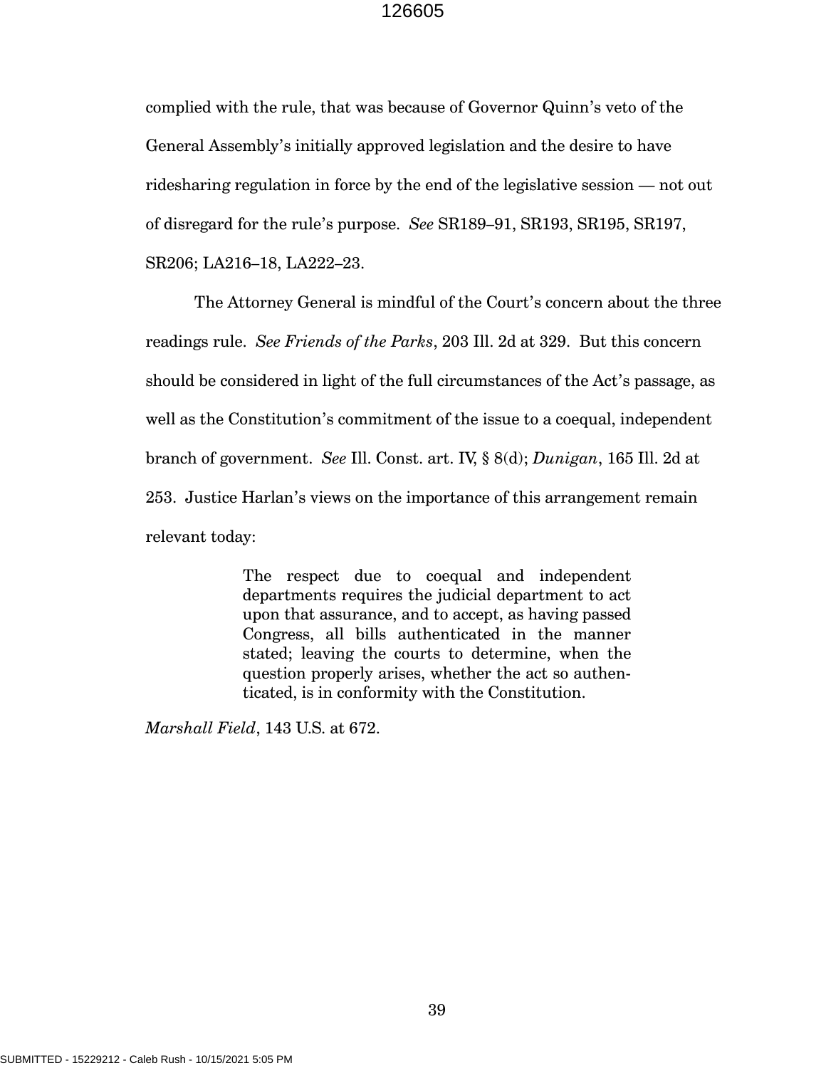complied with the rule, that was because of Governor Quinn's veto of the General Assembly's initially approved legislation and the desire to have ridesharing regulation in force by the end of the legislative session — not out of disregard for the rule's purpose. *See* SR189–91, SR193, SR195, SR197, SR206; LA216–18, LA222–23.

The Attorney General is mindful of the Court's concern about the three readings rule. *See Friends of the Parks*, 203 Ill. 2d at 329. But this concern should be considered in light of the full circumstances of the Act's passage, as well as the Constitution's commitment of the issue to a coequal, independent branch of government. *See* Ill. Const. art. IV, § 8(d); *Dunigan*, 165 Ill. 2d at 253. Justice Harlan's views on the importance of this arrangement remain relevant today:

> The respect due to coequal and independent departments requires the judicial department to act upon that assurance, and to accept, as having passed Congress, all bills authenticated in the manner stated; leaving the courts to determine, when the question properly arises, whether the act so authenticated, is in conformity with the Constitution.

*Marshall Field*, 143 U.S. at 672.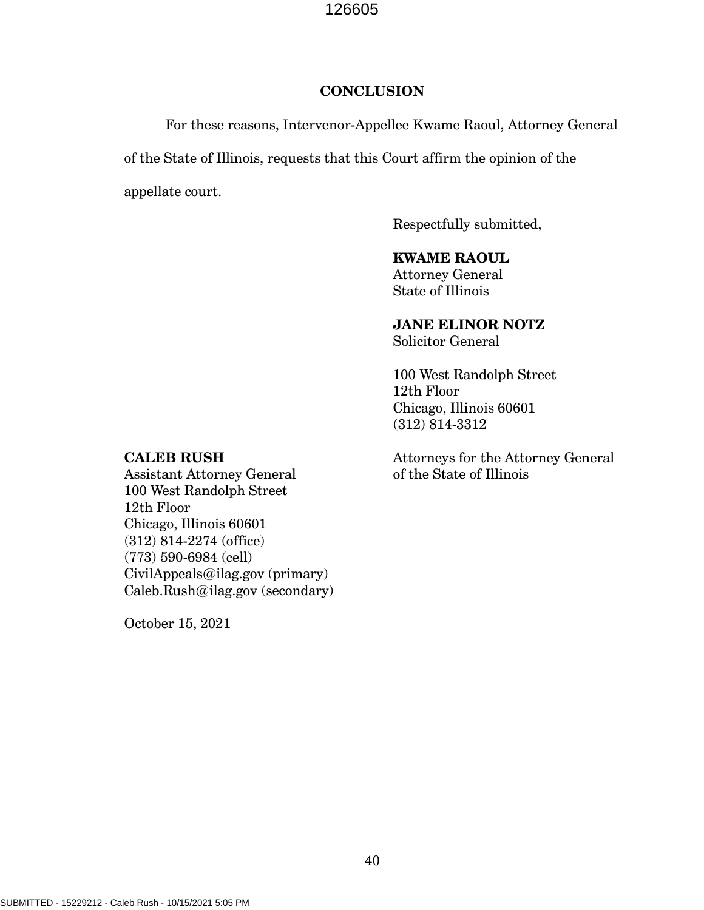## CONCLUSION

For these reasons, Intervenor-Appellee Kwame Raoul, Attorney General of the State of Illinois, requests that this Court affirm the opinion of the appellate court.

Respectfully submitted,

**KWAME RAOUL**
Attorney General
State of Illinois

**JANE ELINOR NOTZ**
Solicitor General

100 West Randolph Street
12th Floor
Chicago, Illinois 60601
(312) 814-3312

Attorneys for the Attorney General of the State of Illinois

**CALEB RUSH**
Assistant Attorney General
100 West Randolph Street
12th Floor
Chicago, Illinois 60601
(312) 814-2274 (office)
(773) 590-6984 (cell)
CivilAppeals@ilag.gov (primary)
Caleb.Rush@ilag.gov (secondary)

October 15, 2021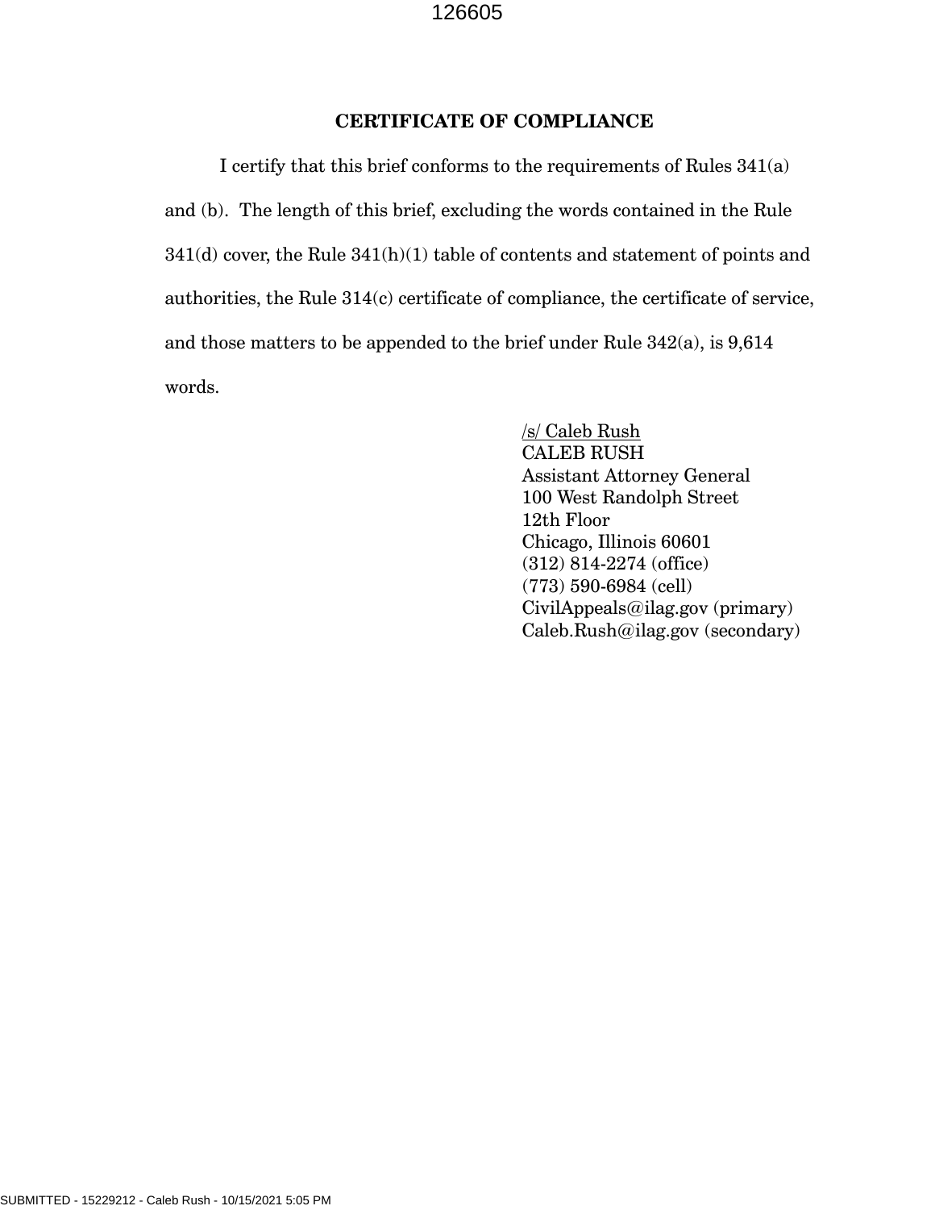## CERTIFICATE OF COMPLIANCE

I certify that this brief conforms to the requirements of Rules 341(a) and (b). The length of this brief, excluding the words contained in the Rule 341(d) cover, the Rule 341(h)(1) table of contents and statement of points and authorities, the Rule 314(c) certificate of compliance, the certificate of service, and those matters to be appended to the brief under Rule 342(a), is 9,614 words.

/s/ Caleb Rush
CALEB RUSH
Assistant Attorney General
100 West Randolph Street
12th Floor
Chicago, Illinois 60601
(312) 814-2274 (office)
(773) 590-6984 (cell)
CivilAppeals@ilag.gov (primary)
Caleb.Rush@ilag.gov (secondary)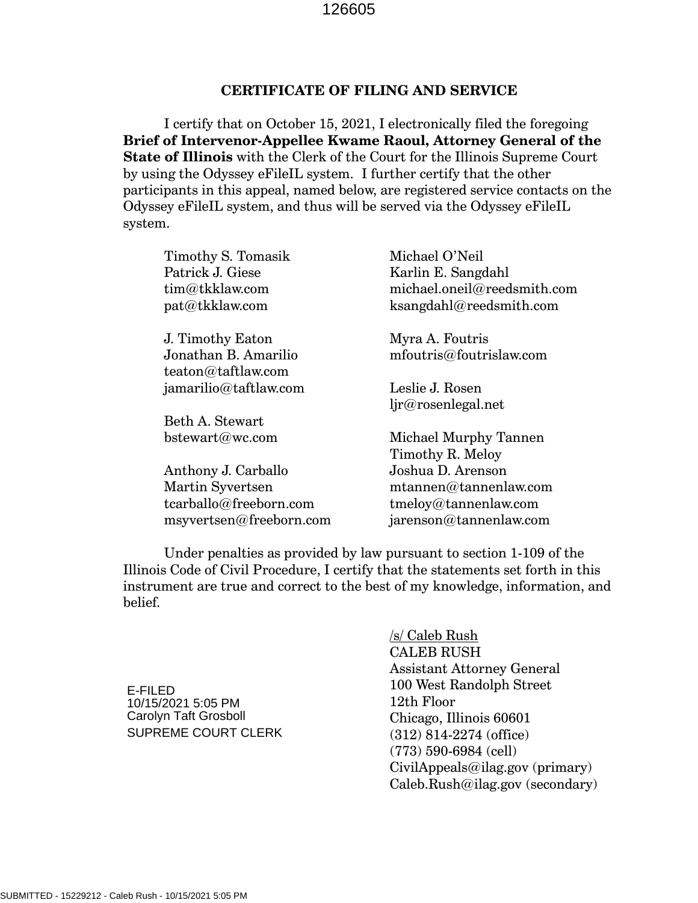## CERTIFICATE OF FILING AND SERVICE

I certify that on October 15, 2021, I electronically filed the foregoing **Brief of Intervenor-Appellee Kwame Raoul, Attorney General of the State of Illinois** with the Clerk of the Court for the Illinois Supreme Court by using the Odyssey eFileIL system. I further certify that the other participants in this appeal, named below, are registered service contacts on the Odyssey eFileIL system, and thus will be served via the Odyssey eFileIL system.

Timothy S. Tomasik
Patrick J. Giese
tim@tkklaw.com
pat@tkklaw.com

J. Timothy Eaton
Jonathan B. Amarilio
teaton@taftlaw.com
jamarilio@taftlaw.com

Beth A. Stewart
bstewart@wc.com

Anthony J. Carballo
Martin Syvertsen
tcarballo@freeborn.com
msyvertsen@freeborn.com

Michael O'Neil
Karlin E. Sangdahl
michael.oneil@reedsmith.com
ksangdahl@reedsmith.com

Myra A. Foutris
mfoutris@foutrislaw.com

Leslie J. Rosen
ljr@rosenlegal.net

Michael Murphy Tannen
Timothy R. Meloy
Joshua D. Arenson
mtannen@tannenlaw.com
tmeloy@tannenlaw.com
jarenson@tannenlaw.com

Under penalties as provided by law pursuant to section 1-109 of the Illinois Code of Civil Procedure, I certify that the statements set forth in this instrument are true and correct to the best of my knowledge, information, and belief.

E-FILED
10/15/2021 5:05 PM
Carolyn Taft Grosboll
SUPREME COURT CLERK

/s/ Caleb Rush
CALEB RUSH
Assistant Attorney General
100 West Randolph Street
12th Floor
Chicago, Illinois 60601
(312) 814-2274 (office)
(773) 590-6984 (cell)
CivilAppeals@ilag.gov (primary)
Caleb.Rush@ilag.gov (secondary)